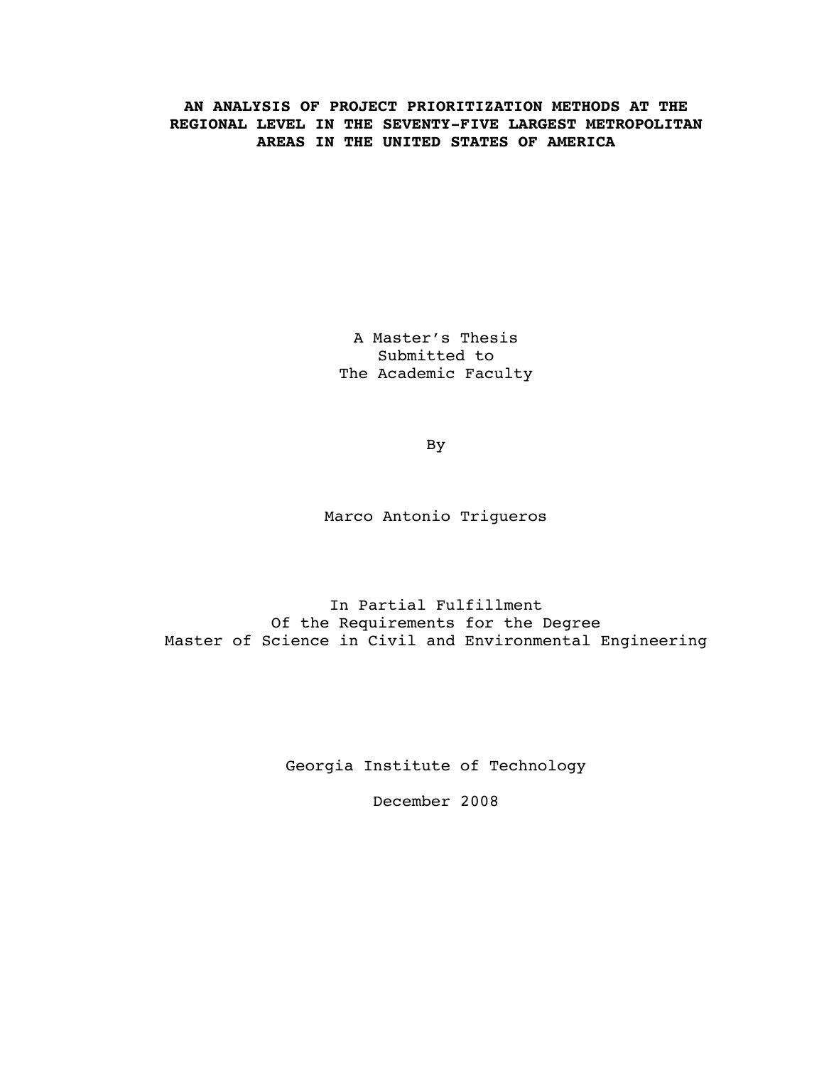# AN ANALYSIS OF PROJECT PRIORITIZATION METHODS AT THE REGIONAL LEVEL IN THE SEVENTY-FIVE LARGEST METROPOLITAN AREAS IN THE UNITED STATES OF AMERICA

A Master's Thesis
Submitted to
The Academic Faculty

By

Marco Antonio Trigueros

In Partial Fulfillment
Of the Requirements for the Degree
Master of Science in Civil and Environmental Engineering

Georgia Institute of Technology

December 2008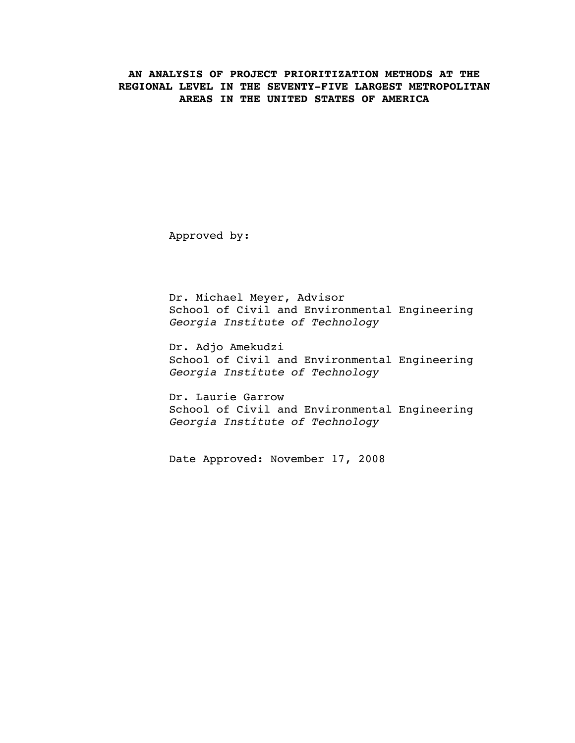**AN ANALYSIS OF PROJECT PRIORITIZATION METHODS AT THE REGIONAL LEVEL IN THE SEVENTY-FIVE LARGEST METROPOLITAN AREAS IN THE UNITED STATES OF AMERICA**

Approved by:

Dr. Michael Meyer, Advisor
School of Civil and Environmental Engineering
*Georgia Institute of Technology*

Dr. Adjo Amekudzi
School of Civil and Environmental Engineering
*Georgia Institute of Technology*

Dr. Laurie Garrow
School of Civil and Environmental Engineering
*Georgia Institute of Technology*

Date Approved: November 17, 2008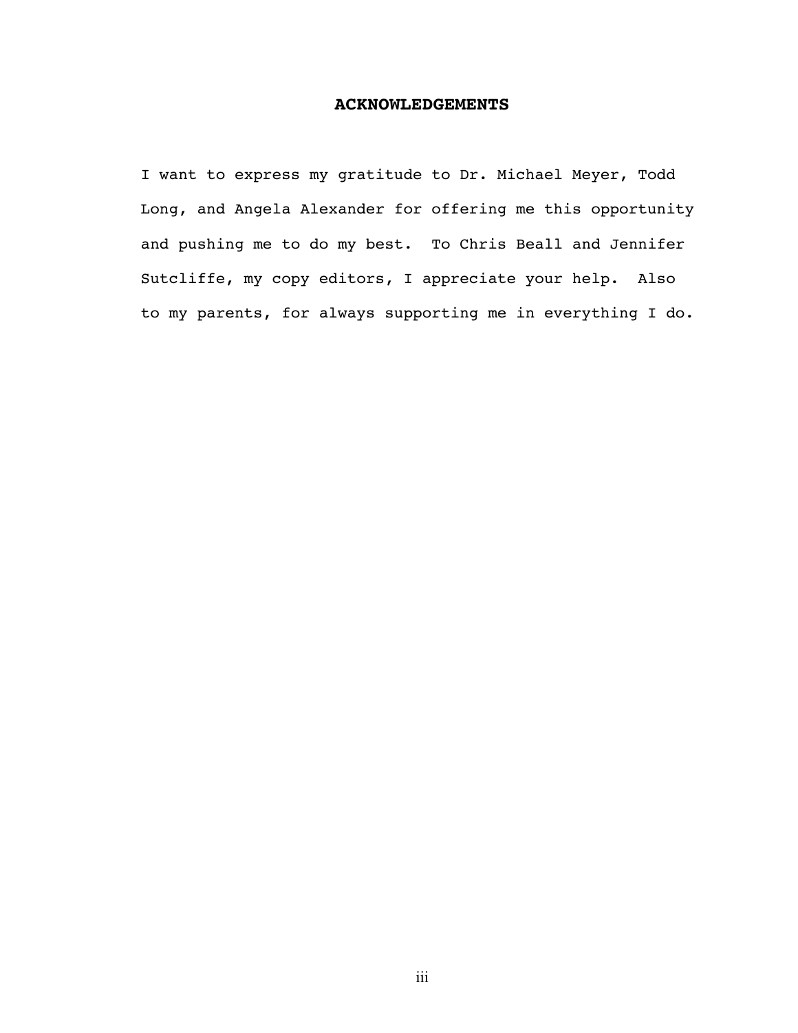## ACKNOWLEDGEMENTS

I want to express my gratitude to Dr. Michael Meyer, Todd Long, and Angela Alexander for offering me this opportunity and pushing me to do my best.  To Chris Beall and Jennifer Sutcliffe, my copy editors, I appreciate your help.  Also to my parents, for always supporting me in everything I do.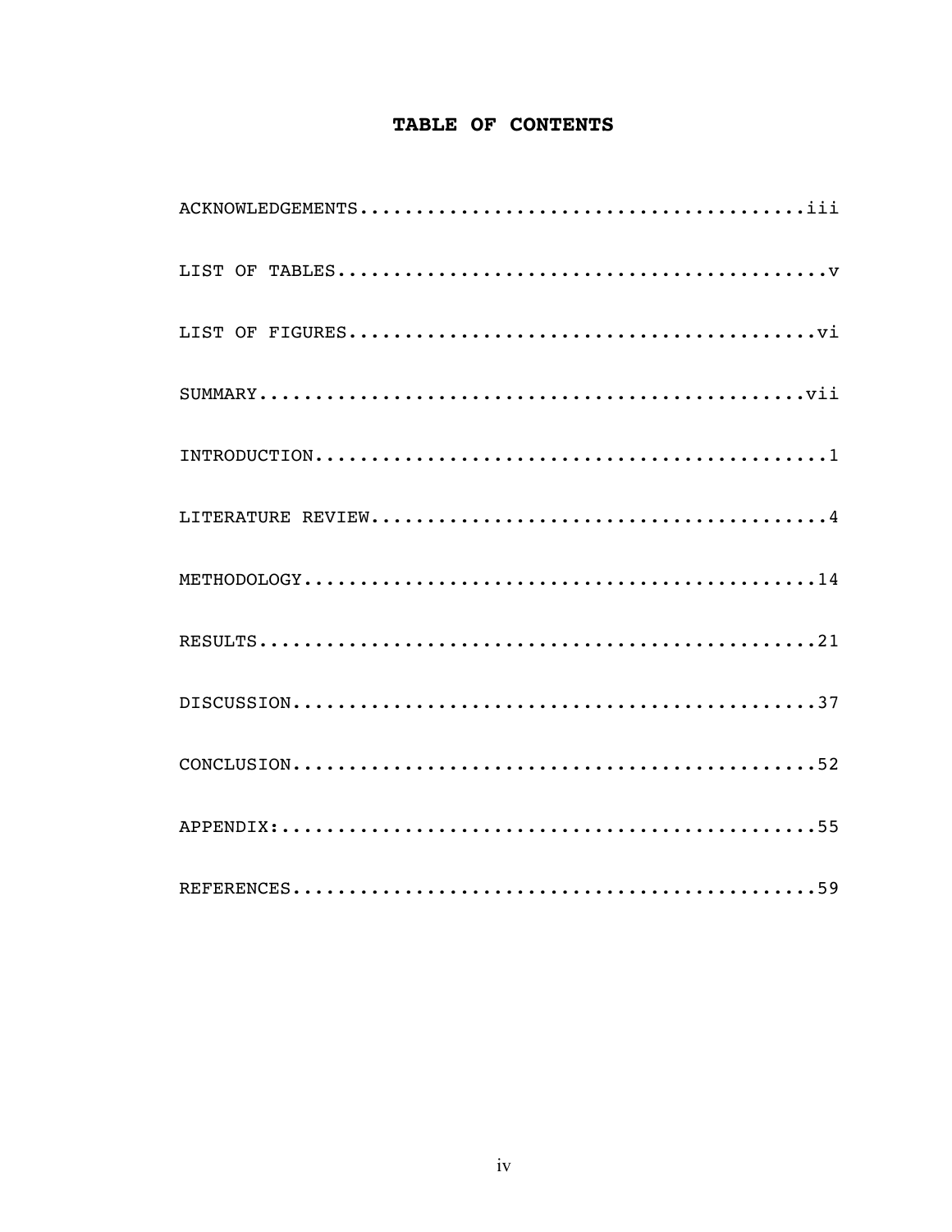# TABLE OF CONTENTS

ACKNOWLEDGEMENTS.........................................iii

LIST OF TABLES.............................................v

LIST OF FIGURES...........................................vi

SUMMARY..................................................vii

INTRODUCTION...............................................1

LITERATURE REVIEW..........................................4

METHODOLOGY...............................................14

RESULTS...................................................21

DISCUSSION................................................37

CONCLUSION................................................52

APPENDIX:.................................................55

REFERENCES................................................59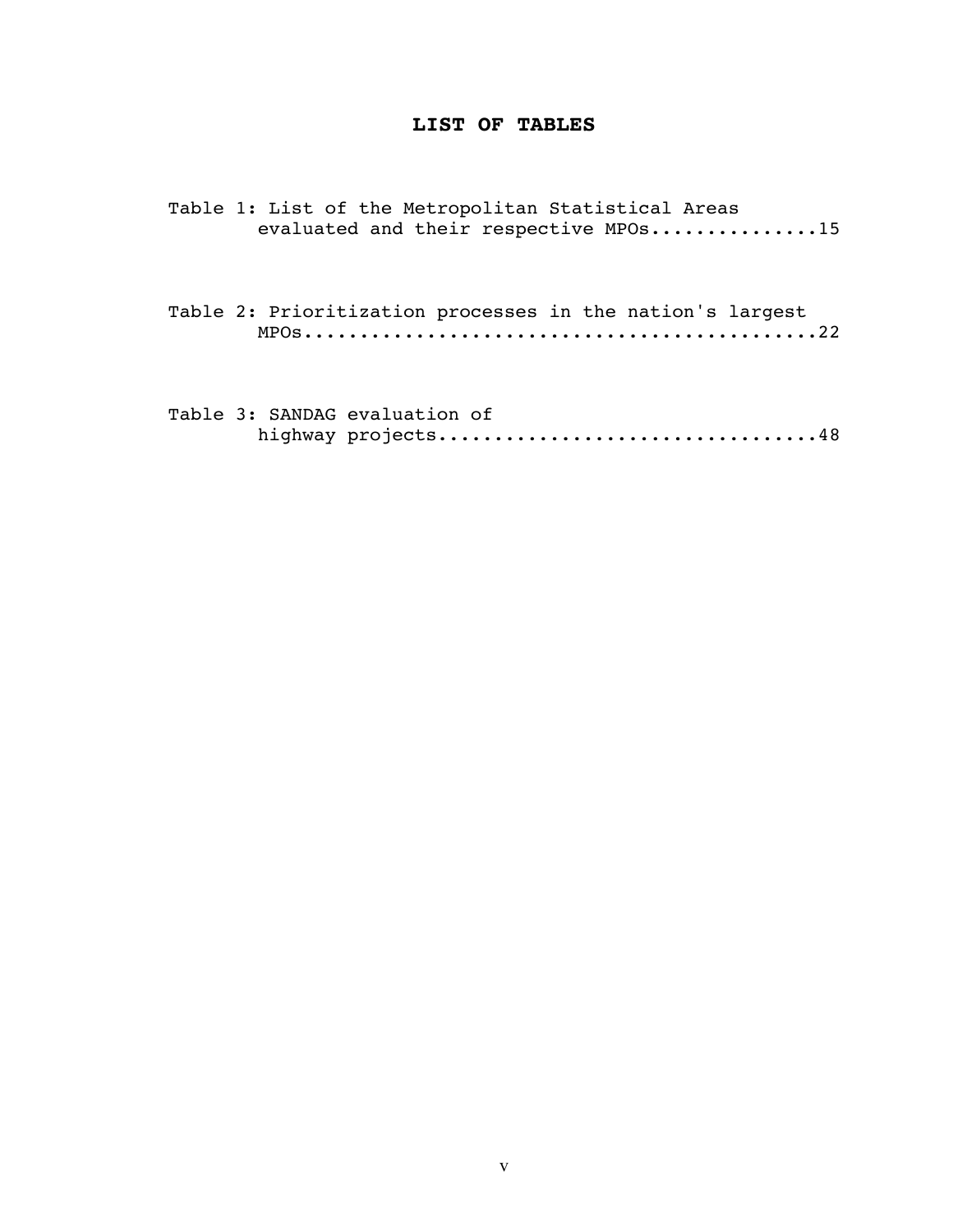# LIST OF TABLES

Table 1: List of the Metropolitan Statistical Areas evaluated and their respective MPOs...............15

Table 2: Prioritization processes in the nation's largest MPOs..............................................22

Table 3: SANDAG evaluation of highway projects..................................48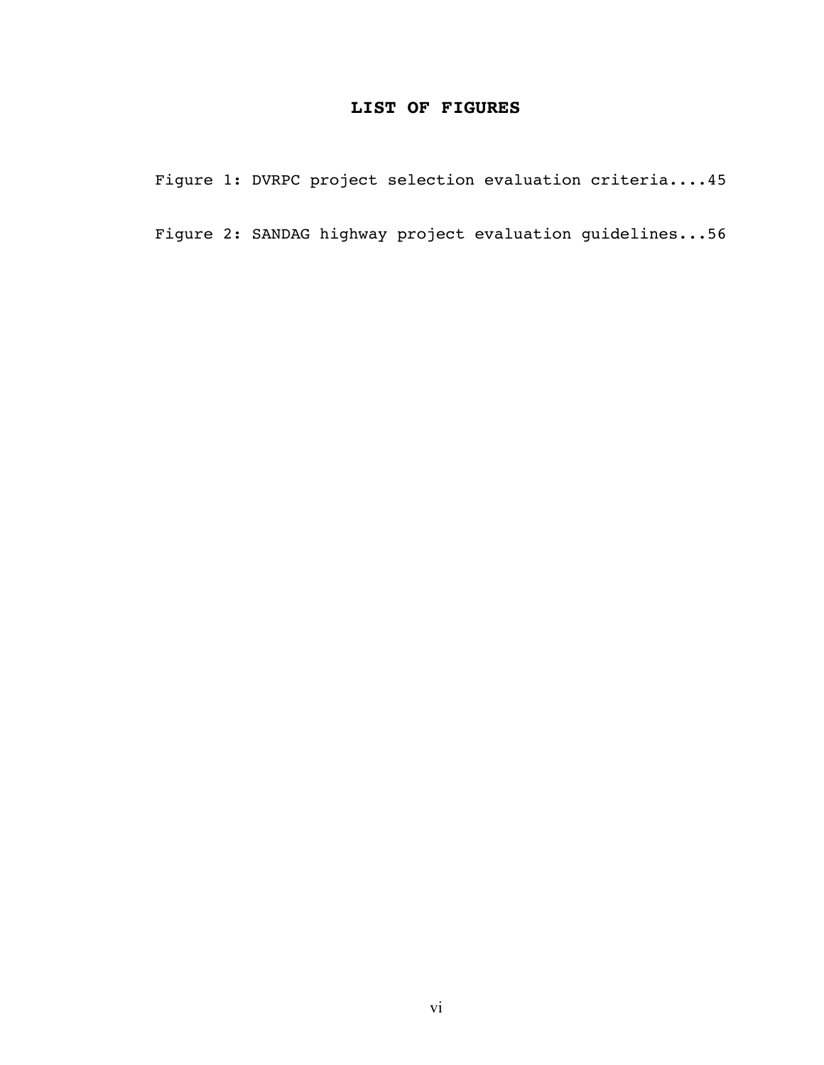# LIST OF FIGURES

Figure 1: DVRPC project selection evaluation criteria....45

Figure 2: SANDAG highway project evaluation guidelines...56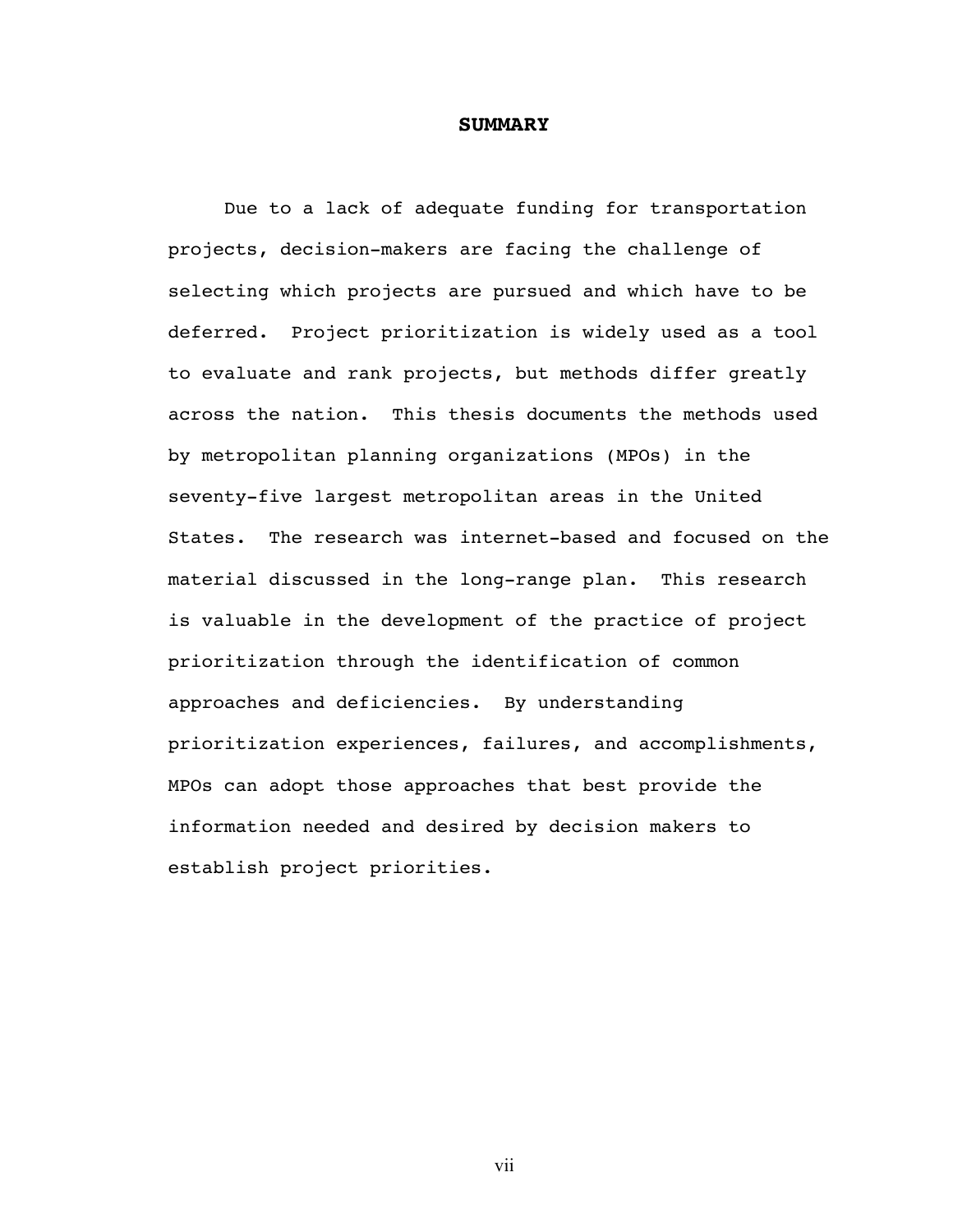# SUMMARY

Due to a lack of adequate funding for transportation projects, decision-makers are facing the challenge of selecting which projects are pursued and which have to be deferred. Project prioritization is widely used as a tool to evaluate and rank projects, but methods differ greatly across the nation. This thesis documents the methods used by metropolitan planning organizations (MPOs) in the seventy-five largest metropolitan areas in the United States. The research was internet-based and focused on the material discussed in the long-range plan. This research is valuable in the development of the practice of project prioritization through the identification of common approaches and deficiencies. By understanding prioritization experiences, failures, and accomplishments, MPOs can adopt those approaches that best provide the information needed and desired by decision makers to establish project priorities.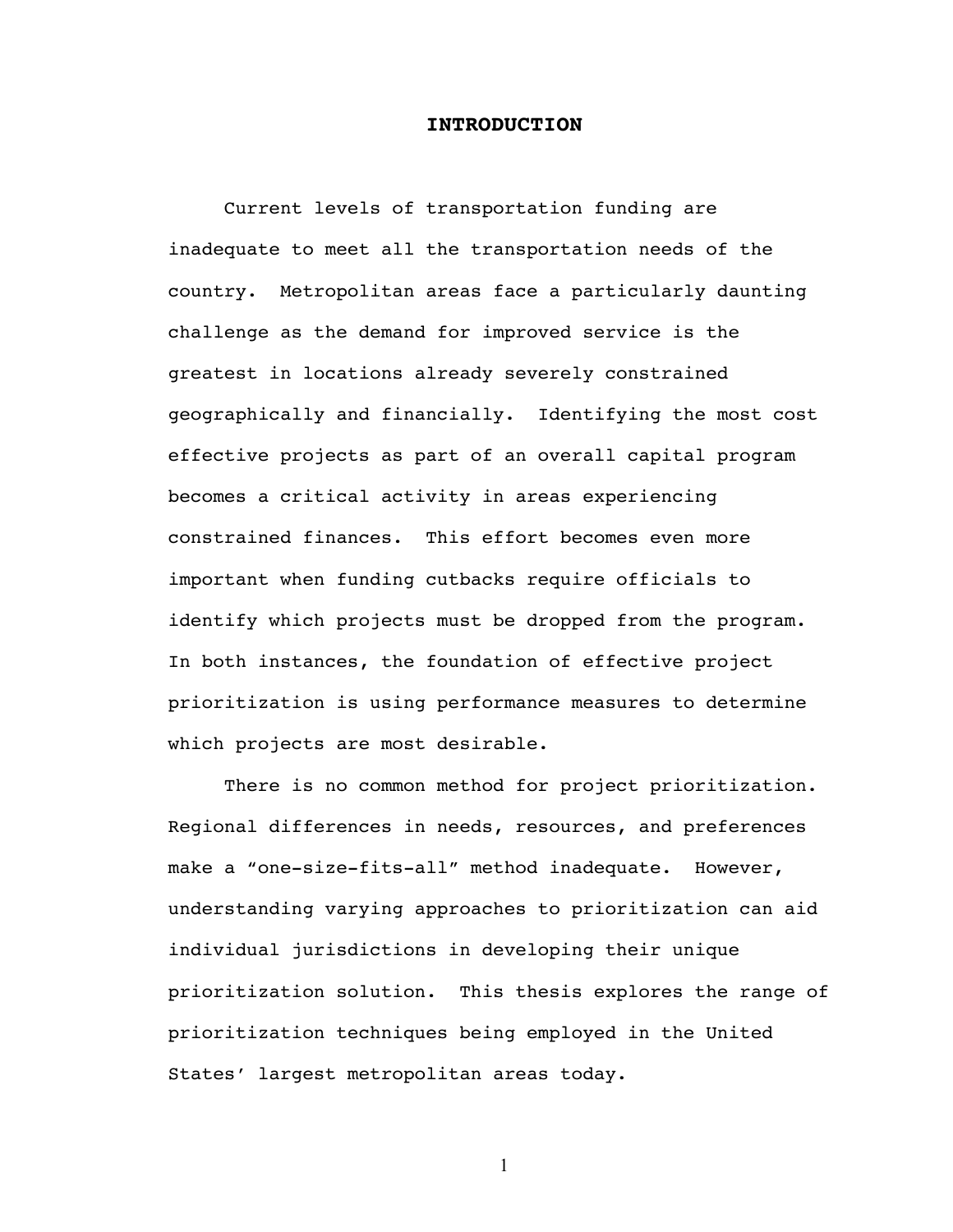# INTRODUCTION

Current levels of transportation funding are inadequate to meet all the transportation needs of the country. Metropolitan areas face a particularly daunting challenge as the demand for improved service is the greatest in locations already severely constrained geographically and financially. Identifying the most cost effective projects as part of an overall capital program becomes a critical activity in areas experiencing constrained finances. This effort becomes even more important when funding cutbacks require officials to identify which projects must be dropped from the program. In both instances, the foundation of effective project prioritization is using performance measures to determine which projects are most desirable.

There is no common method for project prioritization. Regional differences in needs, resources, and preferences make a "one-size-fits-all" method inadequate. However, understanding varying approaches to prioritization can aid individual jurisdictions in developing their unique prioritization solution. This thesis explores the range of prioritization techniques being employed in the United States' largest metropolitan areas today.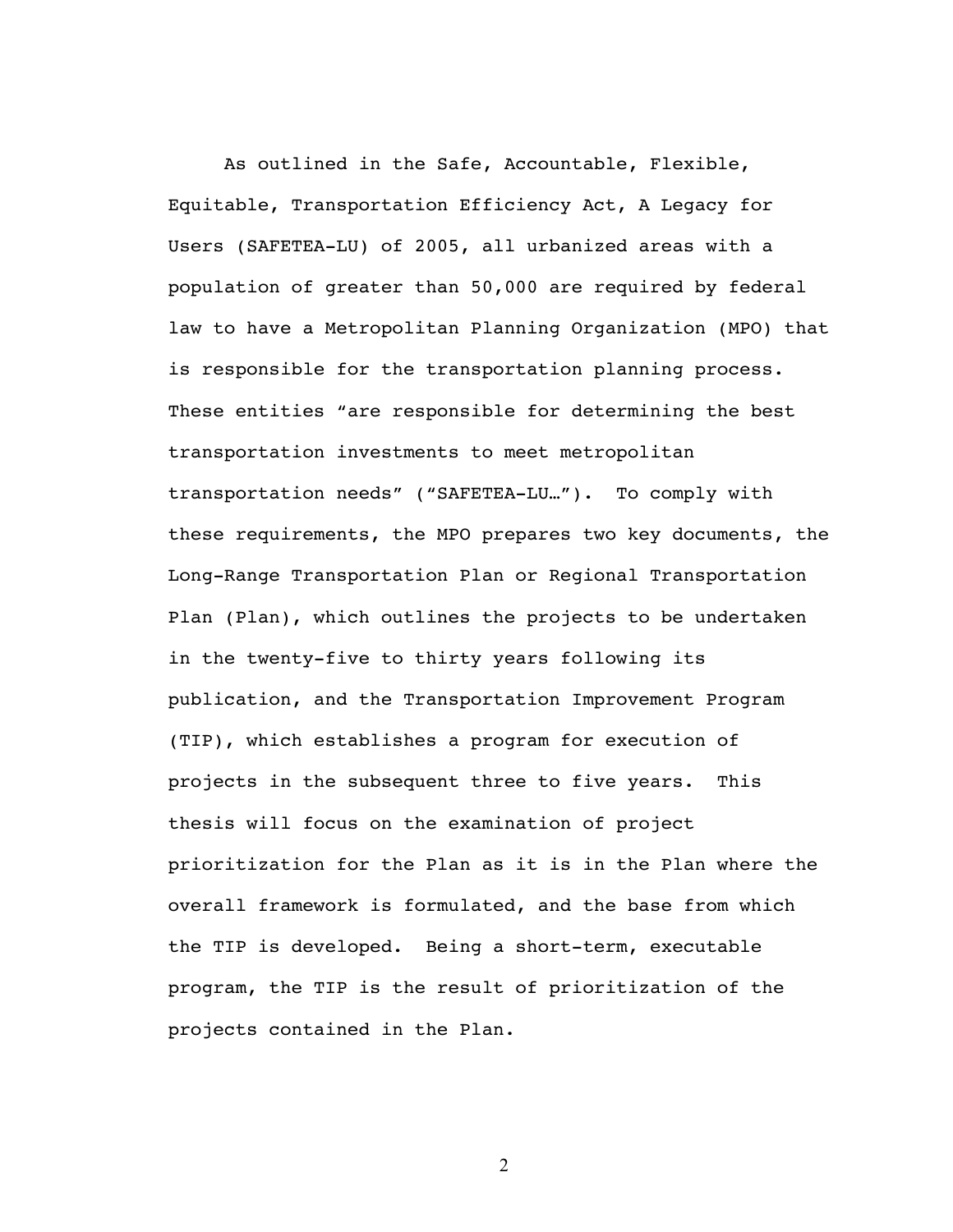As outlined in the Safe, Accountable, Flexible, Equitable, Transportation Efficiency Act, A Legacy for Users (SAFETEA-LU) of 2005, all urbanized areas with a population of greater than 50,000 are required by federal law to have a Metropolitan Planning Organization (MPO) that is responsible for the transportation planning process. These entities "are responsible for determining the best transportation investments to meet metropolitan transportation needs" ("SAFETEA-LU…"). To comply with these requirements, the MPO prepares two key documents, the Long-Range Transportation Plan or Regional Transportation Plan (Plan), which outlines the projects to be undertaken in the twenty-five to thirty years following its publication, and the Transportation Improvement Program (TIP), which establishes a program for execution of projects in the subsequent three to five years. This thesis will focus on the examination of project prioritization for the Plan as it is in the Plan where the overall framework is formulated, and the base from which the TIP is developed. Being a short-term, executable program, the TIP is the result of prioritization of the projects contained in the Plan.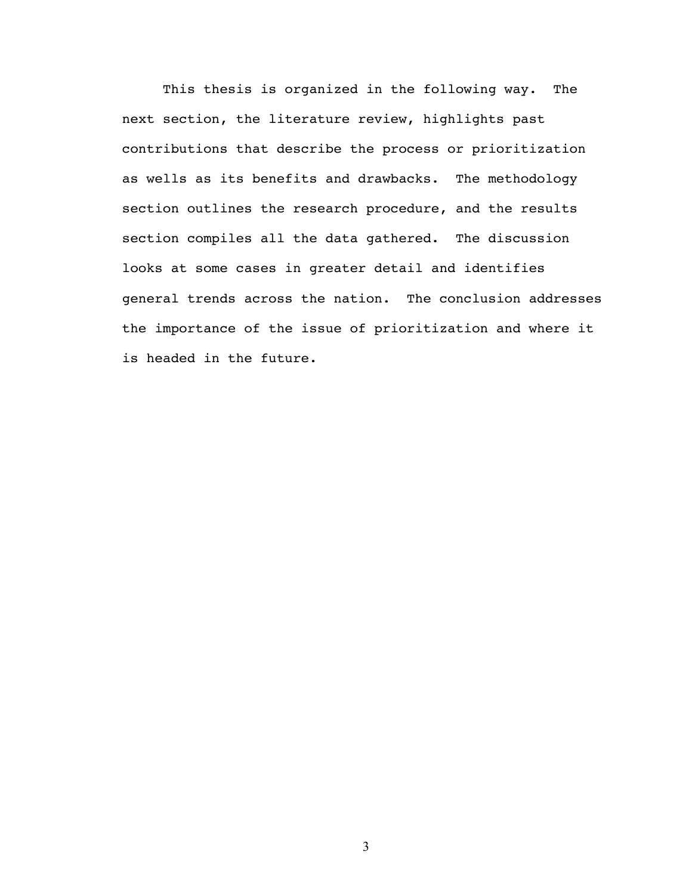This thesis is organized in the following way. The next section, the literature review, highlights past contributions that describe the process or prioritization as wells as its benefits and drawbacks. The methodology section outlines the research procedure, and the results section compiles all the data gathered. The discussion looks at some cases in greater detail and identifies general trends across the nation. The conclusion addresses the importance of the issue of prioritization and where it is headed in the future.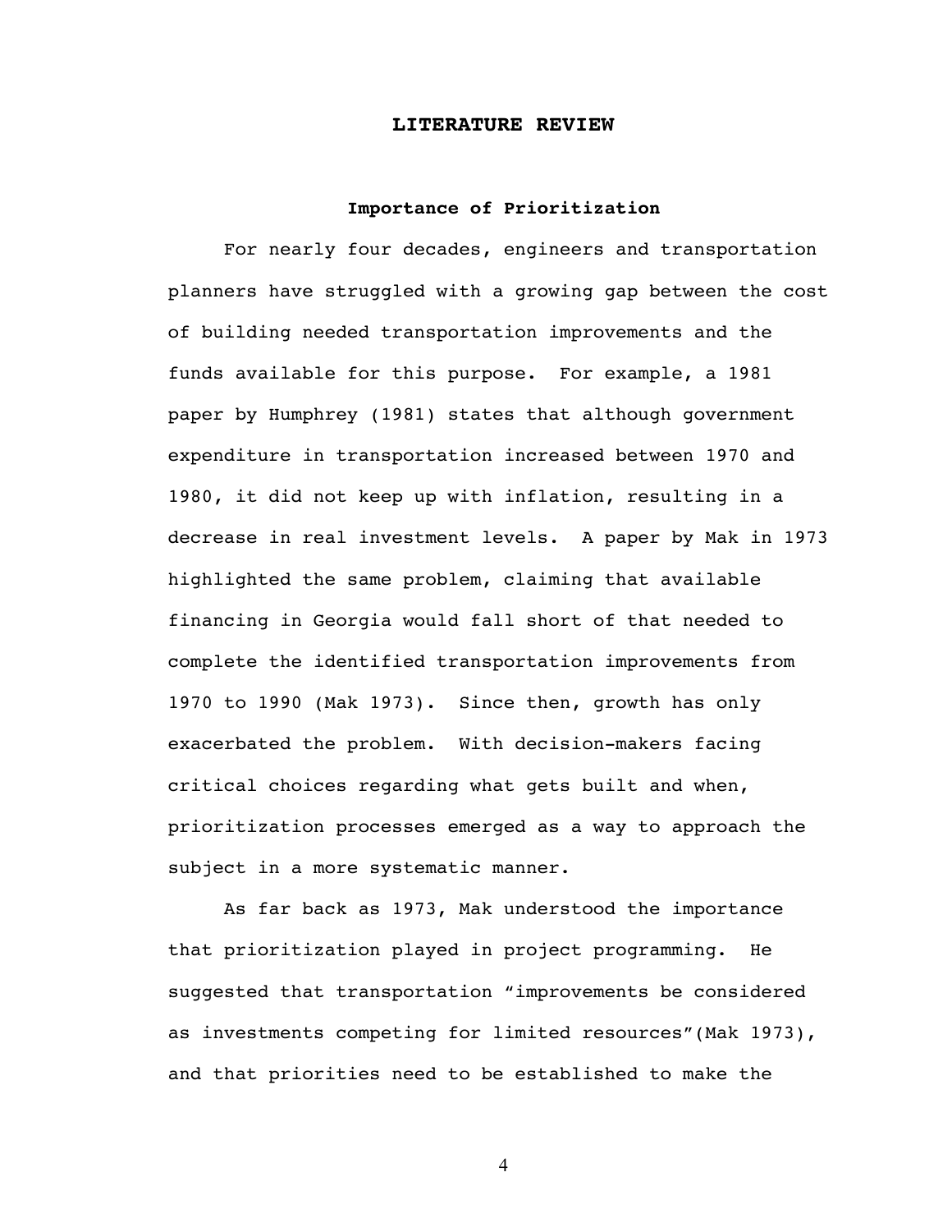# LITERATURE REVIEW

## Importance of Prioritization

For nearly four decades, engineers and transportation planners have struggled with a growing gap between the cost of building needed transportation improvements and the funds available for this purpose. For example, a 1981 paper by Humphrey (1981) states that although government expenditure in transportation increased between 1970 and 1980, it did not keep up with inflation, resulting in a decrease in real investment levels. A paper by Mak in 1973 highlighted the same problem, claiming that available financing in Georgia would fall short of that needed to complete the identified transportation improvements from 1970 to 1990 (Mak 1973). Since then, growth has only exacerbated the problem. With decision-makers facing critical choices regarding what gets built and when, prioritization processes emerged as a way to approach the subject in a more systematic manner.

As far back as 1973, Mak understood the importance that prioritization played in project programming. He suggested that transportation "improvements be considered as investments competing for limited resources"(Mak 1973), and that priorities need to be established to make the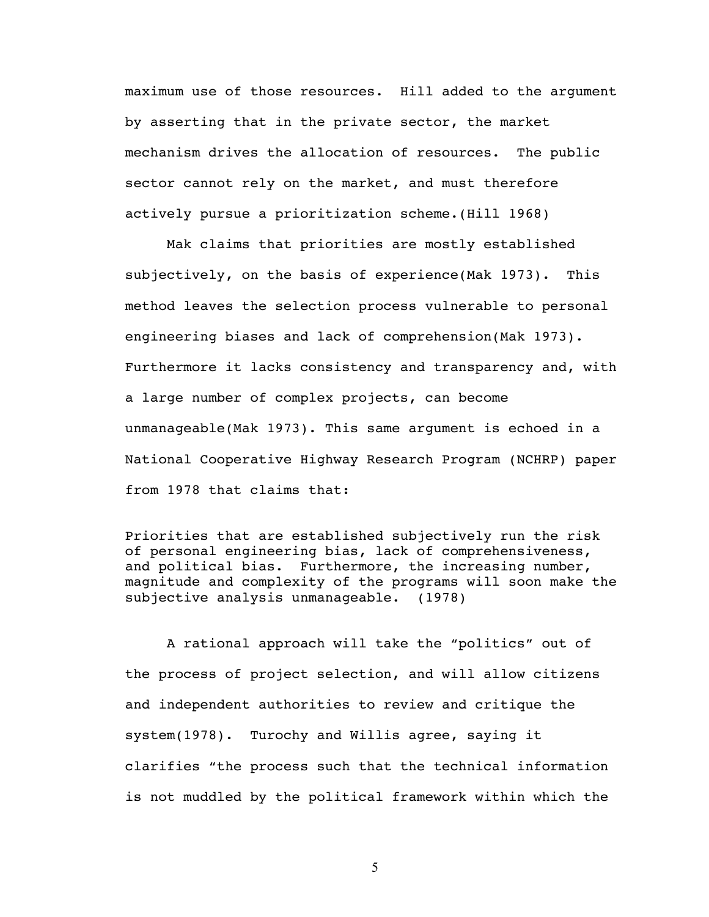maximum use of those resources. Hill added to the argument by asserting that in the private sector, the market mechanism drives the allocation of resources. The public sector cannot rely on the market, and must therefore actively pursue a prioritization scheme.(Hill 1968)

Mak claims that priorities are mostly established subjectively, on the basis of experience(Mak 1973). This method leaves the selection process vulnerable to personal engineering biases and lack of comprehension(Mak 1973). Furthermore it lacks consistency and transparency and, with a large number of complex projects, can become unmanageable(Mak 1973). This same argument is echoed in a National Cooperative Highway Research Program (NCHRP) paper from 1978 that claims that:

> Priorities that are established subjectively run the risk of personal engineering bias, lack of comprehensiveness, and political bias. Furthermore, the increasing number, magnitude and complexity of the programs will soon make the subjective analysis unmanageable. (1978)

A rational approach will take the "politics" out of the process of project selection, and will allow citizens and independent authorities to review and critique the system(1978). Turochy and Willis agree, saying it clarifies "the process such that the technical information is not muddled by the political framework within which the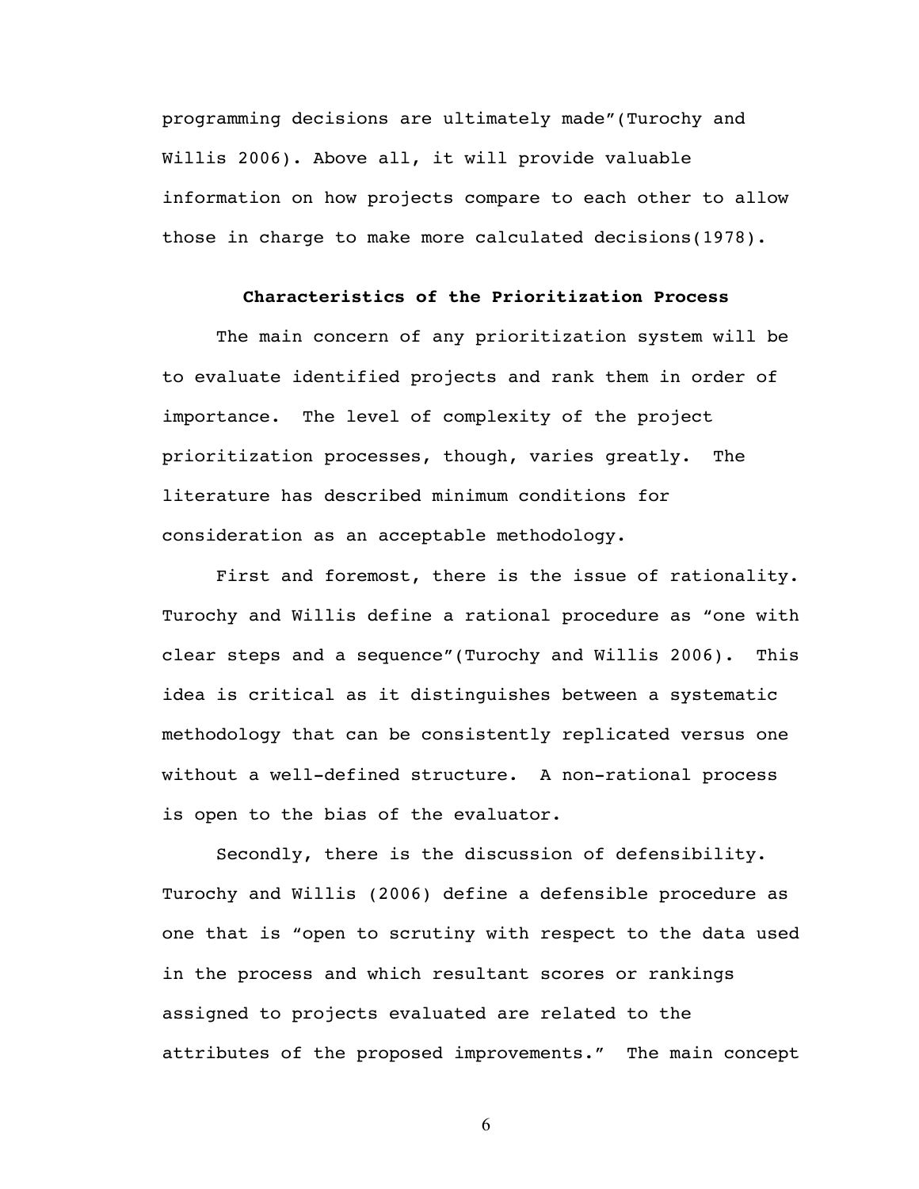programming decisions are ultimately made"(Turochy and Willis 2006). Above all, it will provide valuable information on how projects compare to each other to allow those in charge to make more calculated decisions(1978).

## Characteristics of the Prioritization Process

The main concern of any prioritization system will be to evaluate identified projects and rank them in order of importance. The level of complexity of the project prioritization processes, though, varies greatly. The literature has described minimum conditions for consideration as an acceptable methodology.

First and foremost, there is the issue of rationality. Turochy and Willis define a rational procedure as "one with clear steps and a sequence"(Turochy and Willis 2006). This idea is critical as it distinguishes between a systematic methodology that can be consistently replicated versus one without a well-defined structure. A non-rational process is open to the bias of the evaluator.

Secondly, there is the discussion of defensibility. Turochy and Willis (2006) define a defensible procedure as one that is "open to scrutiny with respect to the data used in the process and which resultant scores or rankings assigned to projects evaluated are related to the attributes of the proposed improvements." The main concept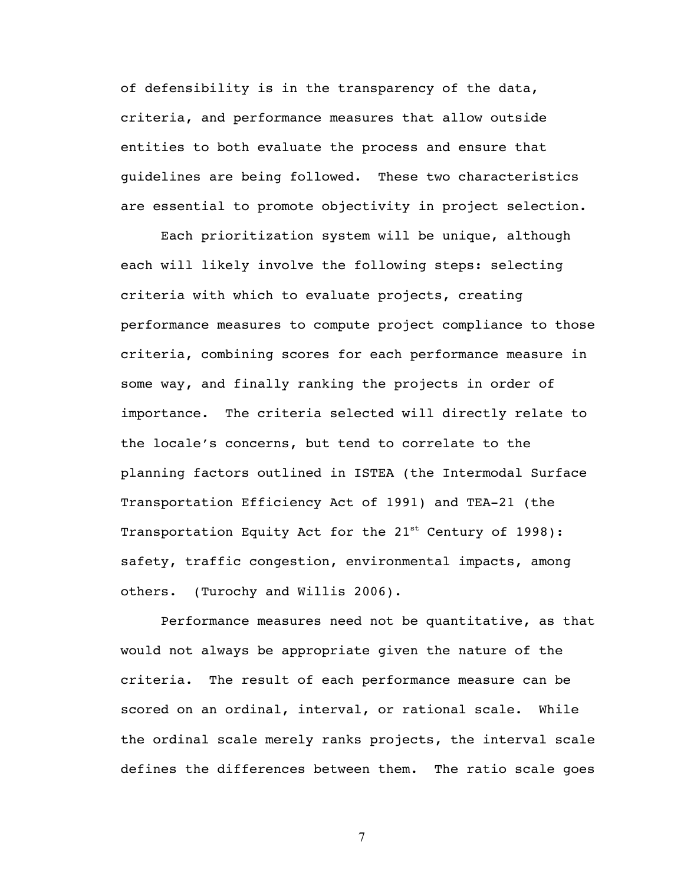of defensibility is in the transparency of the data, criteria, and performance measures that allow outside entities to both evaluate the process and ensure that guidelines are being followed. These two characteristics are essential to promote objectivity in project selection.

Each prioritization system will be unique, although each will likely involve the following steps: selecting criteria with which to evaluate projects, creating performance measures to compute project compliance to those criteria, combining scores for each performance measure in some way, and finally ranking the projects in order of importance. The criteria selected will directly relate to the locale's concerns, but tend to correlate to the planning factors outlined in ISTEA (the Intermodal Surface Transportation Efficiency Act of 1991) and TEA-21 (the Transportation Equity Act for the 21st Century of 1998): safety, traffic congestion, environmental impacts, among others. (Turochy and Willis 2006).

Performance measures need not be quantitative, as that would not always be appropriate given the nature of the criteria. The result of each performance measure can be scored on an ordinal, interval, or rational scale. While the ordinal scale merely ranks projects, the interval scale defines the differences between them. The ratio scale goes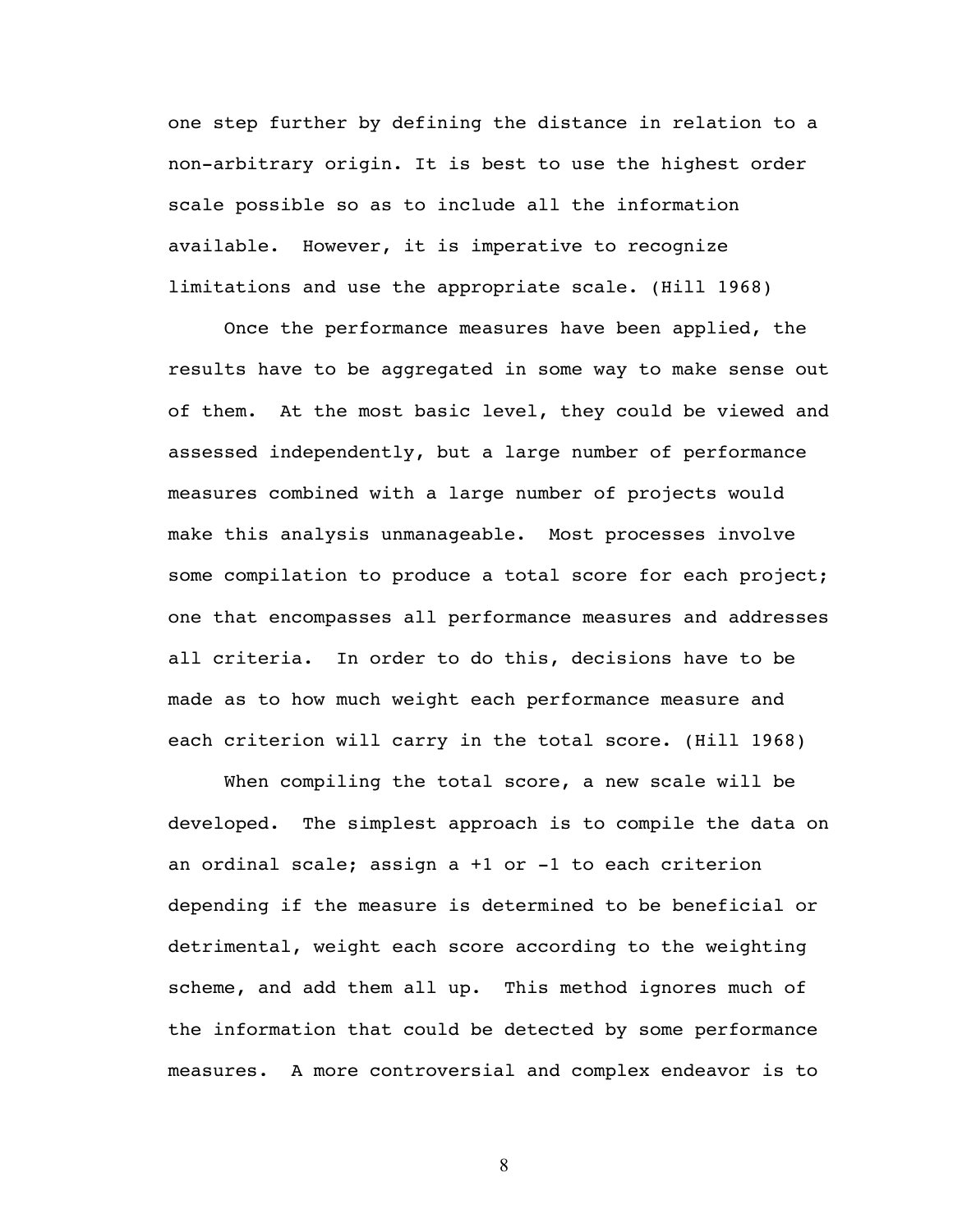one step further by defining the distance in relation to a non-arbitrary origin. It is best to use the highest order scale possible so as to include all the information available. However, it is imperative to recognize limitations and use the appropriate scale. (Hill 1968)

Once the performance measures have been applied, the results have to be aggregated in some way to make sense out of them. At the most basic level, they could be viewed and assessed independently, but a large number of performance measures combined with a large number of projects would make this analysis unmanageable. Most processes involve some compilation to produce a total score for each project; one that encompasses all performance measures and addresses all criteria. In order to do this, decisions have to be made as to how much weight each performance measure and each criterion will carry in the total score. (Hill 1968)

When compiling the total score, a new scale will be developed. The simplest approach is to compile the data on an ordinal scale; assign a +1 or -1 to each criterion depending if the measure is determined to be beneficial or detrimental, weight each score according to the weighting scheme, and add them all up. This method ignores much of the information that could be detected by some performance measures. A more controversial and complex endeavor is to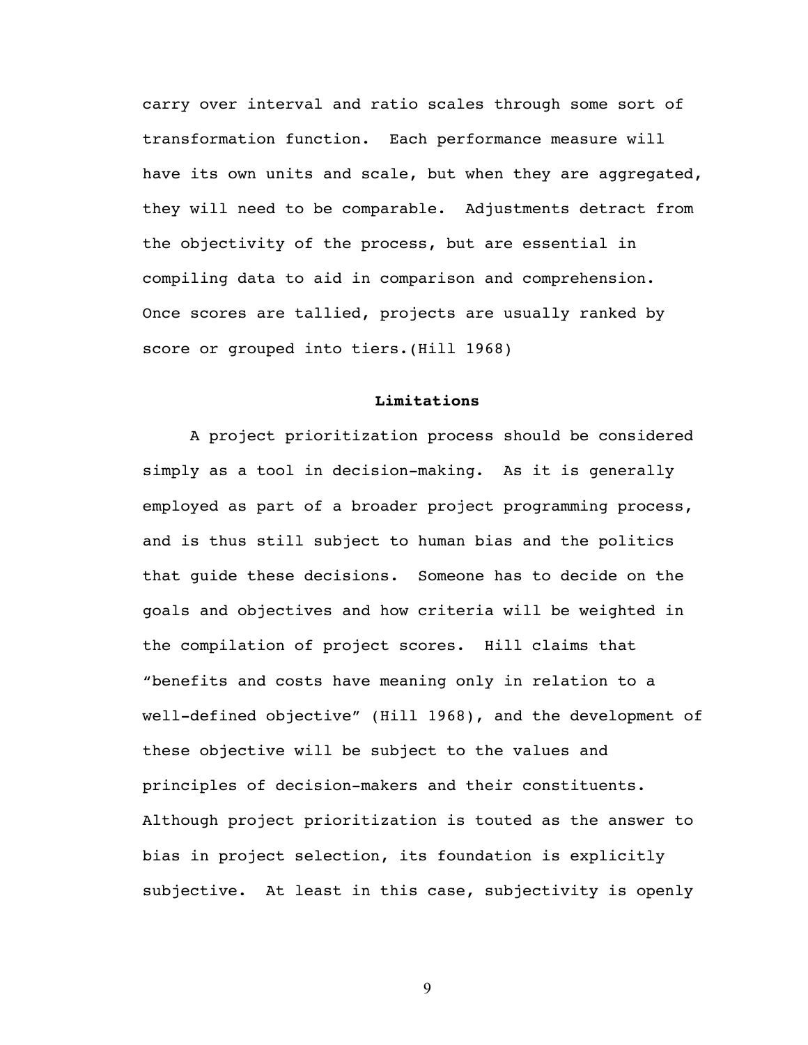carry over interval and ratio scales through some sort of transformation function. Each performance measure will have its own units and scale, but when they are aggregated, they will need to be comparable. Adjustments detract from the objectivity of the process, but are essential in compiling data to aid in comparison and comprehension. Once scores are tallied, projects are usually ranked by score or grouped into tiers.(Hill 1968)

## Limitations

A project prioritization process should be considered simply as a tool in decision-making. As it is generally employed as part of a broader project programming process, and is thus still subject to human bias and the politics that guide these decisions. Someone has to decide on the goals and objectives and how criteria will be weighted in the compilation of project scores. Hill claims that "benefits and costs have meaning only in relation to a well-defined objective" (Hill 1968), and the development of these objective will be subject to the values and principles of decision-makers and their constituents. Although project prioritization is touted as the answer to bias in project selection, its foundation is explicitly subjective. At least in this case, subjectivity is openly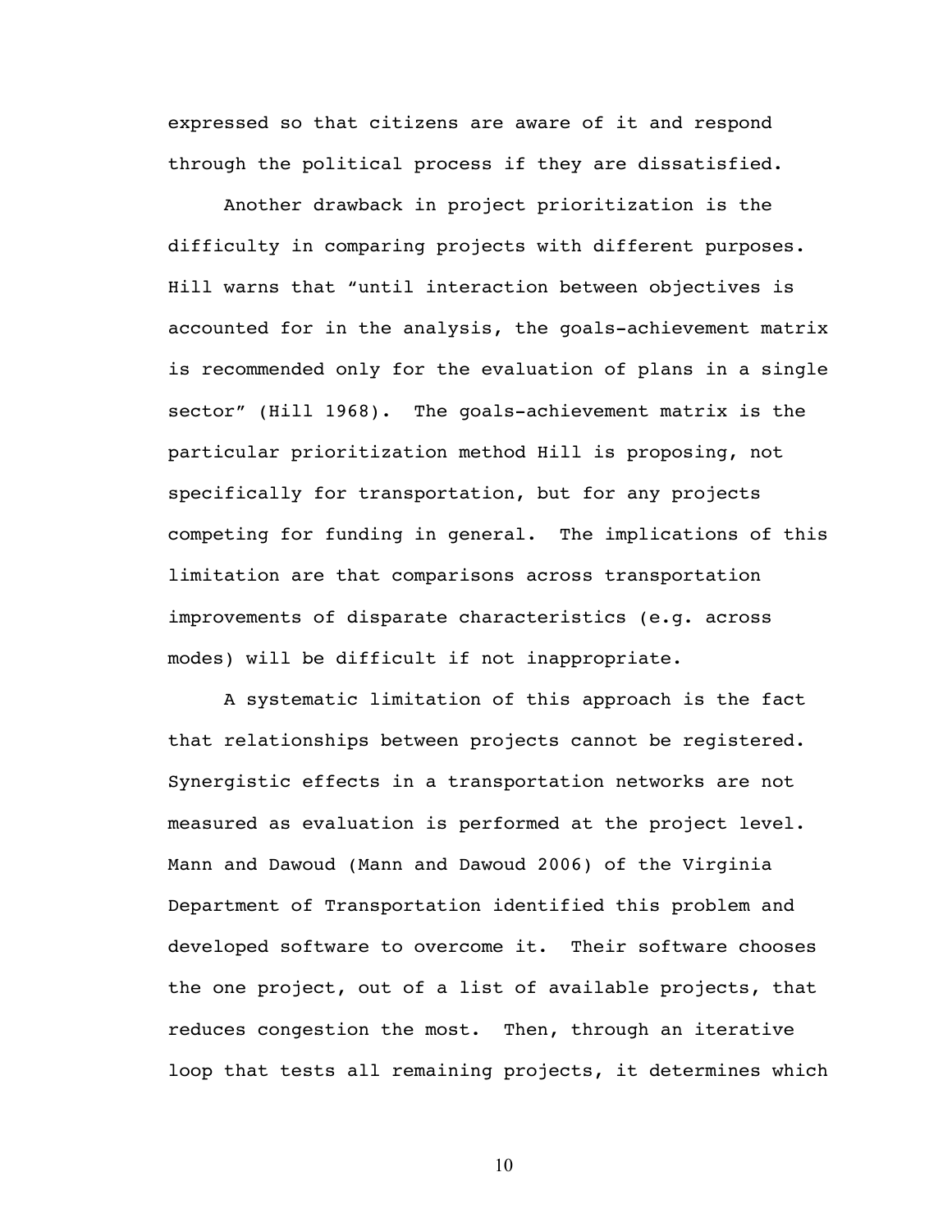expressed so that citizens are aware of it and respond through the political process if they are dissatisfied.

Another drawback in project prioritization is the difficulty in comparing projects with different purposes. Hill warns that "until interaction between objectives is accounted for in the analysis, the goals-achievement matrix is recommended only for the evaluation of plans in a single sector" (Hill 1968). The goals-achievement matrix is the particular prioritization method Hill is proposing, not specifically for transportation, but for any projects competing for funding in general. The implications of this limitation are that comparisons across transportation improvements of disparate characteristics (e.g. across modes) will be difficult if not inappropriate.

A systematic limitation of this approach is the fact that relationships between projects cannot be registered. Synergistic effects in a transportation networks are not measured as evaluation is performed at the project level. Mann and Dawoud (Mann and Dawoud 2006) of the Virginia Department of Transportation identified this problem and developed software to overcome it. Their software chooses the one project, out of a list of available projects, that reduces congestion the most. Then, through an iterative loop that tests all remaining projects, it determines which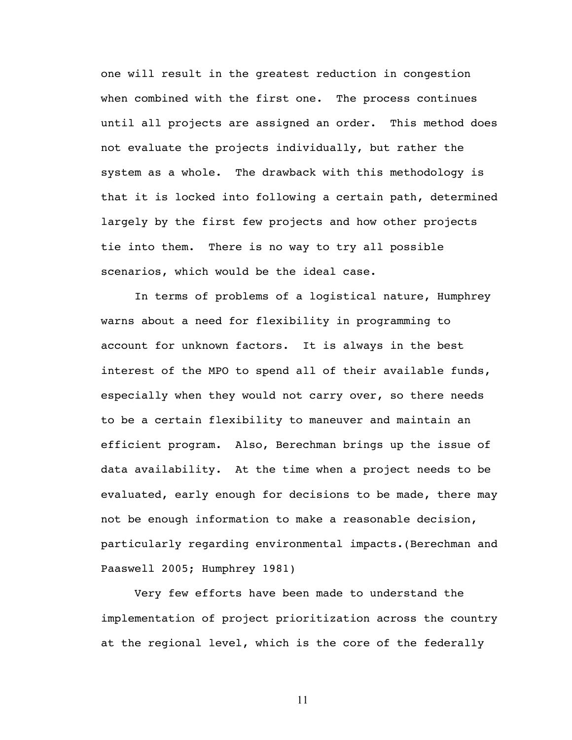one will result in the greatest reduction in congestion when combined with the first one. The process continues until all projects are assigned an order. This method does not evaluate the projects individually, but rather the system as a whole. The drawback with this methodology is that it is locked into following a certain path, determined largely by the first few projects and how other projects tie into them. There is no way to try all possible scenarios, which would be the ideal case.

In terms of problems of a logistical nature, Humphrey warns about a need for flexibility in programming to account for unknown factors. It is always in the best interest of the MPO to spend all of their available funds, especially when they would not carry over, so there needs to be a certain flexibility to maneuver and maintain an efficient program. Also, Berechman brings up the issue of data availability. At the time when a project needs to be evaluated, early enough for decisions to be made, there may not be enough information to make a reasonable decision, particularly regarding environmental impacts.(Berechman and Paaswell 2005; Humphrey 1981)

Very few efforts have been made to understand the implementation of project prioritization across the country at the regional level, which is the core of the federally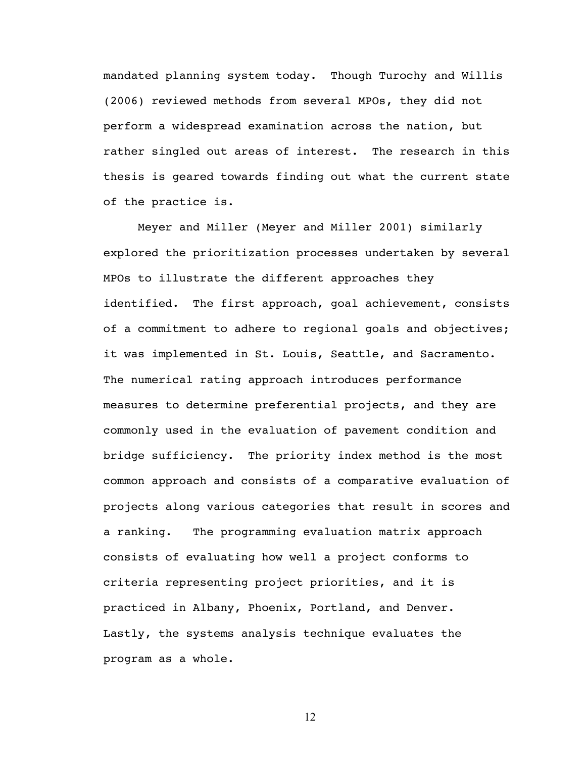mandated planning system today. Though Turochy and Willis (2006) reviewed methods from several MPOs, they did not perform a widespread examination across the nation, but rather singled out areas of interest. The research in this thesis is geared towards finding out what the current state of the practice is.

Meyer and Miller (Meyer and Miller 2001) similarly explored the prioritization processes undertaken by several MPOs to illustrate the different approaches they identified. The first approach, goal achievement, consists of a commitment to adhere to regional goals and objectives; it was implemented in St. Louis, Seattle, and Sacramento. The numerical rating approach introduces performance measures to determine preferential projects, and they are commonly used in the evaluation of pavement condition and bridge sufficiency. The priority index method is the most common approach and consists of a comparative evaluation of projects along various categories that result in scores and a ranking. The programming evaluation matrix approach consists of evaluating how well a project conforms to criteria representing project priorities, and it is practiced in Albany, Phoenix, Portland, and Denver. Lastly, the systems analysis technique evaluates the program as a whole.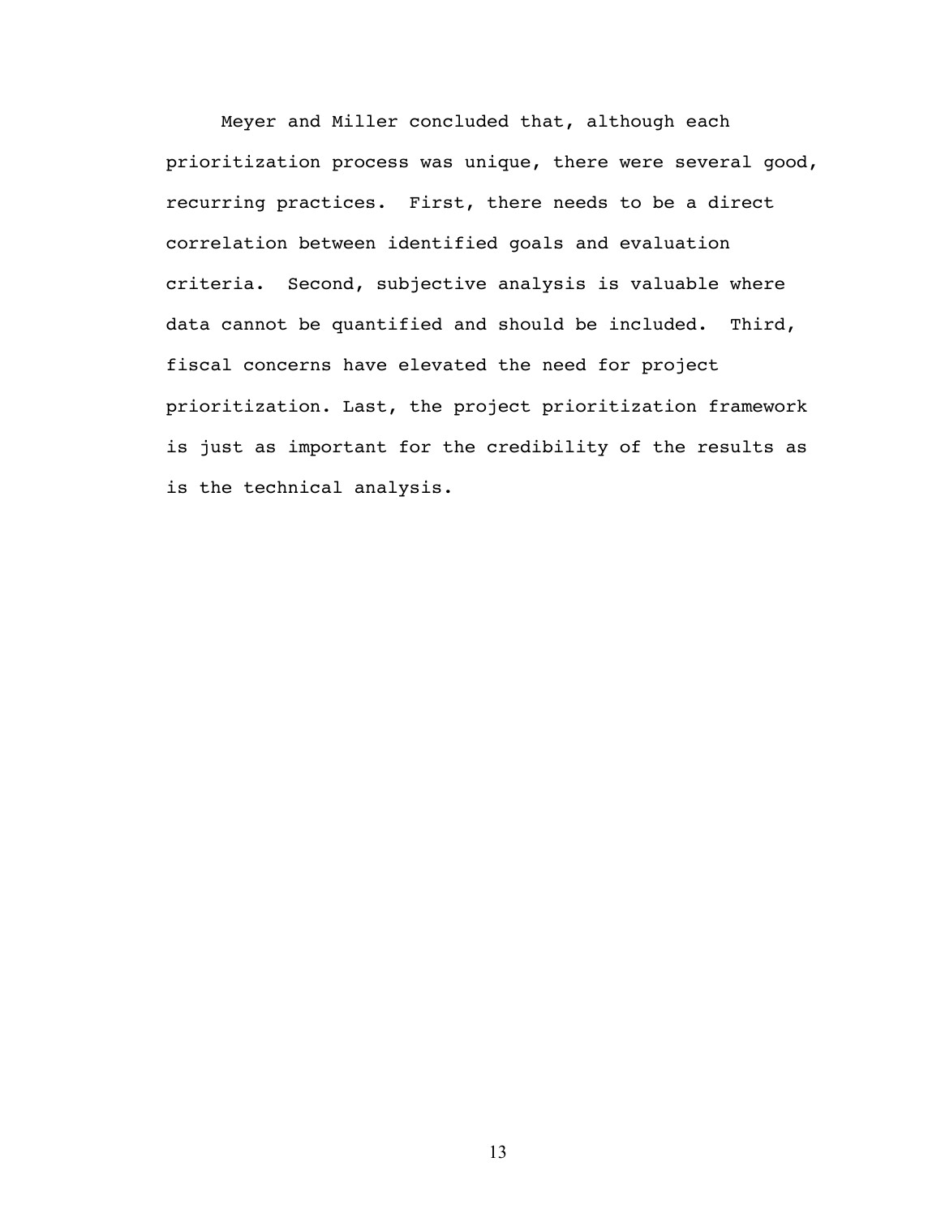Meyer and Miller concluded that, although each prioritization process was unique, there were several good, recurring practices. First, there needs to be a direct correlation between identified goals and evaluation criteria. Second, subjective analysis is valuable where data cannot be quantified and should be included. Third, fiscal concerns have elevated the need for project prioritization. Last, the project prioritization framework is just as important for the credibility of the results as is the technical analysis.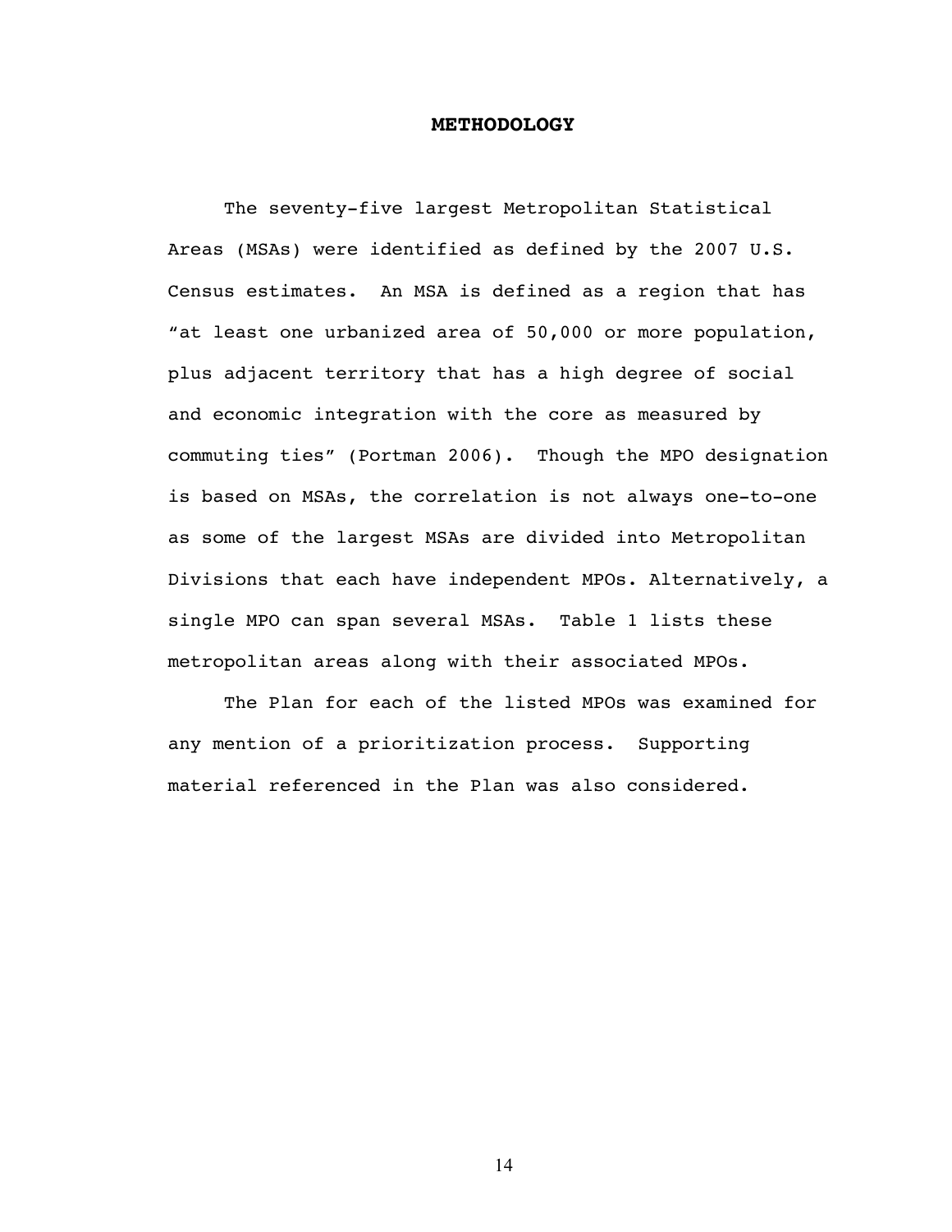# METHODOLOGY

The seventy-five largest Metropolitan Statistical Areas (MSAs) were identified as defined by the 2007 U.S. Census estimates. An MSA is defined as a region that has "at least one urbanized area of 50,000 or more population, plus adjacent territory that has a high degree of social and economic integration with the core as measured by commuting ties" (Portman 2006). Though the MPO designation is based on MSAs, the correlation is not always one-to-one as some of the largest MSAs are divided into Metropolitan Divisions that each have independent MPOs. Alternatively, a single MPO can span several MSAs. Table 1 lists these metropolitan areas along with their associated MPOs.

The Plan for each of the listed MPOs was examined for any mention of a prioritization process. Supporting material referenced in the Plan was also considered.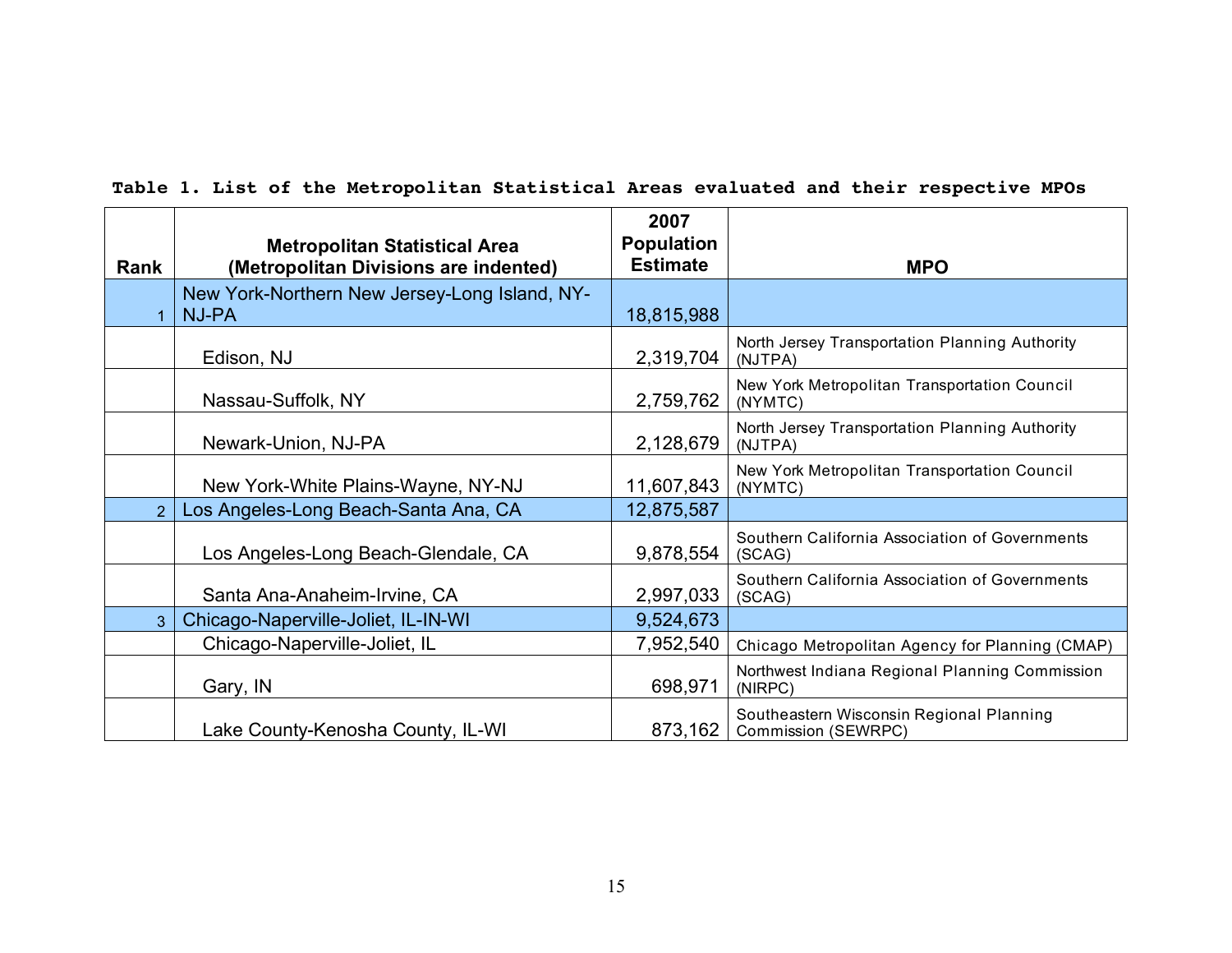**Table 1. List of the Metropolitan Statistical Areas evaluated and their respective MPOs**

| Rank | Metropolitan Statistical Area (Metropolitan Divisions are indented) | 2007 Population Estimate | MPO |
|---|---|---|---|
| 1 | New York-Northern New Jersey-Long Island, NY-NJ-PA | 18,815,988 | |
| | Edison, NJ | 2,319,704 | North Jersey Transportation Planning Authority (NJTPA) |
| | Nassau-Suffolk, NY | 2,759,762 | New York Metropolitan Transportation Council (NYMTC) |
| | Newark-Union, NJ-PA | 2,128,679 | North Jersey Transportation Planning Authority (NJTPA) |
| | New York-White Plains-Wayne, NY-NJ | 11,607,843 | New York Metropolitan Transportation Council (NYMTC) |
| 2 | Los Angeles-Long Beach-Santa Ana, CA | 12,875,587 | |
| | Los Angeles-Long Beach-Glendale, CA | 9,878,554 | Southern California Association of Governments (SCAG) |
| | Santa Ana-Anaheim-Irvine, CA | 2,997,033 | Southern California Association of Governments (SCAG) |
| 3 | Chicago-Naperville-Joliet, IL-IN-WI | 9,524,673 | |
| | Chicago-Naperville-Joliet, IL | 7,952,540 | Chicago Metropolitan Agency for Planning (CMAP) |
| | Gary, IN | 698,971 | Northwest Indiana Regional Planning Commission (NIRPC) |
| | Lake County-Kenosha County, IL-WI | 873,162 | Southeastern Wisconsin Regional Planning Commission (SEWRPC) |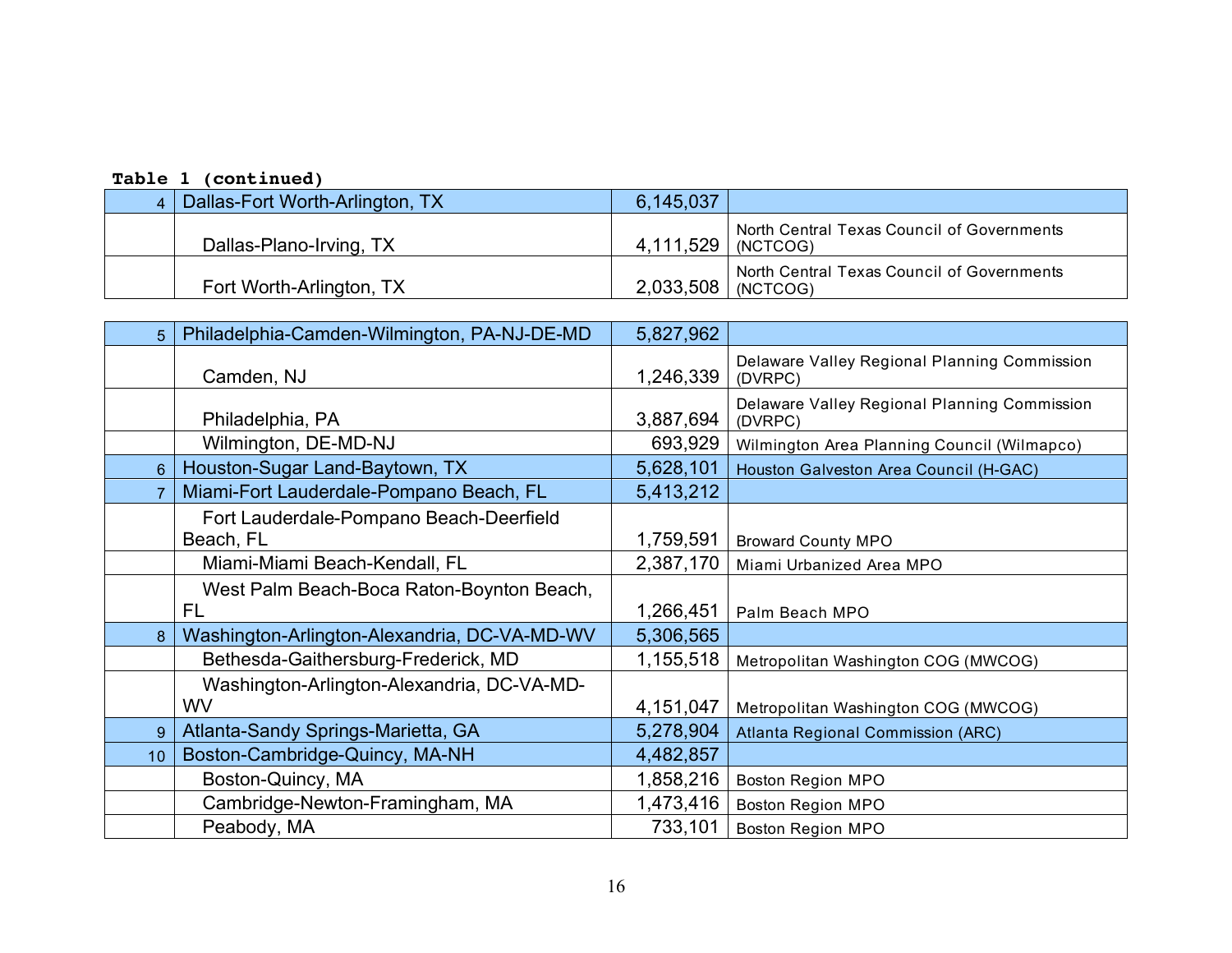**Table 1 (continued)**

| | | | |
|---|---|---|---|
| 4 | Dallas-Fort Worth-Arlington, TX | 6,145,037 | |
| | Dallas-Plano-Irving, TX | 4,111,529 | North Central Texas Council of Governments (NCTCOG) |
| | Fort Worth-Arlington, TX | 2,033,508 | North Central Texas Council of Governments (NCTCOG) |
| 5 | Philadelphia-Camden-Wilmington, PA-NJ-DE-MD | 5,827,962 | |
| | Camden, NJ | 1,246,339 | Delaware Valley Regional Planning Commission (DVRPC) |
| | Philadelphia, PA | 3,887,694 | Delaware Valley Regional Planning Commission (DVRPC) |
| | Wilmington, DE-MD-NJ | 693,929 | Wilmington Area Planning Council (Wilmapco) |
| 6 | Houston-Sugar Land-Baytown, TX | 5,628,101 | Houston Galveston Area Council (H-GAC) |
| 7 | Miami-Fort Lauderdale-Pompano Beach, FL | 5,413,212 | |
| | Fort Lauderdale-Pompano Beach-Deerfield Beach, FL | 1,759,591 | Broward County MPO |
| | Miami-Miami Beach-Kendall, FL | 2,387,170 | Miami Urbanized Area MPO |
| | West Palm Beach-Boca Raton-Boynton Beach, FL | 1,266,451 | Palm Beach MPO |
| 8 | Washington-Arlington-Alexandria, DC-VA-MD-WV | 5,306,565 | |
| | Bethesda-Gaithersburg-Frederick, MD | 1,155,518 | Metropolitan Washington COG (MWCOG) |
| | Washington-Arlington-Alexandria, DC-VA-MD-WV | 4,151,047 | Metropolitan Washington COG (MWCOG) |
| 9 | Atlanta-Sandy Springs-Marietta, GA | 5,278,904 | Atlanta Regional Commission (ARC) |
| 10 | Boston-Cambridge-Quincy, MA-NH | 4,482,857 | |
| | Boston-Quincy, MA | 1,858,216 | Boston Region MPO |
| | Cambridge-Newton-Framingham, MA | 1,473,416 | Boston Region MPO |
| | Peabody, MA | 733,101 | Boston Region MPO |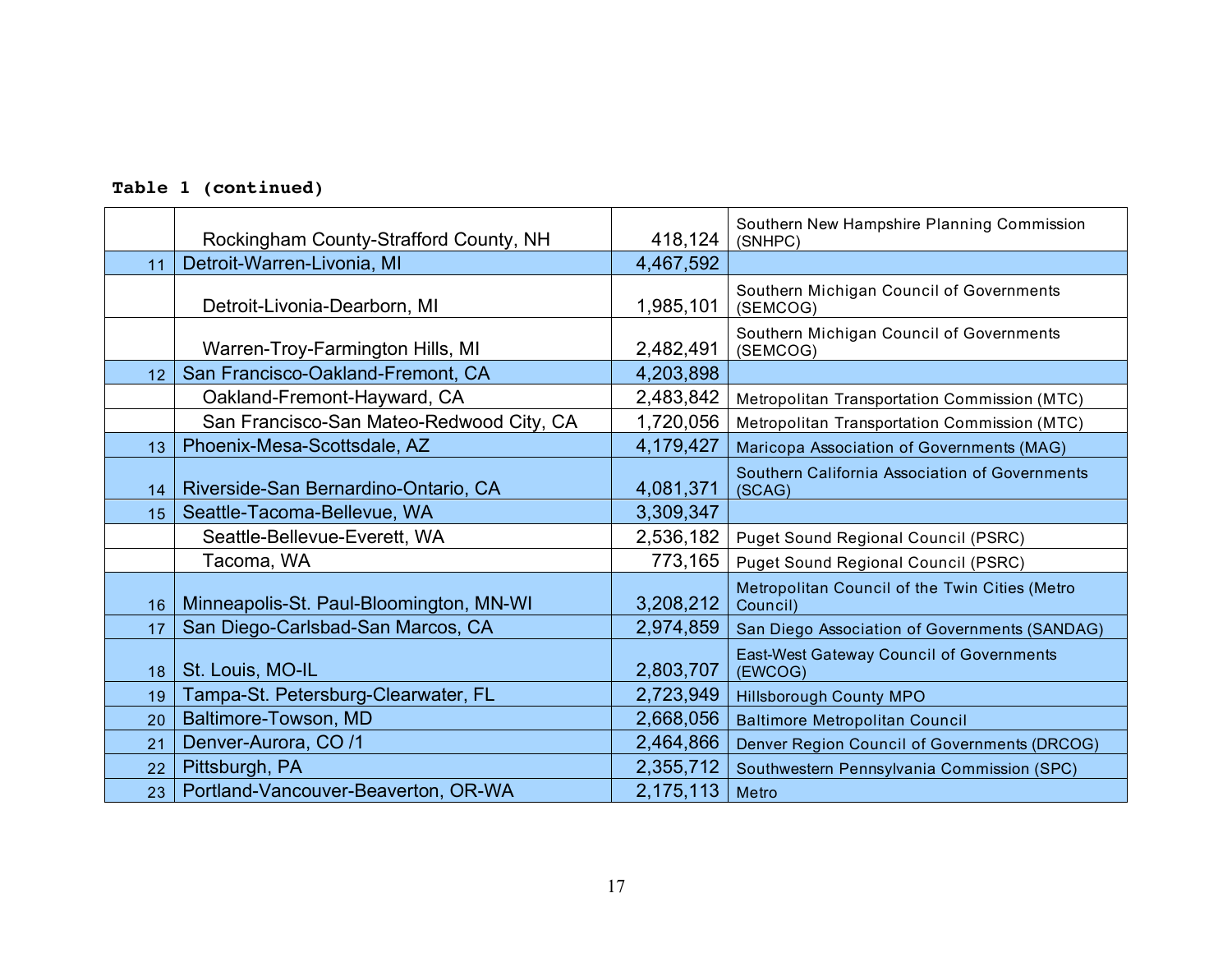**Table 1 (continued)**

| | | | |
|---|---|---|---|
| | Rockingham County-Strafford County, NH | 418,124 | Southern New Hampshire Planning Commission (SNHPC) |
| 11 | Detroit-Warren-Livonia, MI | 4,467,592 | |
| | Detroit-Livonia-Dearborn, MI | 1,985,101 | Southern Michigan Council of Governments (SEMCOG) |
| | Warren-Troy-Farmington Hills, MI | 2,482,491 | Southern Michigan Council of Governments (SEMCOG) |
| 12 | San Francisco-Oakland-Fremont, CA | 4,203,898 | |
| | Oakland-Fremont-Hayward, CA | 2,483,842 | Metropolitan Transportation Commission (MTC) |
| | San Francisco-San Mateo-Redwood City, CA | 1,720,056 | Metropolitan Transportation Commission (MTC) |
| 13 | Phoenix-Mesa-Scottsdale, AZ | 4,179,427 | Maricopa Association of Governments (MAG) |
| 14 | Riverside-San Bernardino-Ontario, CA | 4,081,371 | Southern California Association of Governments (SCAG) |
| 15 | Seattle-Tacoma-Bellevue, WA | 3,309,347 | |
| | Seattle-Bellevue-Everett, WA | 2,536,182 | Puget Sound Regional Council (PSRC) |
| | Tacoma, WA | 773,165 | Puget Sound Regional Council (PSRC) |
| 16 | Minneapolis-St. Paul-Bloomington, MN-WI | 3,208,212 | Metropolitan Council of the Twin Cities (Metro Council) |
| 17 | San Diego-Carlsbad-San Marcos, CA | 2,974,859 | San Diego Association of Governments (SANDAG) |
| 18 | St. Louis, MO-IL | 2,803,707 | East-West Gateway Council of Governments (EWCOG) |
| 19 | Tampa-St. Petersburg-Clearwater, FL | 2,723,949 | Hillsborough County MPO |
| 20 | Baltimore-Towson, MD | 2,668,056 | Baltimore Metropolitan Council |
| 21 | Denver-Aurora, CO /1 | 2,464,866 | Denver Region Council of Governments (DRCOG) |
| 22 | Pittsburgh, PA | 2,355,712 | Southwestern Pennsylvania Commission (SPC) |
| 23 | Portland-Vancouver-Beaverton, OR-WA | 2,175,113 | Metro |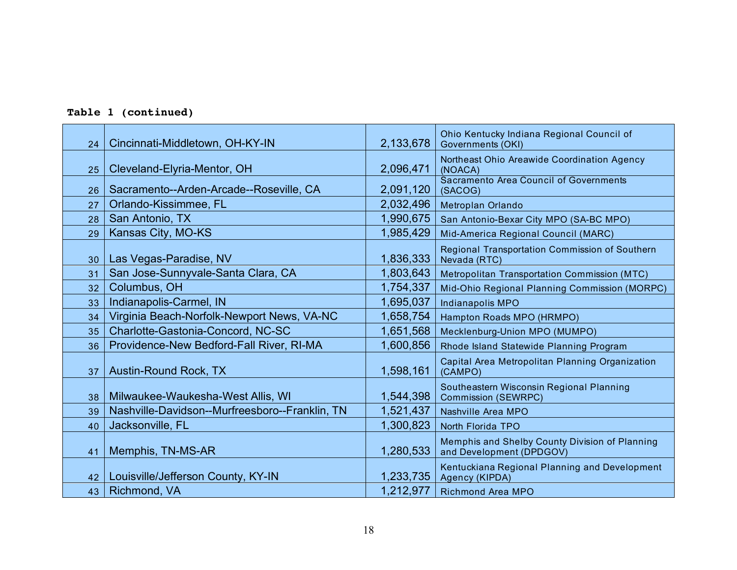**Table 1 (continued)**

| | | | |
|---|---|---|---|
| 24 | Cincinnati-Middletown, OH-KY-IN | 2,133,678 | Ohio Kentucky Indiana Regional Council of Governments (OKI) |
| 25 | Cleveland-Elyria-Mentor, OH | 2,096,471 | Northeast Ohio Areawide Coordination Agency (NOACA) |
| 26 | Sacramento--Arden-Arcade--Roseville, CA | 2,091,120 | Sacramento Area Council of Governments (SACOG) |
| 27 | Orlando-Kissimmee, FL | 2,032,496 | Metroplan Orlando |
| 28 | San Antonio, TX | 1,990,675 | San Antonio-Bexar City MPO (SA-BC MPO) |
| 29 | Kansas City, MO-KS | 1,985,429 | Mid-America Regional Council (MARC) |
| 30 | Las Vegas-Paradise, NV | 1,836,333 | Regional Transportation Commission of Southern Nevada (RTC) |
| 31 | San Jose-Sunnyvale-Santa Clara, CA | 1,803,643 | Metropolitan Transportation Commission (MTC) |
| 32 | Columbus, OH | 1,754,337 | Mid-Ohio Regional Planning Commission (MORPC) |
| 33 | Indianapolis-Carmel, IN | 1,695,037 | Indianapolis MPO |
| 34 | Virginia Beach-Norfolk-Newport News, VA-NC | 1,658,754 | Hampton Roads MPO (HRMPO) |
| 35 | Charlotte-Gastonia-Concord, NC-SC | 1,651,568 | Mecklenburg-Union MPO (MUMPO) |
| 36 | Providence-New Bedford-Fall River, RI-MA | 1,600,856 | Rhode Island Statewide Planning Program |
| 37 | Austin-Round Rock, TX | 1,598,161 | Capital Area Metropolitan Planning Organization (CAMPO) |
| 38 | Milwaukee-Waukesha-West Allis, WI | 1,544,398 | Southeastern Wisconsin Regional Planning Commission (SEWRPC) |
| 39 | Nashville-Davidson--Murfreesboro--Franklin, TN | 1,521,437 | Nashville Area MPO |
| 40 | Jacksonville, FL | 1,300,823 | North Florida TPO |
| 41 | Memphis, TN-MS-AR | 1,280,533 | Memphis and Shelby County Division of Planning and Development (DPDGOV) |
| 42 | Louisville/Jefferson County, KY-IN | 1,233,735 | Kentuckiana Regional Planning and Development Agency (KIPDA) |
| 43 | Richmond, VA | 1,212,977 | Richmond Area MPO |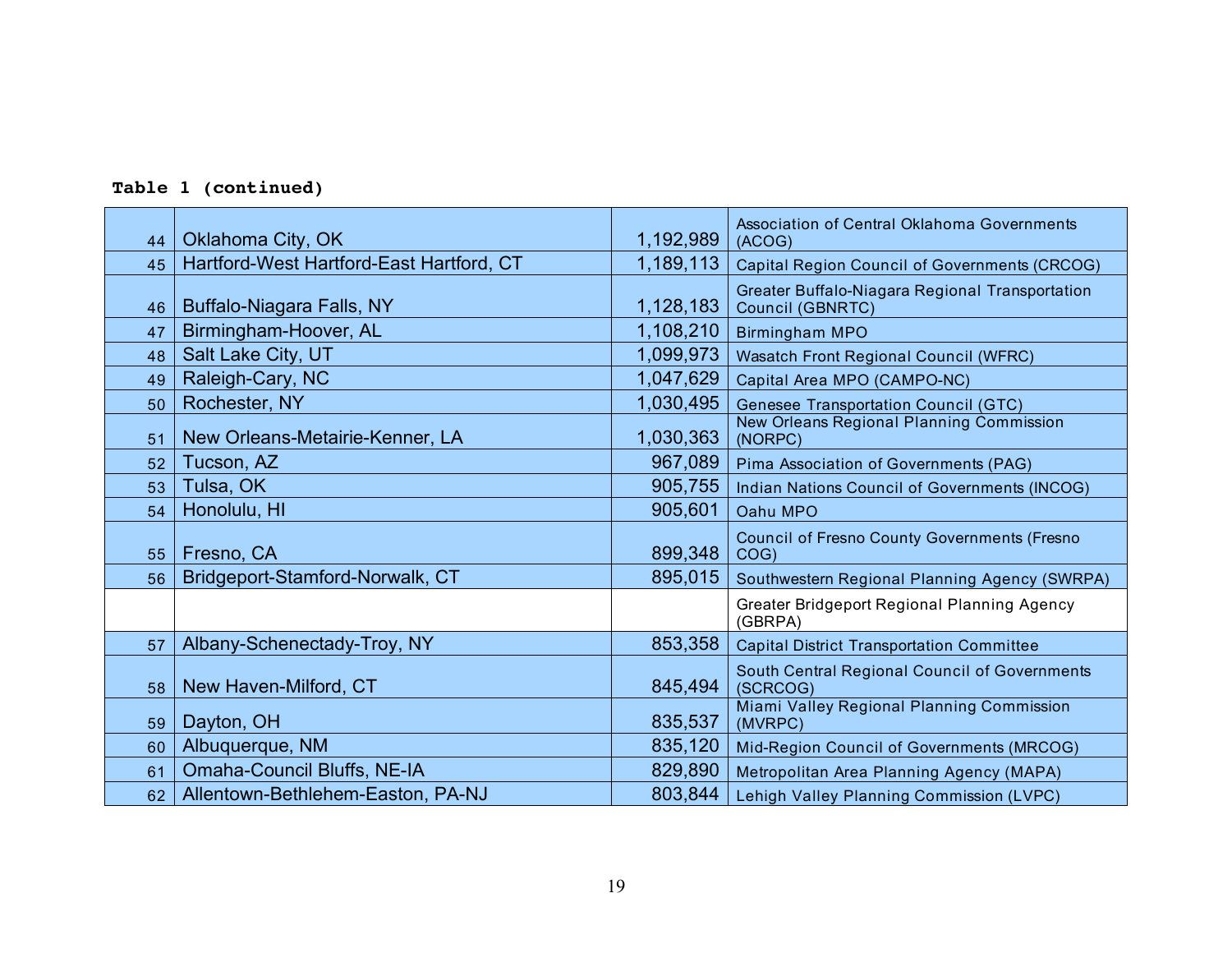**Table 1 (continued)**

| | | | |
|---|---|---|---|
| 44 | Oklahoma City, OK | 1,192,989 | Association of Central Oklahoma Governments (ACOG) |
| 45 | Hartford-West Hartford-East Hartford, CT | 1,189,113 | Capital Region Council of Governments (CRCOG) |
| 46 | Buffalo-Niagara Falls, NY | 1,128,183 | Greater Buffalo-Niagara Regional Transportation Council (GBNRTC) |
| 47 | Birmingham-Hoover, AL | 1,108,210 | Birmingham MPO |
| 48 | Salt Lake City, UT | 1,099,973 | Wasatch Front Regional Council (WFRC) |
| 49 | Raleigh-Cary, NC | 1,047,629 | Capital Area MPO (CAMPO-NC) |
| 50 | Rochester, NY | 1,030,495 | Genesee Transportation Council (GTC) |
| 51 | New Orleans-Metairie-Kenner, LA | 1,030,363 | New Orleans Regional Planning Commission (NORPC) |
| 52 | Tucson, AZ | 967,089 | Pima Association of Governments (PAG) |
| 53 | Tulsa, OK | 905,755 | Indian Nations Council of Governments (INCOG) |
| 54 | Honolulu, HI | 905,601 | Oahu MPO |
| 55 | Fresno, CA | 899,348 | Council of Fresno County Governments (Fresno COG) |
| 56 | Bridgeport-Stamford-Norwalk, CT | 895,015 | Southwestern Regional Planning Agency (SWRPA) |
| | | | Greater Bridgeport Regional Planning Agency (GBRPA) |
| 57 | Albany-Schenectady-Troy, NY | 853,358 | Capital District Transportation Committee |
| 58 | New Haven-Milford, CT | 845,494 | South Central Regional Council of Governments (SCRCOG) |
| 59 | Dayton, OH | 835,537 | Miami Valley Regional Planning Commission (MVRPC) |
| 60 | Albuquerque, NM | 835,120 | Mid-Region Council of Governments (MRCOG) |
| 61 | Omaha-Council Bluffs, NE-IA | 829,890 | Metropolitan Area Planning Agency (MAPA) |
| 62 | Allentown-Bethlehem-Easton, PA-NJ | 803,844 | Lehigh Valley Planning Commission (LVPC) |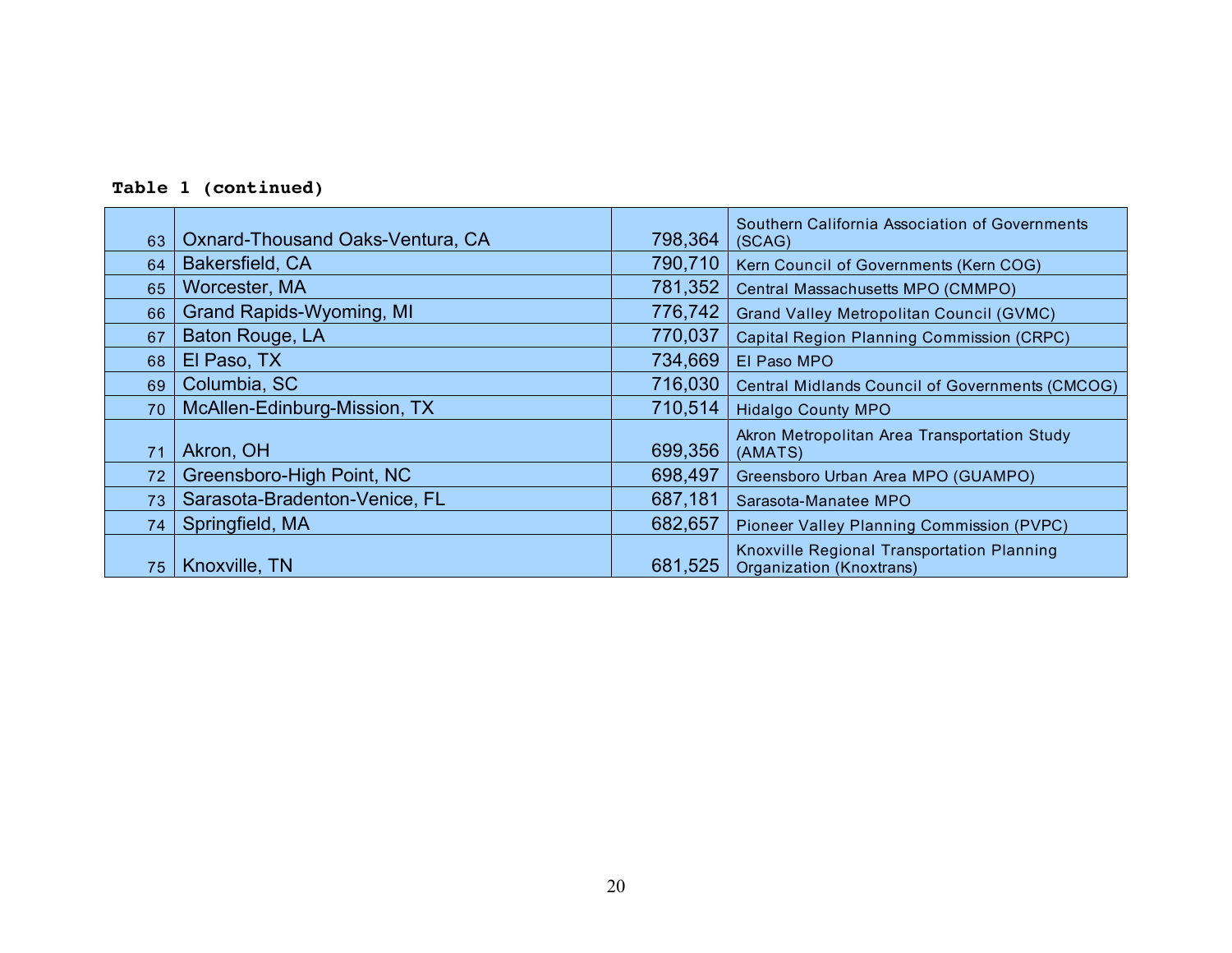**Table 1 (continued)**

| | | | |
|---|---|---|---|
| 63 | Oxnard-Thousand Oaks-Ventura, CA | 798,364 | Southern California Association of Governments (SCAG) |
| 64 | Bakersfield, CA | 790,710 | Kern Council of Governments (Kern COG) |
| 65 | Worcester, MA | 781,352 | Central Massachusetts MPO (CMMPO) |
| 66 | Grand Rapids-Wyoming, MI | 776,742 | Grand Valley Metropolitan Council (GVMC) |
| 67 | Baton Rouge, LA | 770,037 | Capital Region Planning Commission (CRPC) |
| 68 | El Paso, TX | 734,669 | El Paso MPO |
| 69 | Columbia, SC | 716,030 | Central Midlands Council of Governments (CMCOG) |
| 70 | McAllen-Edinburg-Mission, TX | 710,514 | Hidalgo County MPO |
| 71 | Akron, OH | 699,356 | Akron Metropolitan Area Transportation Study (AMATS) |
| 72 | Greensboro-High Point, NC | 698,497 | Greensboro Urban Area MPO (GUAMPO) |
| 73 | Sarasota-Bradenton-Venice, FL | 687,181 | Sarasota-Manatee MPO |
| 74 | Springfield, MA | 682,657 | Pioneer Valley Planning Commission (PVPC) |
| 75 | Knoxville, TN | 681,525 | Knoxville Regional Transportation Planning Organization (Knoxtrans) |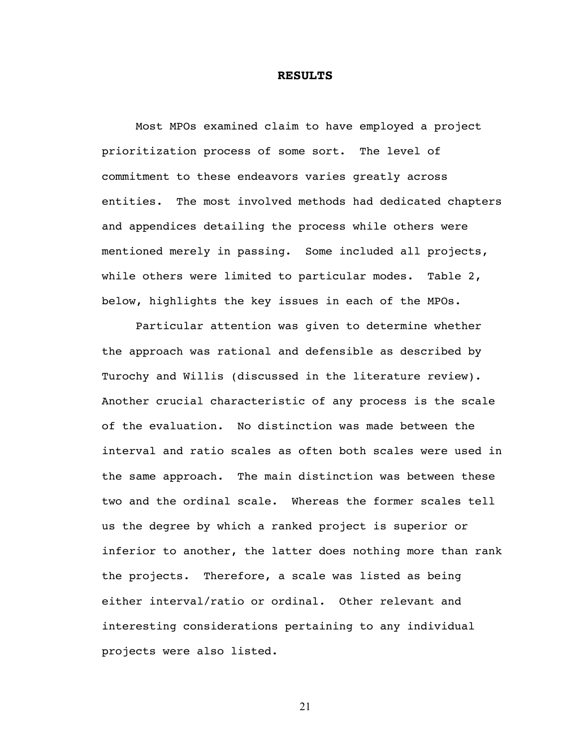# RESULTS

Most MPOs examined claim to have employed a project prioritization process of some sort. The level of commitment to these endeavors varies greatly across entities. The most involved methods had dedicated chapters and appendices detailing the process while others were mentioned merely in passing. Some included all projects, while others were limited to particular modes. Table 2, below, highlights the key issues in each of the MPOs.

Particular attention was given to determine whether the approach was rational and defensible as described by Turochy and Willis (discussed in the literature review). Another crucial characteristic of any process is the scale of the evaluation. No distinction was made between the interval and ratio scales as often both scales were used in the same approach. The main distinction was between these two and the ordinal scale. Whereas the former scales tell us the degree by which a ranked project is superior or inferior to another, the latter does nothing more than rank the projects. Therefore, a scale was listed as being either interval/ratio or ordinal. Other relevant and interesting considerations pertaining to any individual projects were also listed.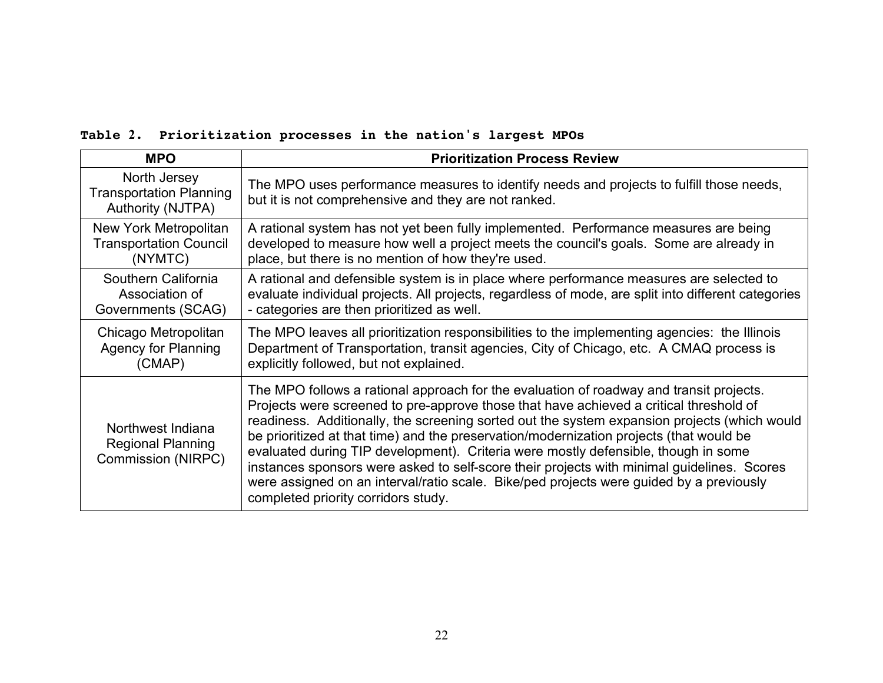**Table 2. Prioritization processes in the nation's largest MPOs**

| MPO | Prioritization Process Review |
|---|---|
| North Jersey Transportation Planning Authority (NJTPA) | The MPO uses performance measures to identify needs and projects to fulfill those needs, but it is not comprehensive and they are not ranked. |
| New York Metropolitan Transportation Council (NYMTC) | A rational system has not yet been fully implemented. Performance measures are being developed to measure how well a project meets the council's goals. Some are already in place, but there is no mention of how they're used. |
| Southern California Association of Governments (SCAG) | A rational and defensible system is in place where performance measures are selected to evaluate individual projects. All projects, regardless of mode, are split into different categories - categories are then prioritized as well. |
| Chicago Metropolitan Agency for Planning (CMAP) | The MPO leaves all prioritization responsibilities to the implementing agencies: the Illinois Department of Transportation, transit agencies, City of Chicago, etc. A CMAQ process is explicitly followed, but not explained. |
| Northwest Indiana Regional Planning Commission (NIRPC) | The MPO follows a rational approach for the evaluation of roadway and transit projects. Projects were screened to pre-approve those that have achieved a critical threshold of readiness. Additionally, the screening sorted out the system expansion projects (which would be prioritized at that time) and the preservation/modernization projects (that would be evaluated during TIP development). Criteria were mostly defensible, though in some instances sponsors were asked to self-score their projects with minimal guidelines. Scores were assigned on an interval/ratio scale. Bike/ped projects were guided by a previously completed priority corridors study. |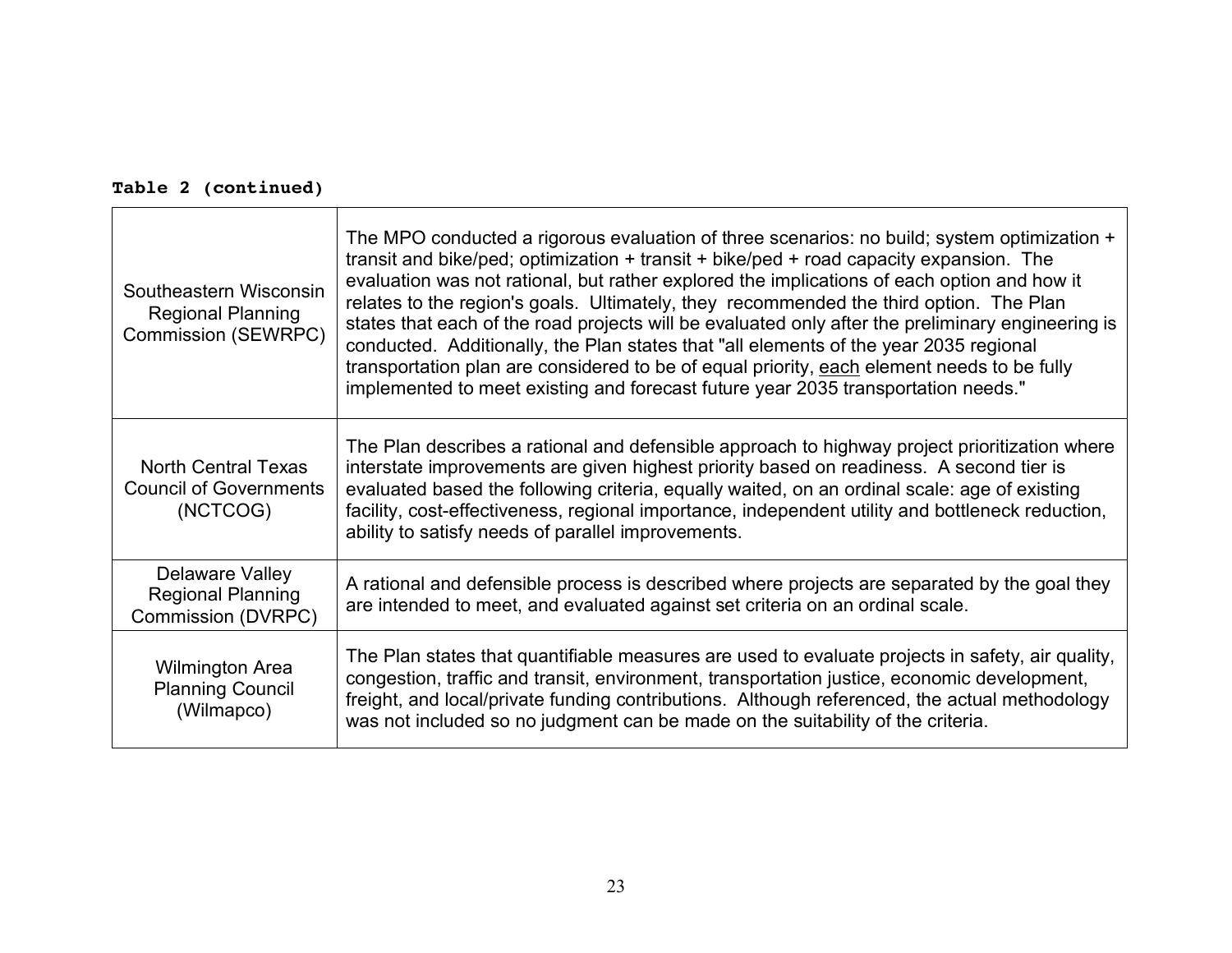**Table 2 (continued)**

| | |
|---|---|
| Southeastern Wisconsin Regional Planning Commission (SEWRPC) | The MPO conducted a rigorous evaluation of three scenarios: no build; system optimization + transit and bike/ped; optimization + transit + bike/ped + road capacity expansion. The evaluation was not rational, but rather explored the implications of each option and how it relates to the region's goals. Ultimately, they recommended the third option. The Plan states that each of the road projects will be evaluated only after the preliminary engineering is conducted. Additionally, the Plan states that "all elements of the year 2035 regional transportation plan are considered to be of equal priority, <u>each</u> element needs to be fully implemented to meet existing and forecast future year 2035 transportation needs." |
| North Central Texas Council of Governments (NCTCOG) | The Plan describes a rational and defensible approach to highway project prioritization where interstate improvements are given highest priority based on readiness. A second tier is evaluated based the following criteria, equally waited, on an ordinal scale: age of existing facility, cost-effectiveness, regional importance, independent utility and bottleneck reduction, ability to satisfy needs of parallel improvements. |
| Delaware Valley Regional Planning Commission (DVRPC) | A rational and defensible process is described where projects are separated by the goal they are intended to meet, and evaluated against set criteria on an ordinal scale. |
| Wilmington Area Planning Council (Wilmapco) | The Plan states that quantifiable measures are used to evaluate projects in safety, air quality, congestion, traffic and transit, environment, transportation justice, economic development, freight, and local/private funding contributions. Although referenced, the actual methodology was not included so no judgment can be made on the suitability of the criteria. |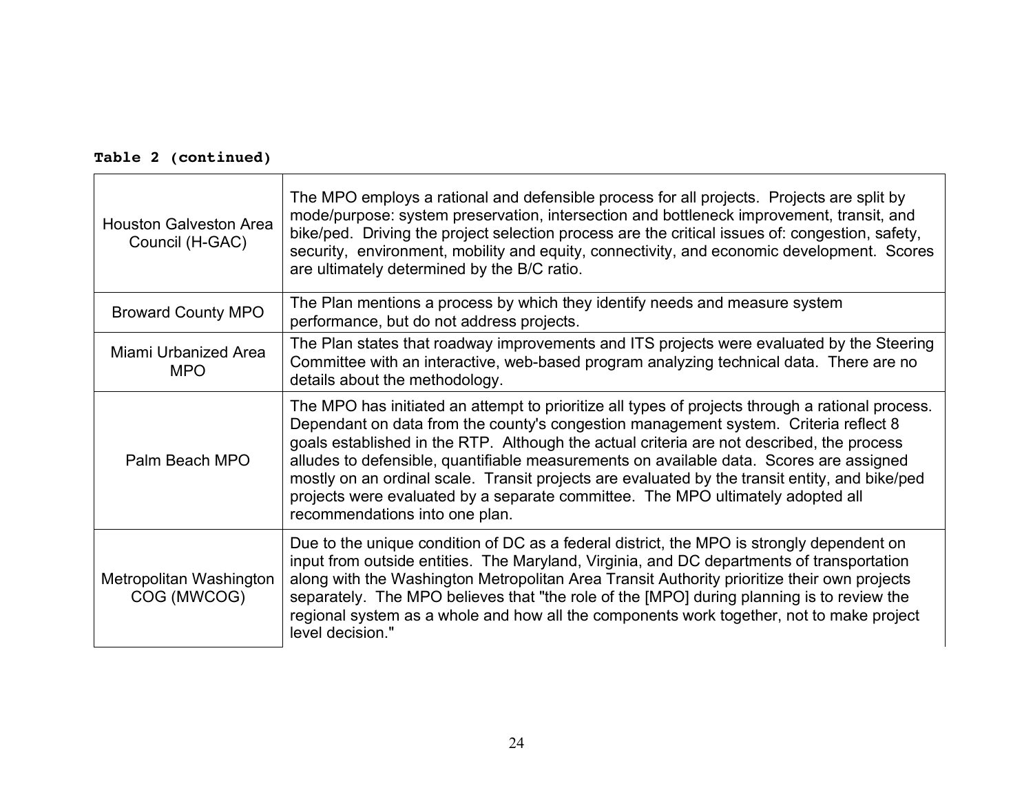**Table 2 (continued)**

| | |
|---|---|
| Houston Galveston Area Council (H-GAC) | The MPO employs a rational and defensible process for all projects. Projects are split by mode/purpose: system preservation, intersection and bottleneck improvement, transit, and bike/ped. Driving the project selection process are the critical issues of: congestion, safety, security, environment, mobility and equity, connectivity, and economic development. Scores are ultimately determined by the B/C ratio. |
| Broward County MPO | The Plan mentions a process by which they identify needs and measure system performance, but do not address projects. |
| Miami Urbanized Area MPO | The Plan states that roadway improvements and ITS projects were evaluated by the Steering Committee with an interactive, web-based program analyzing technical data. There are no details about the methodology. |
| Palm Beach MPO | The MPO has initiated an attempt to prioritize all types of projects through a rational process. Dependant on data from the county's congestion management system. Criteria reflect 8 goals established in the RTP. Although the actual criteria are not described, the process alludes to defensible, quantifiable measurements on available data. Scores are assigned mostly on an ordinal scale. Transit projects are evaluated by the transit entity, and bike/ped projects were evaluated by a separate committee. The MPO ultimately adopted all recommendations into one plan. |
| Metropolitan Washington COG (MWCOG) | Due to the unique condition of DC as a federal district, the MPO is strongly dependent on input from outside entities. The Maryland, Virginia, and DC departments of transportation along with the Washington Metropolitan Area Transit Authority prioritize their own projects separately. The MPO believes that "the role of the [MPO] during planning is to review the regional system as a whole and how all the components work together, not to make project level decision." |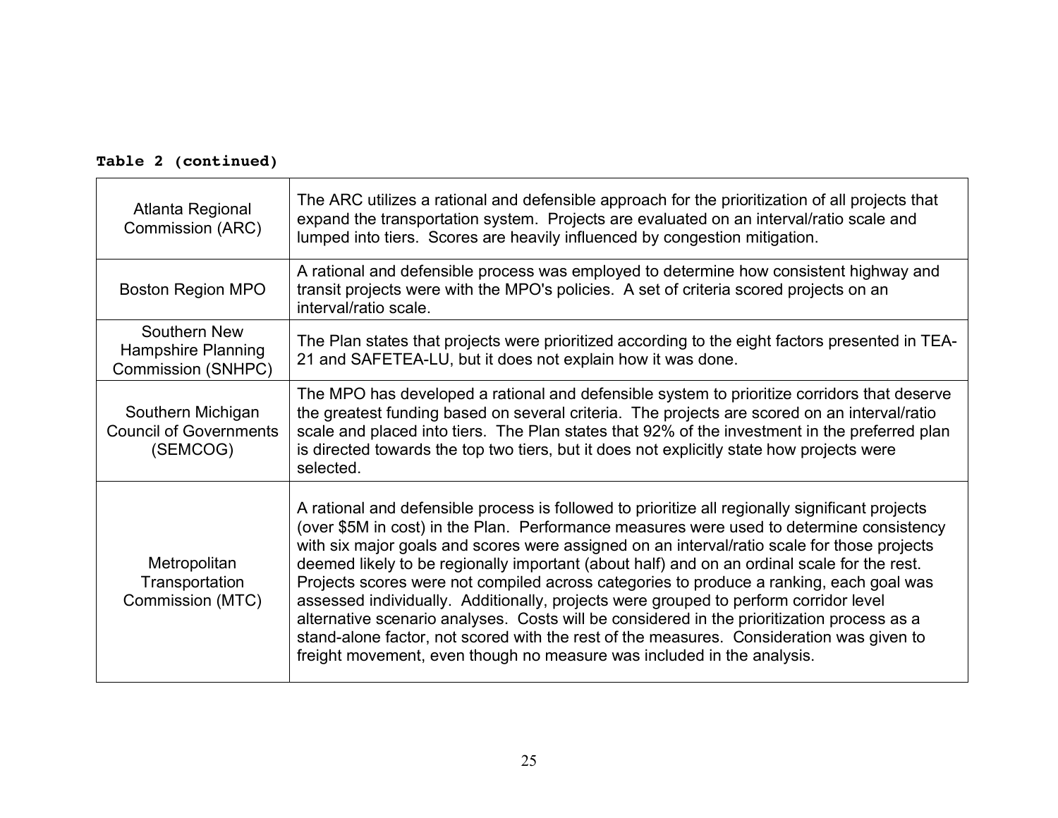**Table 2 (continued)**

| | |
|---|---|
| Atlanta Regional Commission (ARC) | The ARC utilizes a rational and defensible approach for the prioritization of all projects that expand the transportation system. Projects are evaluated on an interval/ratio scale and lumped into tiers. Scores are heavily influenced by congestion mitigation. |
| Boston Region MPO | A rational and defensible process was employed to determine how consistent highway and transit projects were with the MPO's policies. A set of criteria scored projects on an interval/ratio scale. |
| Southern New Hampshire Planning Commission (SNHPC) | The Plan states that projects were prioritized according to the eight factors presented in TEA-21 and SAFETEA-LU, but it does not explain how it was done. |
| Southern Michigan Council of Governments (SEMCOG) | The MPO has developed a rational and defensible system to prioritize corridors that deserve the greatest funding based on several criteria. The projects are scored on an interval/ratio scale and placed into tiers. The Plan states that 92% of the investment in the preferred plan is directed towards the top two tiers, but it does not explicitly state how projects were selected. |
| Metropolitan Transportation Commission (MTC) | A rational and defensible process is followed to prioritize all regionally significant projects (over $5M in cost) in the Plan. Performance measures were used to determine consistency with six major goals and scores were assigned on an interval/ratio scale for those projects deemed likely to be regionally important (about half) and on an ordinal scale for the rest. Projects scores were not compiled across categories to produce a ranking, each goal was assessed individually. Additionally, projects were grouped to perform corridor level alternative scenario analyses. Costs will be considered in the prioritization process as a stand-alone factor, not scored with the rest of the measures. Consideration was given to freight movement, even though no measure was included in the analysis. |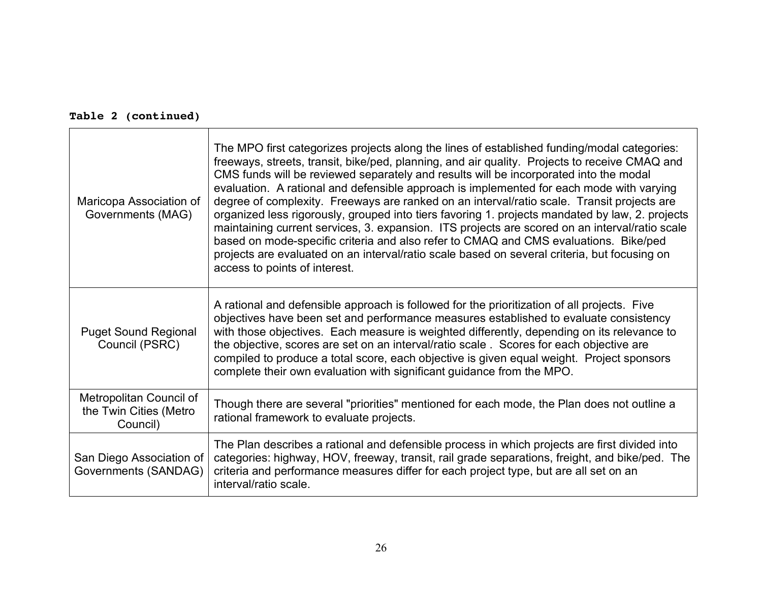**Table 2 (continued)**

| | |
|---|---|
| Maricopa Association of Governments (MAG) | The MPO first categorizes projects along the lines of established funding/modal categories: freeways, streets, transit, bike/ped, planning, and air quality. Projects to receive CMAQ and CMS funds will be reviewed separately and results will be incorporated into the modal evaluation. A rational and defensible approach is implemented for each mode with varying degree of complexity. Freeways are ranked on an interval/ratio scale. Transit projects are organized less rigorously, grouped into tiers favoring 1. projects mandated by law, 2. projects maintaining current services, 3. expansion. ITS projects are scored on an interval/ratio scale based on mode-specific criteria and also refer to CMAQ and CMS evaluations. Bike/ped projects are evaluated on an interval/ratio scale based on several criteria, but focusing on access to points of interest. |
| Puget Sound Regional Council (PSRC) | A rational and defensible approach is followed for the prioritization of all projects. Five objectives have been set and performance measures established to evaluate consistency with those objectives. Each measure is weighted differently, depending on its relevance to the objective, scores are set on an interval/ratio scale . Scores for each objective are compiled to produce a total score, each objective is given equal weight. Project sponsors complete their own evaluation with significant guidance from the MPO. |
| Metropolitan Council of the Twin Cities (Metro Council) | Though there are several "priorities" mentioned for each mode, the Plan does not outline a rational framework to evaluate projects. |
| San Diego Association of Governments (SANDAG) | The Plan describes a rational and defensible process in which projects are first divided into categories: highway, HOV, freeway, transit, rail grade separations, freight, and bike/ped. The criteria and performance measures differ for each project type, but are all set on an interval/ratio scale. |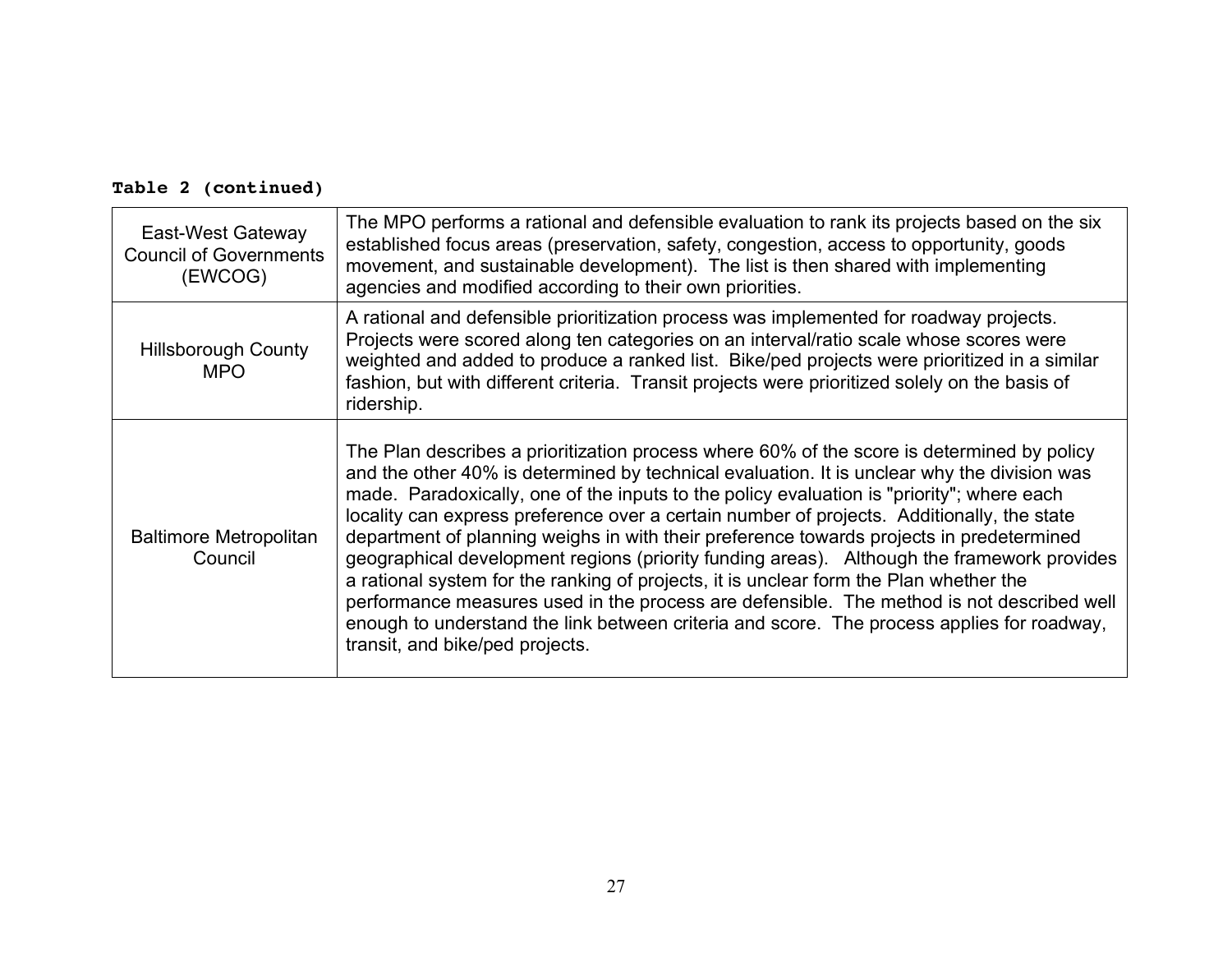**Table 2 (continued)**

| | |
|---|---|
| East-West Gateway Council of Governments (EWCOG) | The MPO performs a rational and defensible evaluation to rank its projects based on the six established focus areas (preservation, safety, congestion, access to opportunity, goods movement, and sustainable development). The list is then shared with implementing agencies and modified according to their own priorities. |
| Hillsborough County MPO | A rational and defensible prioritization process was implemented for roadway projects. Projects were scored along ten categories on an interval/ratio scale whose scores were weighted and added to produce a ranked list. Bike/ped projects were prioritized in a similar fashion, but with different criteria. Transit projects were prioritized solely on the basis of ridership. |
| Baltimore Metropolitan Council | The Plan describes a prioritization process where 60% of the score is determined by policy and the other 40% is determined by technical evaluation. It is unclear why the division was made. Paradoxically, one of the inputs to the policy evaluation is "priority"; where each locality can express preference over a certain number of projects. Additionally, the state department of planning weighs in with their preference towards projects in predetermined geographical development regions (priority funding areas). Although the framework provides a rational system for the ranking of projects, it is unclear form the Plan whether the performance measures used in the process are defensible. The method is not described well enough to understand the link between criteria and score. The process applies for roadway, transit, and bike/ped projects. |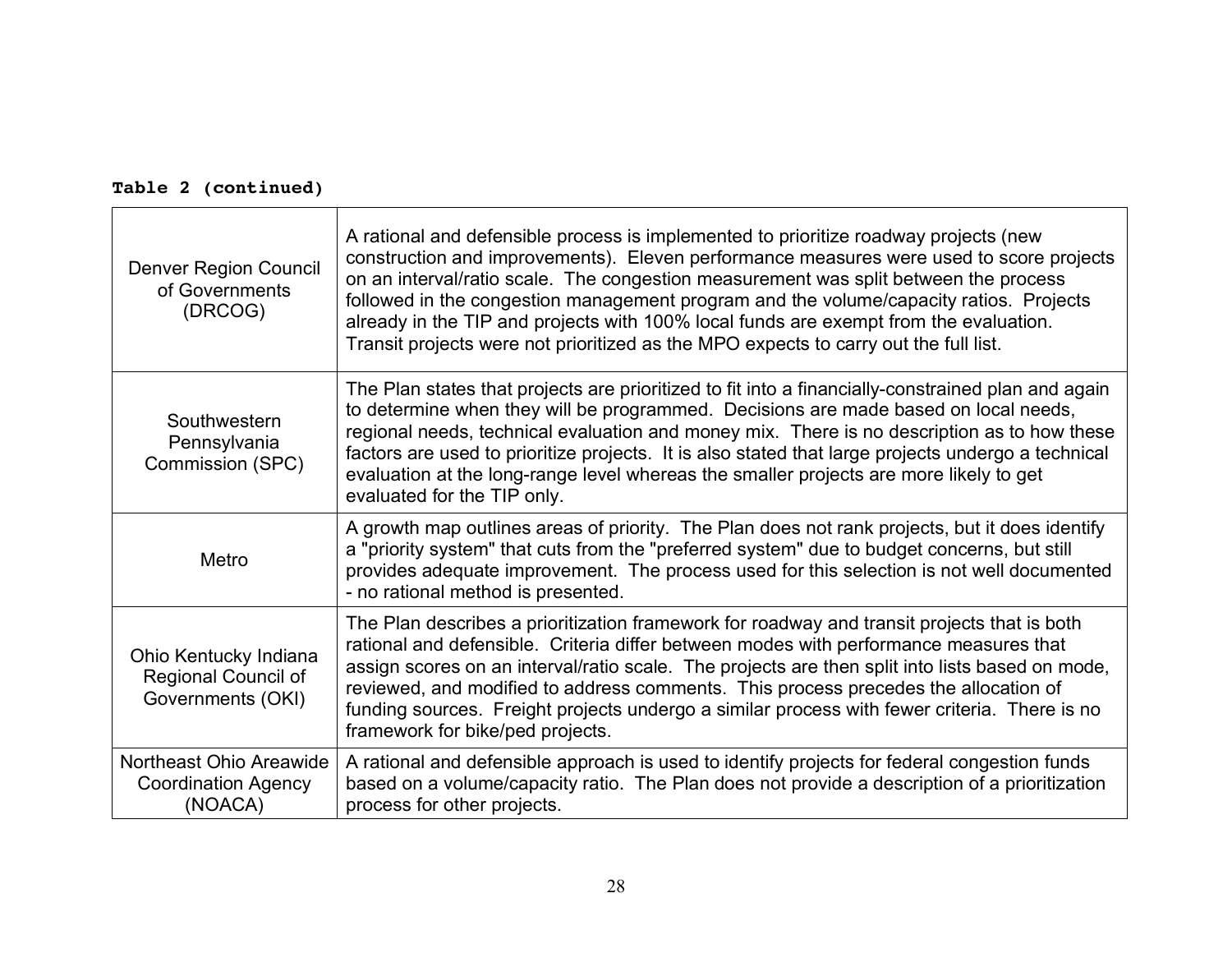**Table 2 (continued)**

| | |
|---|---|
| Denver Region Council of Governments (DRCOG) | A rational and defensible process is implemented to prioritize roadway projects (new construction and improvements). Eleven performance measures were used to score projects on an interval/ratio scale. The congestion measurement was split between the process followed in the congestion management program and the volume/capacity ratios. Projects already in the TIP and projects with 100% local funds are exempt from the evaluation. Transit projects were not prioritized as the MPO expects to carry out the full list. |
| Southwestern Pennsylvania Commission (SPC) | The Plan states that projects are prioritized to fit into a financially-constrained plan and again to determine when they will be programmed. Decisions are made based on local needs, regional needs, technical evaluation and money mix. There is no description as to how these factors are used to prioritize projects. It is also stated that large projects undergo a technical evaluation at the long-range level whereas the smaller projects are more likely to get evaluated for the TIP only. |
| Metro | A growth map outlines areas of priority. The Plan does not rank projects, but it does identify a "priority system" that cuts from the "preferred system" due to budget concerns, but still provides adequate improvement. The process used for this selection is not well documented - no rational method is presented. |
| Ohio Kentucky Indiana Regional Council of Governments (OKI) | The Plan describes a prioritization framework for roadway and transit projects that is both rational and defensible. Criteria differ between modes with performance measures that assign scores on an interval/ratio scale. The projects are then split into lists based on mode, reviewed, and modified to address comments. This process precedes the allocation of funding sources. Freight projects undergo a similar process with fewer criteria. There is no framework for bike/ped projects. |
| Northeast Ohio Areawide Coordination Agency (NOACA) | A rational and defensible approach is used to identify projects for federal congestion funds based on a volume/capacity ratio. The Plan does not provide a description of a prioritization process for other projects. |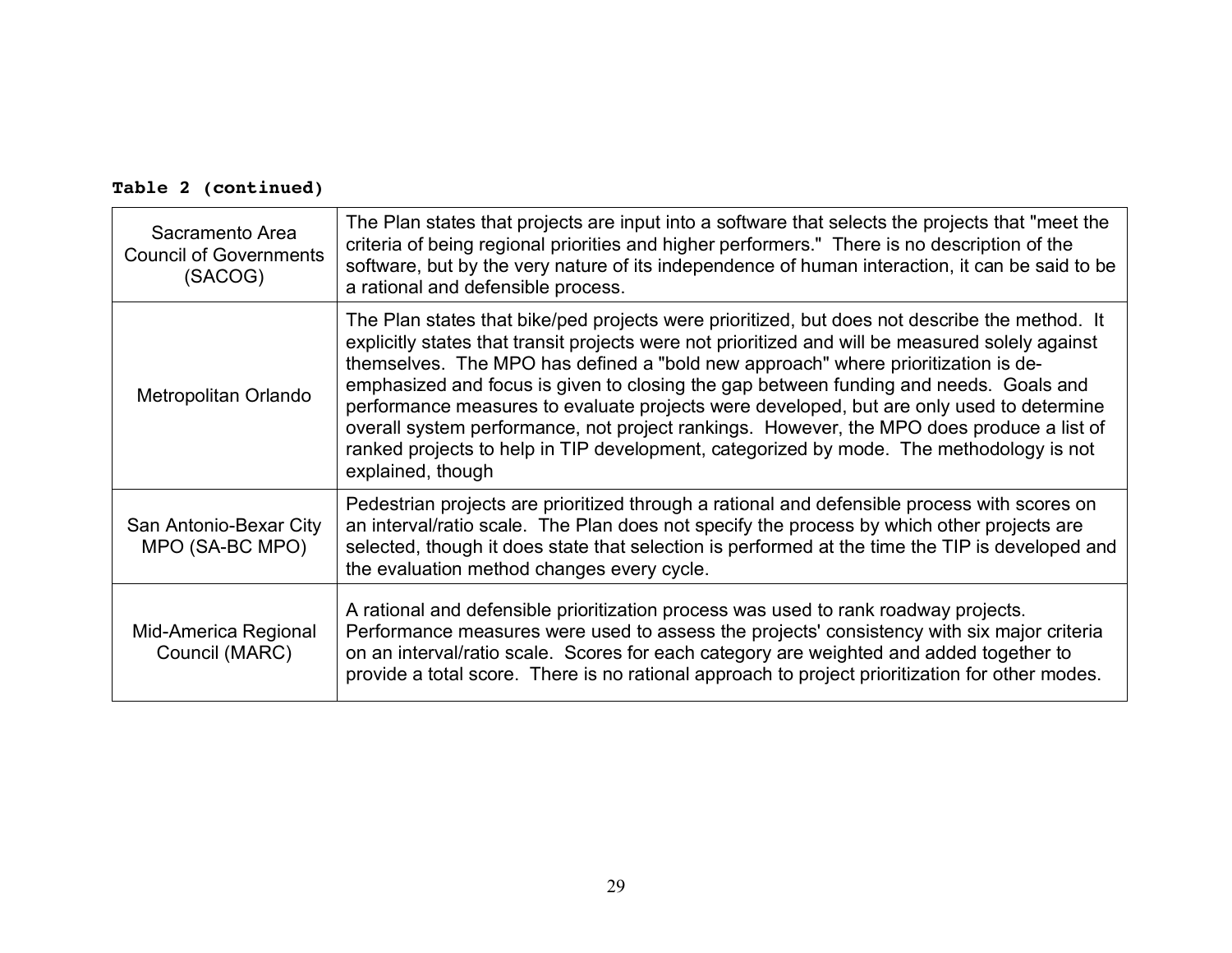**Table 2 (continued)**

| | |
|---|---|
| Sacramento Area Council of Governments (SACOG) | The Plan states that projects are input into a software that selects the projects that "meet the criteria of being regional priorities and higher performers." There is no description of the software, but by the very nature of its independence of human interaction, it can be said to be a rational and defensible process. |
| Metropolitan Orlando | The Plan states that bike/ped projects were prioritized, but does not describe the method. It explicitly states that transit projects were not prioritized and will be measured solely against themselves. The MPO has defined a "bold new approach" where prioritization is de-emphasized and focus is given to closing the gap between funding and needs. Goals and performance measures to evaluate projects were developed, but are only used to determine overall system performance, not project rankings. However, the MPO does produce a list of ranked projects to help in TIP development, categorized by mode. The methodology is not explained, though |
| San Antonio-Bexar City MPO (SA-BC MPO) | Pedestrian projects are prioritized through a rational and defensible process with scores on an interval/ratio scale. The Plan does not specify the process by which other projects are selected, though it does state that selection is performed at the time the TIP is developed and the evaluation method changes every cycle. |
| Mid-America Regional Council (MARC) | A rational and defensible prioritization process was used to rank roadway projects. Performance measures were used to assess the projects' consistency with six major criteria on an interval/ratio scale. Scores for each category are weighted and added together to provide a total score. There is no rational approach to project prioritization for other modes. |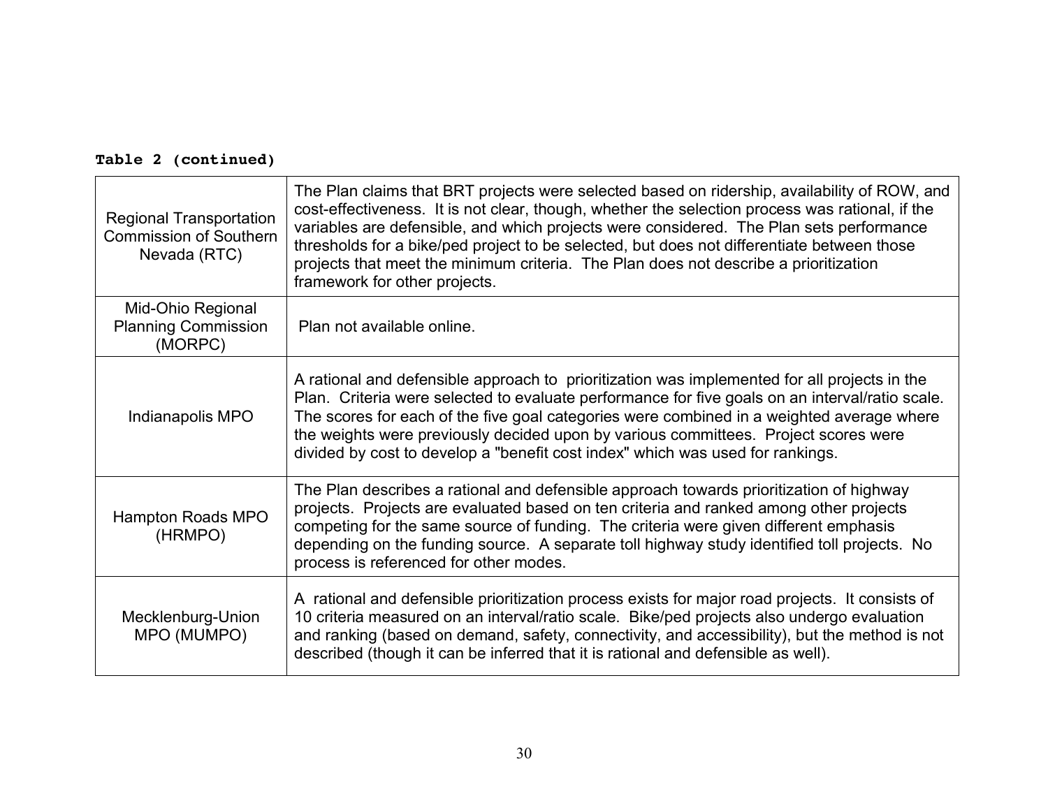**Table 2 (continued)**

| | |
|---|---|
| Regional Transportation Commission of Southern Nevada (RTC) | The Plan claims that BRT projects were selected based on ridership, availability of ROW, and cost-effectiveness. It is not clear, though, whether the selection process was rational, if the variables are defensible, and which projects were considered. The Plan sets performance thresholds for a bike/ped project to be selected, but does not differentiate between those projects that meet the minimum criteria. The Plan does not describe a prioritization framework for other projects. |
| Mid-Ohio Regional Planning Commission (MORPC) | Plan not available online. |
| Indianapolis MPO | A rational and defensible approach to prioritization was implemented for all projects in the Plan. Criteria were selected to evaluate performance for five goals on an interval/ratio scale. The scores for each of the five goal categories were combined in a weighted average where the weights were previously decided upon by various committees. Project scores were divided by cost to develop a "benefit cost index" which was used for rankings. |
| Hampton Roads MPO (HRMPO) | The Plan describes a rational and defensible approach towards prioritization of highway projects. Projects are evaluated based on ten criteria and ranked among other projects competing for the same source of funding. The criteria were given different emphasis depending on the funding source. A separate toll highway study identified toll projects. No process is referenced for other modes. |
| Mecklenburg-Union MPO (MUMPO) | A rational and defensible prioritization process exists for major road projects. It consists of 10 criteria measured on an interval/ratio scale. Bike/ped projects also undergo evaluation and ranking (based on demand, safety, connectivity, and accessibility), but the method is not described (though it can be inferred that it is rational and defensible as well). |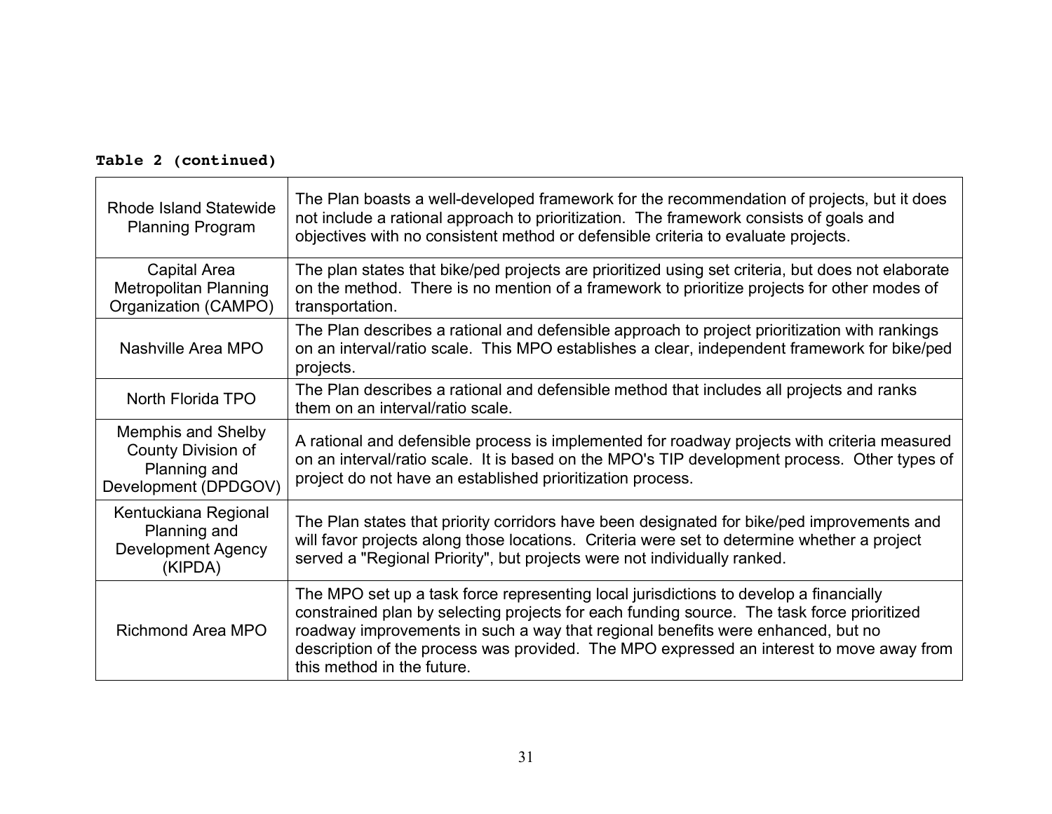**Table 2 (continued)**

| | |
|---|---|
| Rhode Island Statewide Planning Program | The Plan boasts a well-developed framework for the recommendation of projects, but it does not include a rational approach to prioritization. The framework consists of goals and objectives with no consistent method or defensible criteria to evaluate projects. |
| Capital Area Metropolitan Planning Organization (CAMPO) | The plan states that bike/ped projects are prioritized using set criteria, but does not elaborate on the method. There is no mention of a framework to prioritize projects for other modes of transportation. |
| Nashville Area MPO | The Plan describes a rational and defensible approach to project prioritization with rankings on an interval/ratio scale. This MPO establishes a clear, independent framework for bike/ped projects. |
| North Florida TPO | The Plan describes a rational and defensible method that includes all projects and ranks them on an interval/ratio scale. |
| Memphis and Shelby County Division of Planning and Development (DPDGOV) | A rational and defensible process is implemented for roadway projects with criteria measured on an interval/ratio scale. It is based on the MPO's TIP development process. Other types of project do not have an established prioritization process. |
| Kentuckiana Regional Planning and Development Agency (KIPDA) | The Plan states that priority corridors have been designated for bike/ped improvements and will favor projects along those locations. Criteria were set to determine whether a project served a "Regional Priority", but projects were not individually ranked. |
| Richmond Area MPO | The MPO set up a task force representing local jurisdictions to develop a financially constrained plan by selecting projects for each funding source. The task force prioritized roadway improvements in such a way that regional benefits were enhanced, but no description of the process was provided. The MPO expressed an interest to move away from this method in the future. |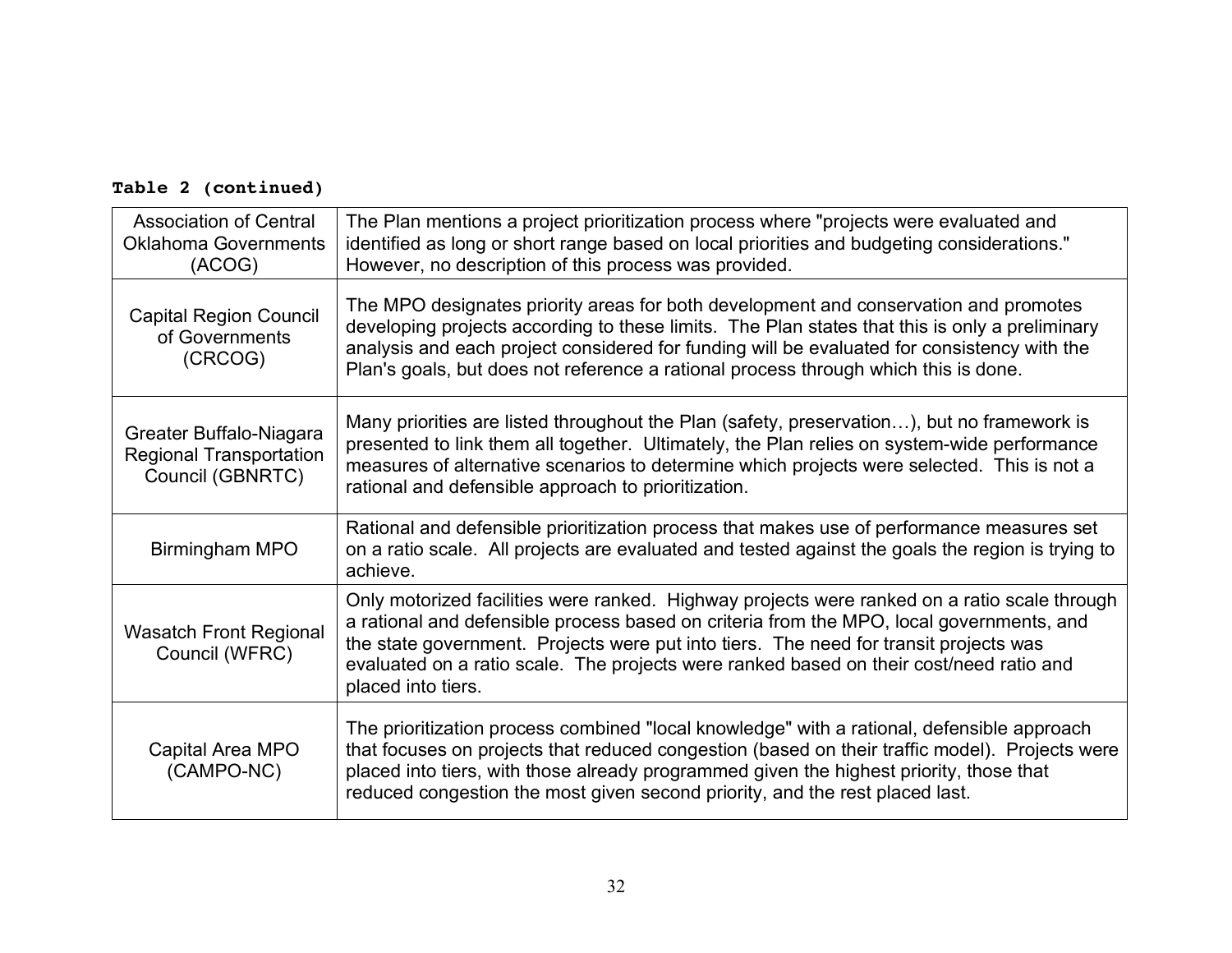**Table 2 (continued)**

| | |
|---|---|
| Association of Central Oklahoma Governments (ACOG) | The Plan mentions a project prioritization process where "projects were evaluated and identified as long or short range based on local priorities and budgeting considerations." However, no description of this process was provided. |
| Capital Region Council of Governments (CRCOG) | The MPO designates priority areas for both development and conservation and promotes developing projects according to these limits. The Plan states that this is only a preliminary analysis and each project considered for funding will be evaluated for consistency with the Plan's goals, but does not reference a rational process through which this is done. |
| Greater Buffalo-Niagara Regional Transportation Council (GBNRTC) | Many priorities are listed throughout the Plan (safety, preservation…), but no framework is presented to link them all together. Ultimately, the Plan relies on system-wide performance measures of alternative scenarios to determine which projects were selected. This is not a rational and defensible approach to prioritization. |
| Birmingham MPO | Rational and defensible prioritization process that makes use of performance measures set on a ratio scale. All projects are evaluated and tested against the goals the region is trying to achieve. |
| Wasatch Front Regional Council (WFRC) | Only motorized facilities were ranked. Highway projects were ranked on a ratio scale through a rational and defensible process based on criteria from the MPO, local governments, and the state government. Projects were put into tiers. The need for transit projects was evaluated on a ratio scale. The projects were ranked based on their cost/need ratio and placed into tiers. |
| Capital Area MPO (CAMPO-NC) | The prioritization process combined "local knowledge" with a rational, defensible approach that focuses on projects that reduced congestion (based on their traffic model). Projects were placed into tiers, with those already programmed given the highest priority, those that reduced congestion the most given second priority, and the rest placed last. |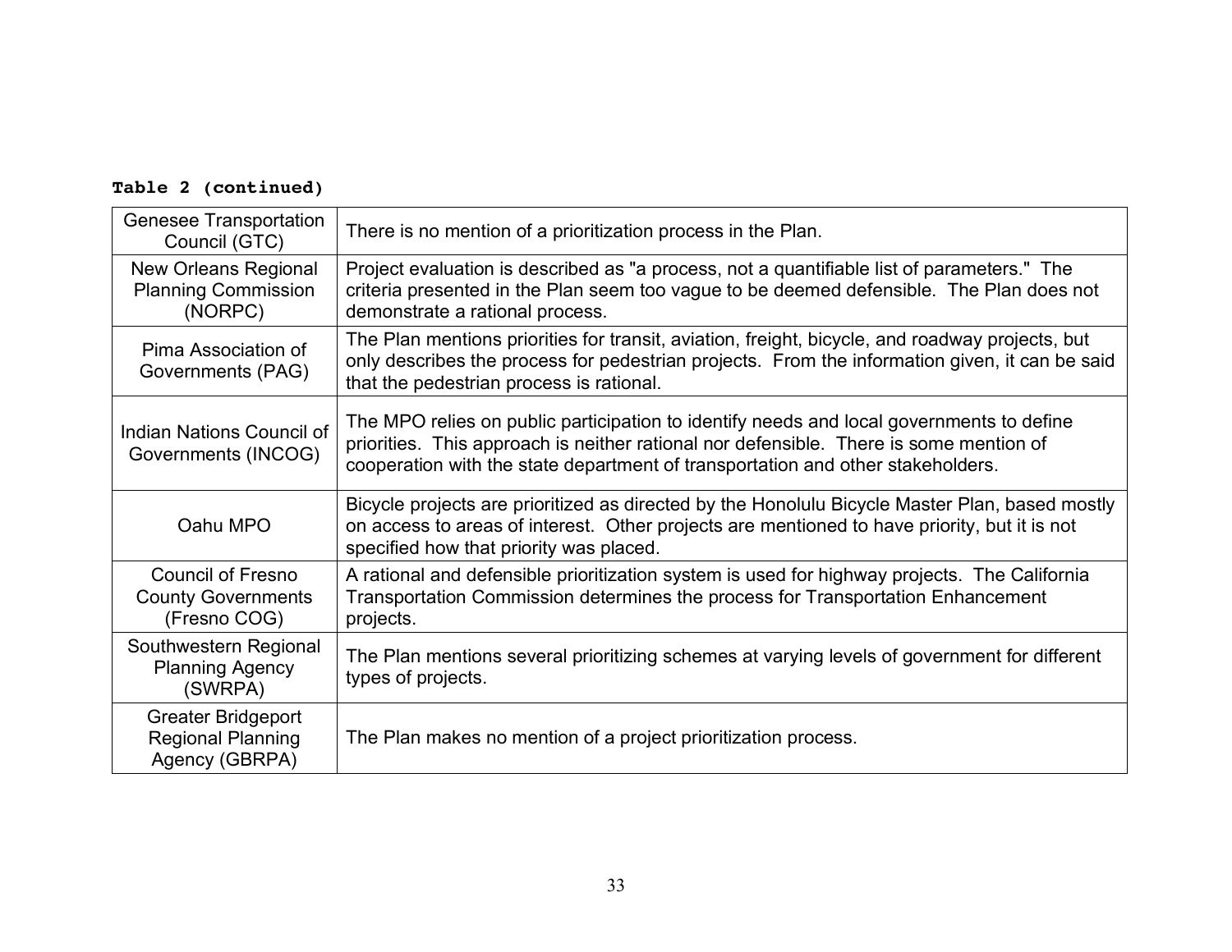**Table 2 (continued)**

| | |
|---|---|
| Genesee Transportation Council (GTC) | There is no mention of a prioritization process in the Plan. |
| New Orleans Regional Planning Commission (NORPC) | Project evaluation is described as "a process, not a quantifiable list of parameters." The criteria presented in the Plan seem too vague to be deemed defensible. The Plan does not demonstrate a rational process. |
| Pima Association of Governments (PAG) | The Plan mentions priorities for transit, aviation, freight, bicycle, and roadway projects, but only describes the process for pedestrian projects. From the information given, it can be said that the pedestrian process is rational. |
| Indian Nations Council of Governments (INCOG) | The MPO relies on public participation to identify needs and local governments to define priorities. This approach is neither rational nor defensible. There is some mention of cooperation with the state department of transportation and other stakeholders. |
| Oahu MPO | Bicycle projects are prioritized as directed by the Honolulu Bicycle Master Plan, based mostly on access to areas of interest. Other projects are mentioned to have priority, but it is not specified how that priority was placed. |
| Council of Fresno County Governments (Fresno COG) | A rational and defensible prioritization system is used for highway projects. The California Transportation Commission determines the process for Transportation Enhancement projects. |
| Southwestern Regional Planning Agency (SWRPA) | The Plan mentions several prioritizing schemes at varying levels of government for different types of projects. |
| Greater Bridgeport Regional Planning Agency (GBRPA) | The Plan makes no mention of a project prioritization process. |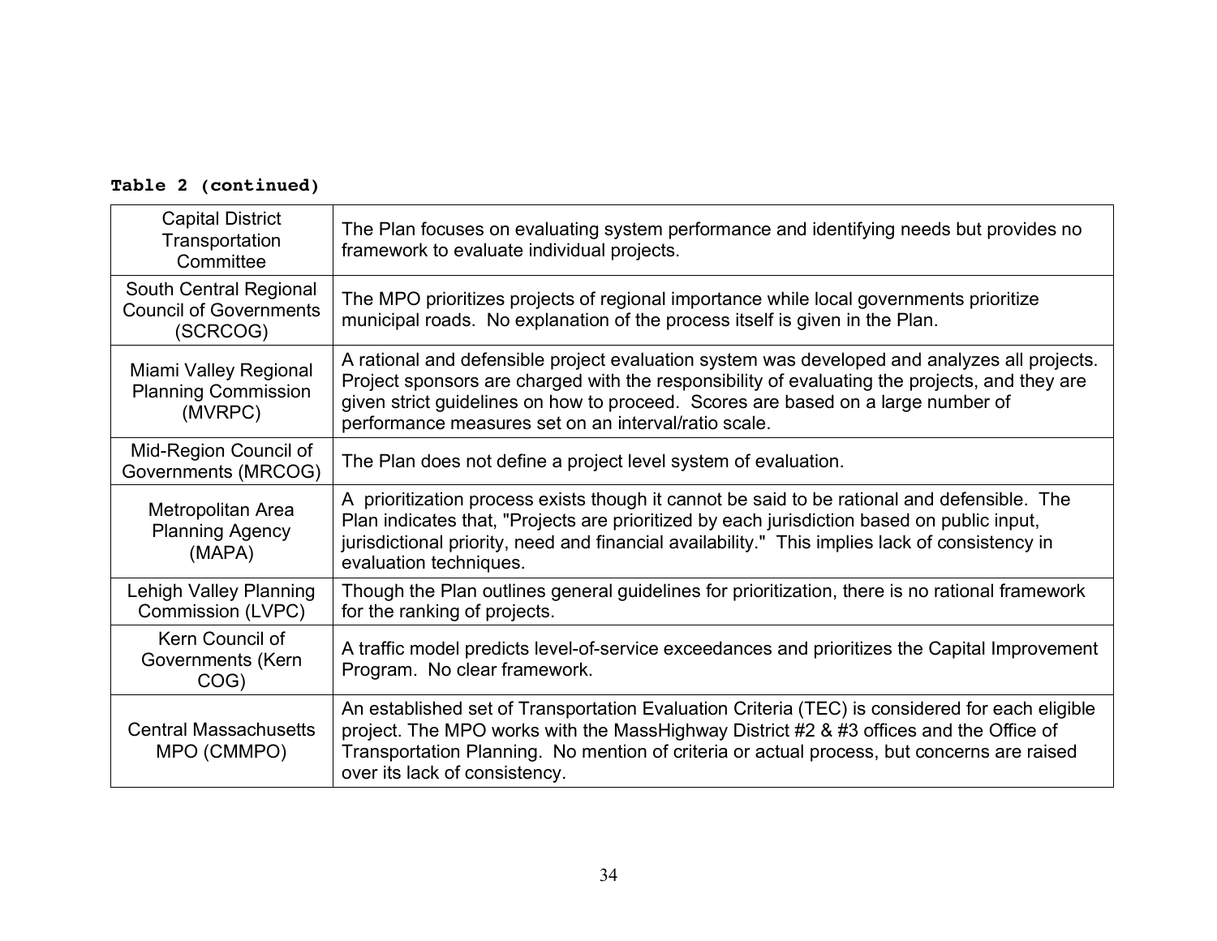**Table 2 (continued)**

| | |
|---|---|
| Capital District Transportation Committee | The Plan focuses on evaluating system performance and identifying needs but provides no framework to evaluate individual projects. |
| South Central Regional Council of Governments (SCRCOG) | The MPO prioritizes projects of regional importance while local governments prioritize municipal roads. No explanation of the process itself is given in the Plan. |
| Miami Valley Regional Planning Commission (MVRPC) | A rational and defensible project evaluation system was developed and analyzes all projects. Project sponsors are charged with the responsibility of evaluating the projects, and they are given strict guidelines on how to proceed. Scores are based on a large number of performance measures set on an interval/ratio scale. |
| Mid-Region Council of Governments (MRCOG) | The Plan does not define a project level system of evaluation. |
| Metropolitan Area Planning Agency (MAPA) | A prioritization process exists though it cannot be said to be rational and defensible. The Plan indicates that, "Projects are prioritized by each jurisdiction based on public input, jurisdictional priority, need and financial availability." This implies lack of consistency in evaluation techniques. |
| Lehigh Valley Planning Commission (LVPC) | Though the Plan outlines general guidelines for prioritization, there is no rational framework for the ranking of projects. |
| Kern Council of Governments (Kern COG) | A traffic model predicts level-of-service exceedances and prioritizes the Capital Improvement Program. No clear framework. |
| Central Massachusetts MPO (CMMPO) | An established set of Transportation Evaluation Criteria (TEC) is considered for each eligible project. The MPO works with the MassHighway District #2 & #3 offices and the Office of Transportation Planning. No mention of criteria or actual process, but concerns are raised over its lack of consistency. |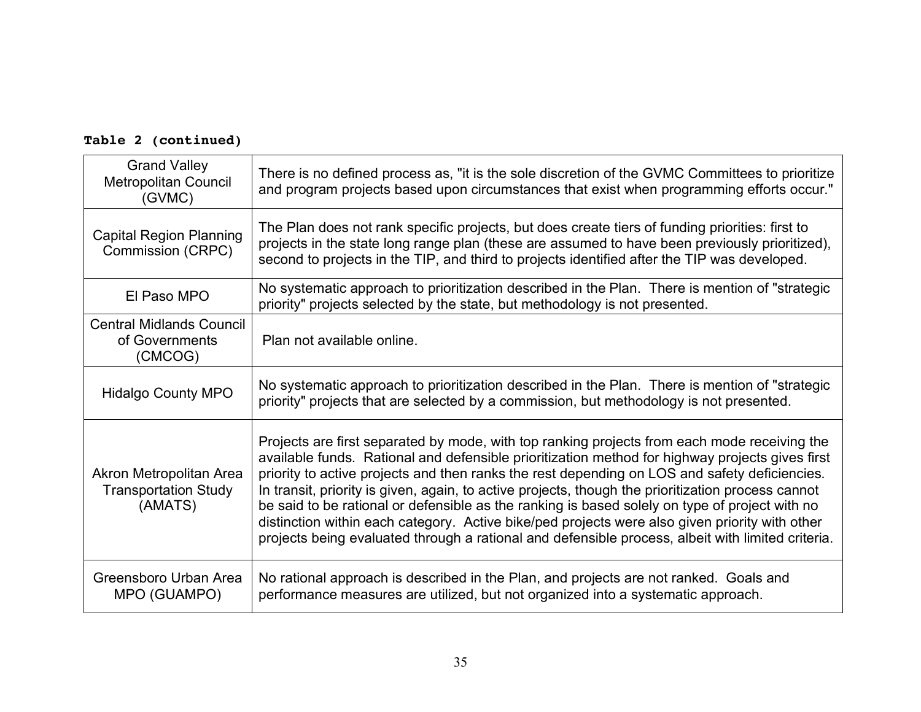**Table 2 (continued)**

| | |
|---|---|
| Grand Valley Metropolitan Council (GVMC) | There is no defined process as, "it is the sole discretion of the GVMC Committees to prioritize and program projects based upon circumstances that exist when programming efforts occur." |
| Capital Region Planning Commission (CRPC) | The Plan does not rank specific projects, but does create tiers of funding priorities: first to projects in the state long range plan (these are assumed to have been previously prioritized), second to projects in the TIP, and third to projects identified after the TIP was developed. |
| El Paso MPO | No systematic approach to prioritization described in the Plan. There is mention of "strategic priority" projects selected by the state, but methodology is not presented. |
| Central Midlands Council of Governments (CMCOG) | Plan not available online. |
| Hidalgo County MPO | No systematic approach to prioritization described in the Plan. There is mention of "strategic priority" projects that are selected by a commission, but methodology is not presented. |
| Akron Metropolitan Area Transportation Study (AMATS) | Projects are first separated by mode, with top ranking projects from each mode receiving the available funds. Rational and defensible prioritization method for highway projects gives first priority to active projects and then ranks the rest depending on LOS and safety deficiencies. In transit, priority is given, again, to active projects, though the prioritization process cannot be said to be rational or defensible as the ranking is based solely on type of project with no distinction within each category. Active bike/ped projects were also given priority with other projects being evaluated through a rational and defensible process, albeit with limited criteria. |
| Greensboro Urban Area MPO (GUAMPO) | No rational approach is described in the Plan, and projects are not ranked. Goals and performance measures are utilized, but not organized into a systematic approach. |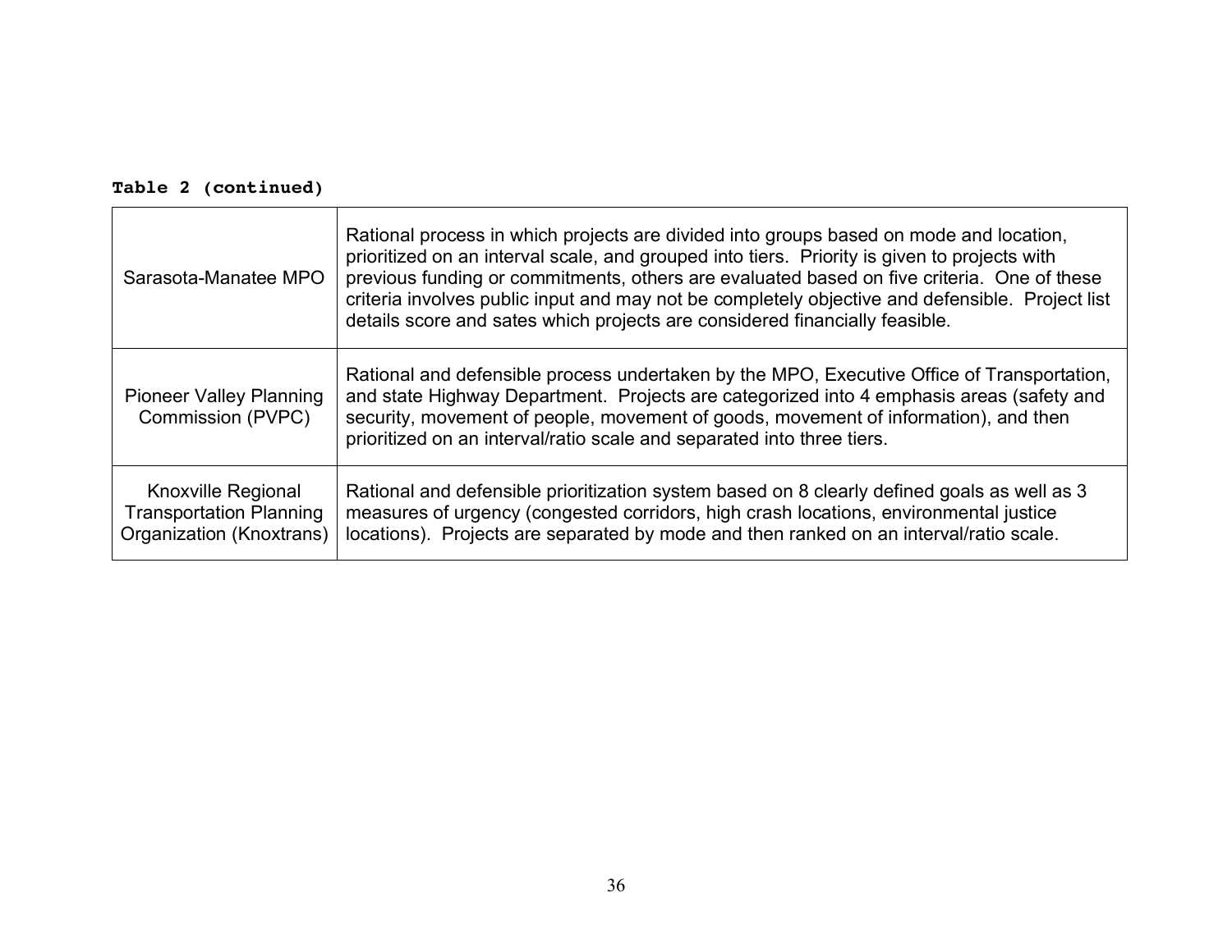**Table 2 (continued)**

| | |
|---|---|
| Sarasota-Manatee MPO | Rational process in which projects are divided into groups based on mode and location, prioritized on an interval scale, and grouped into tiers. Priority is given to projects with previous funding or commitments, others are evaluated based on five criteria. One of these criteria involves public input and may not be completely objective and defensible. Project list details score and sates which projects are considered financially feasible. |
| Pioneer Valley Planning Commission (PVPC) | Rational and defensible process undertaken by the MPO, Executive Office of Transportation, and state Highway Department. Projects are categorized into 4 emphasis areas (safety and security, movement of people, movement of goods, movement of information), and then prioritized on an interval/ratio scale and separated into three tiers. |
| Knoxville Regional Transportation Planning Organization (Knoxtrans) | Rational and defensible prioritization system based on 8 clearly defined goals as well as 3 measures of urgency (congested corridors, high crash locations, environmental justice locations). Projects are separated by mode and then ranked on an interval/ratio scale. |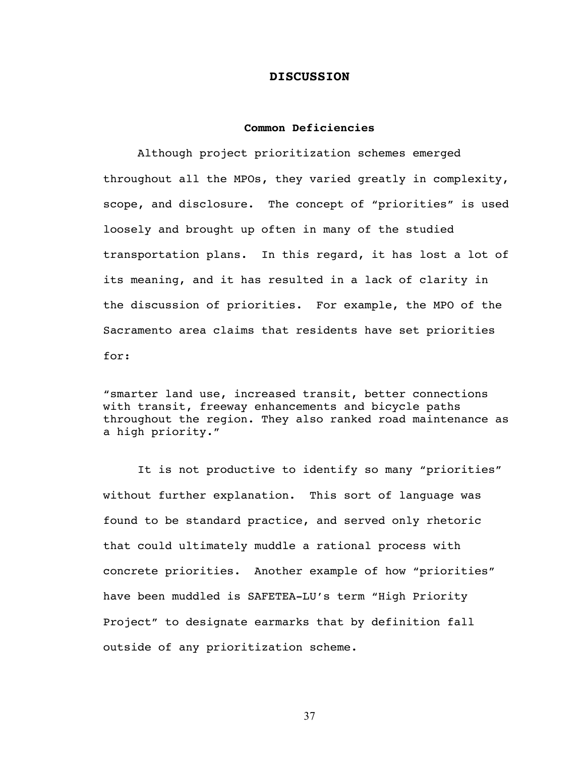# DISCUSSION

## Common Deficiencies

Although project prioritization schemes emerged throughout all the MPOs, they varied greatly in complexity, scope, and disclosure. The concept of "priorities" is used loosely and brought up often in many of the studied transportation plans. In this regard, it has lost a lot of its meaning, and it has resulted in a lack of clarity in the discussion of priorities. For example, the MPO of the Sacramento area claims that residents have set priorities for:

> "smarter land use, increased transit, better connections with transit, freeway enhancements and bicycle paths throughout the region. They also ranked road maintenance as a high priority."

It is not productive to identify so many "priorities" without further explanation. This sort of language was found to be standard practice, and served only rhetoric that could ultimately muddle a rational process with concrete priorities. Another example of how "priorities" have been muddled is SAFETEA-LU's term "High Priority Project" to designate earmarks that by definition fall outside of any prioritization scheme.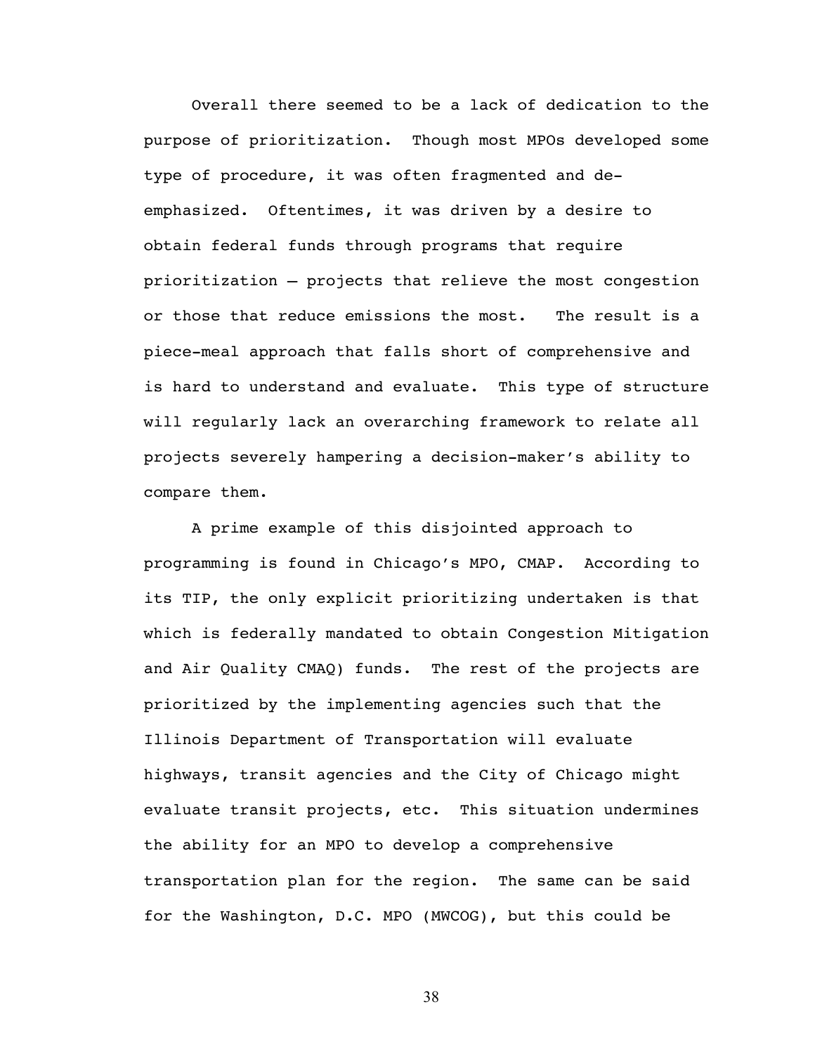Overall there seemed to be a lack of dedication to the purpose of prioritization. Though most MPOs developed some type of procedure, it was often fragmented and de-emphasized. Oftentimes, it was driven by a desire to obtain federal funds through programs that require prioritization – projects that relieve the most congestion or those that reduce emissions the most. The result is a piece-meal approach that falls short of comprehensive and is hard to understand and evaluate. This type of structure will regularly lack an overarching framework to relate all projects severely hampering a decision-maker's ability to compare them.

A prime example of this disjointed approach to programming is found in Chicago's MPO, CMAP. According to its TIP, the only explicit prioritizing undertaken is that which is federally mandated to obtain Congestion Mitigation and Air Quality CMAQ) funds. The rest of the projects are prioritized by the implementing agencies such that the Illinois Department of Transportation will evaluate highways, transit agencies and the City of Chicago might evaluate transit projects, etc. This situation undermines the ability for an MPO to develop a comprehensive transportation plan for the region. The same can be said for the Washington, D.C. MPO (MWCOG), but this could be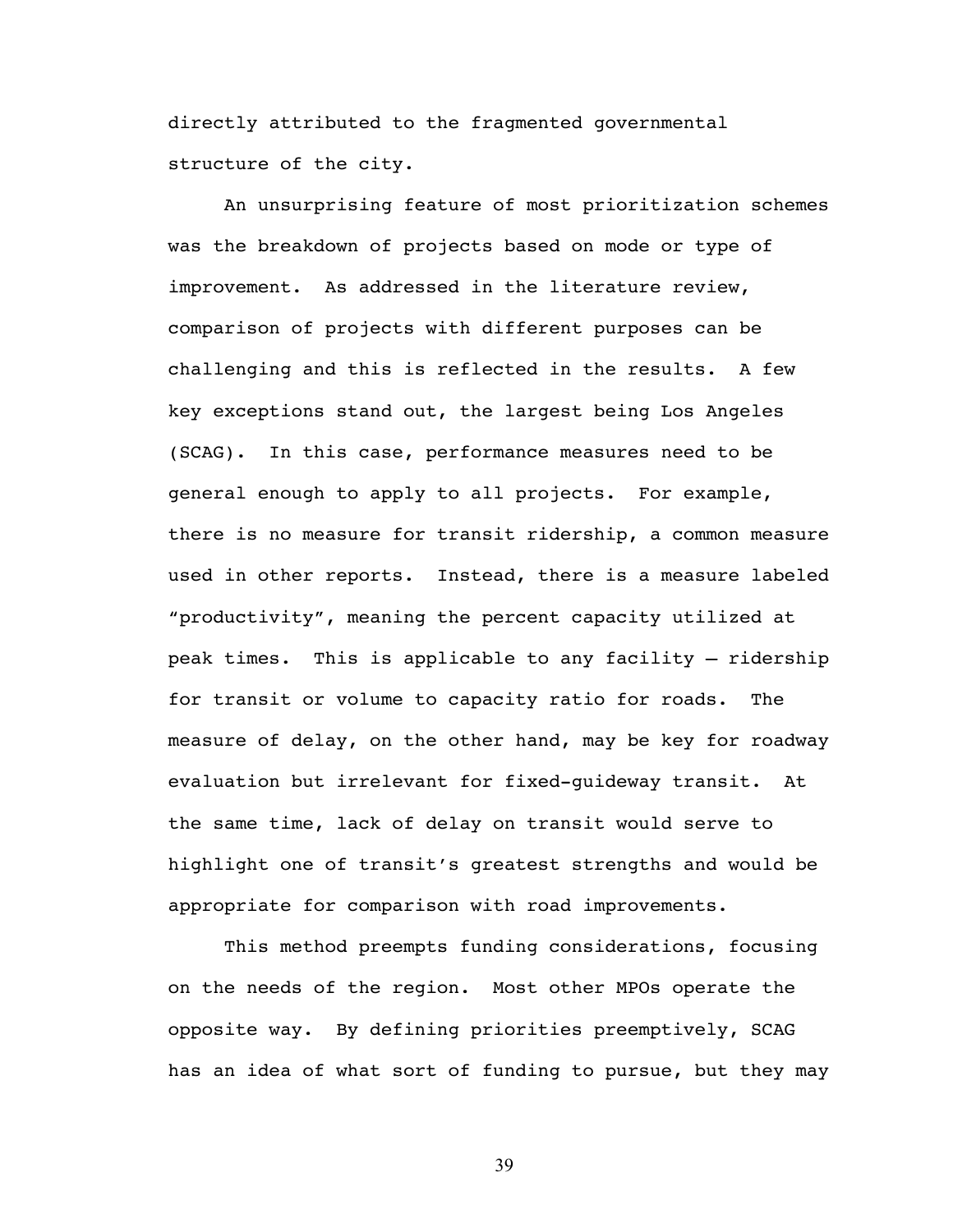directly attributed to the fragmented governmental structure of the city.

An unsurprising feature of most prioritization schemes was the breakdown of projects based on mode or type of improvement. As addressed in the literature review, comparison of projects with different purposes can be challenging and this is reflected in the results. A few key exceptions stand out, the largest being Los Angeles (SCAG). In this case, performance measures need to be general enough to apply to all projects. For example, there is no measure for transit ridership, a common measure used in other reports. Instead, there is a measure labeled "productivity", meaning the percent capacity utilized at peak times. This is applicable to any facility – ridership for transit or volume to capacity ratio for roads. The measure of delay, on the other hand, may be key for roadway evaluation but irrelevant for fixed-guideway transit. At the same time, lack of delay on transit would serve to highlight one of transit's greatest strengths and would be appropriate for comparison with road improvements.

This method preempts funding considerations, focusing on the needs of the region. Most other MPOs operate the opposite way. By defining priorities preemptively, SCAG has an idea of what sort of funding to pursue, but they may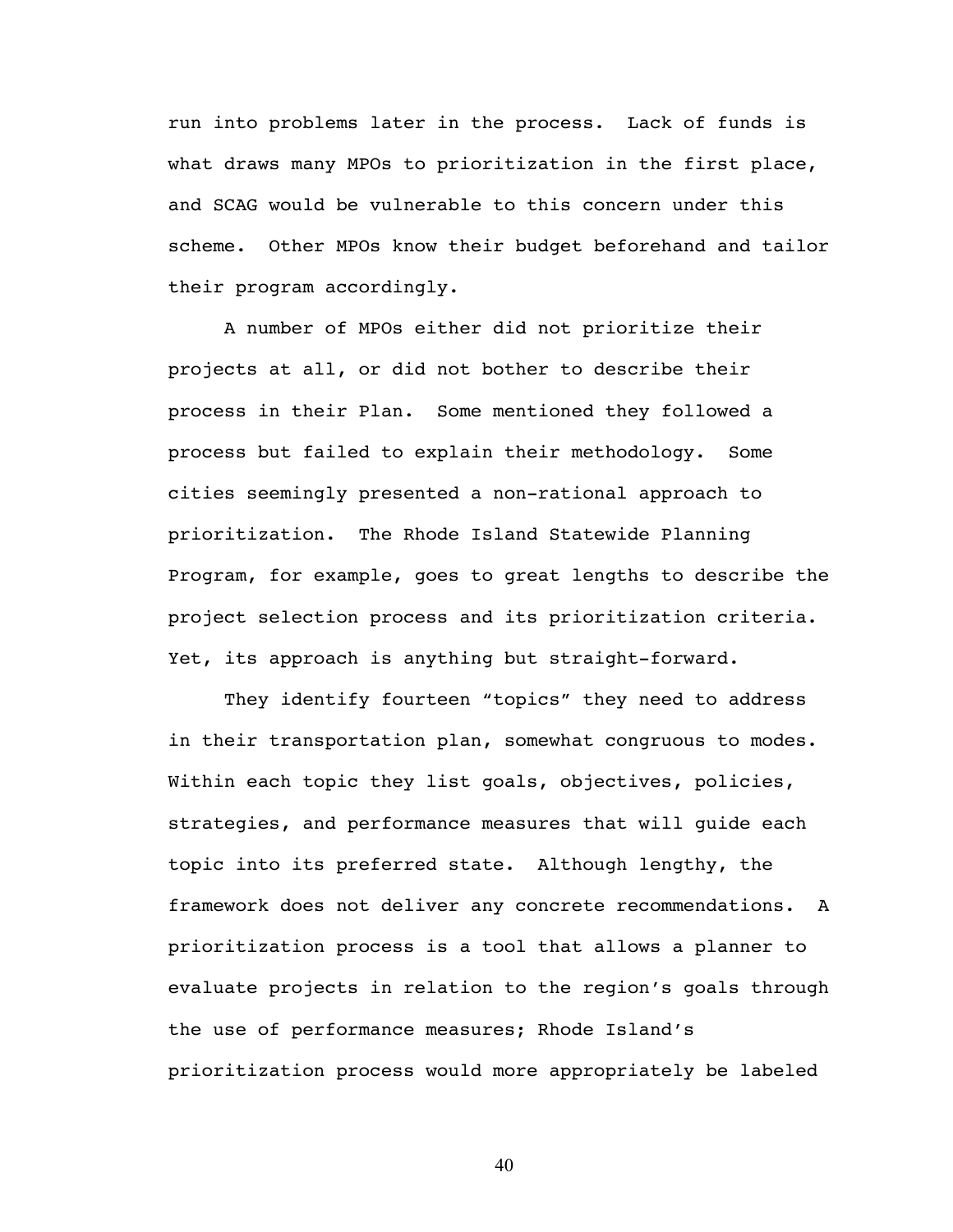run into problems later in the process. Lack of funds is what draws many MPOs to prioritization in the first place, and SCAG would be vulnerable to this concern under this scheme. Other MPOs know their budget beforehand and tailor their program accordingly.

A number of MPOs either did not prioritize their projects at all, or did not bother to describe their process in their Plan. Some mentioned they followed a process but failed to explain their methodology. Some cities seemingly presented a non-rational approach to prioritization. The Rhode Island Statewide Planning Program, for example, goes to great lengths to describe the project selection process and its prioritization criteria. Yet, its approach is anything but straight-forward.

They identify fourteen "topics" they need to address in their transportation plan, somewhat congruous to modes. Within each topic they list goals, objectives, policies, strategies, and performance measures that will guide each topic into its preferred state. Although lengthy, the framework does not deliver any concrete recommendations. A prioritization process is a tool that allows a planner to evaluate projects in relation to the region's goals through the use of performance measures; Rhode Island's prioritization process would more appropriately be labeled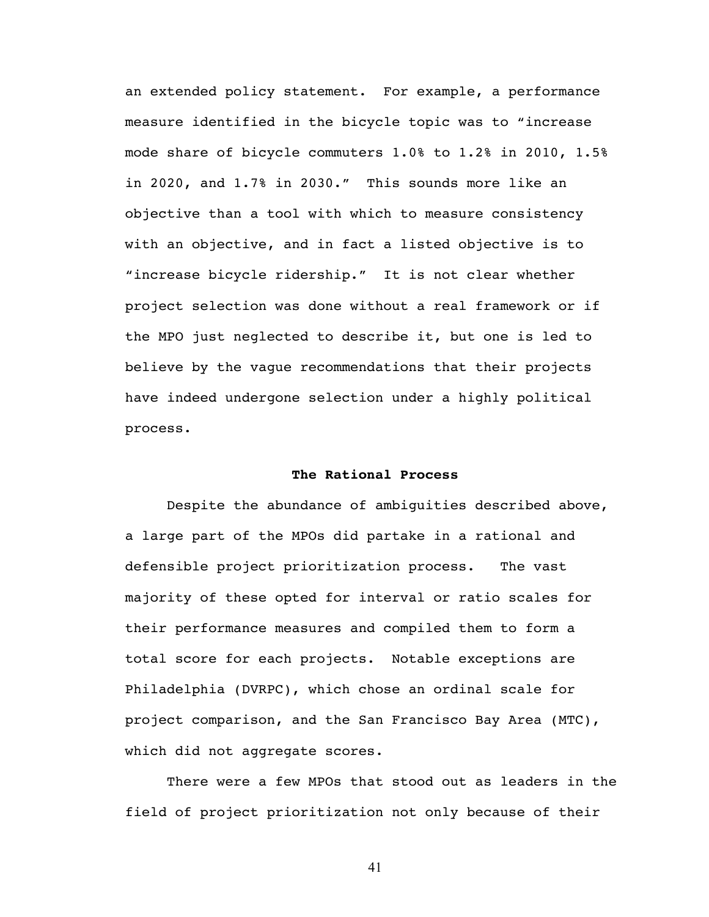an extended policy statement. For example, a performance measure identified in the bicycle topic was to "increase mode share of bicycle commuters 1.0% to 1.2% in 2010, 1.5% in 2020, and 1.7% in 2030." This sounds more like an objective than a tool with which to measure consistency with an objective, and in fact a listed objective is to "increase bicycle ridership." It is not clear whether project selection was done without a real framework or if the MPO just neglected to describe it, but one is led to believe by the vague recommendations that their projects have indeed undergone selection under a highly political process.

## The Rational Process

Despite the abundance of ambiguities described above, a large part of the MPOs did partake in a rational and defensible project prioritization process. The vast majority of these opted for interval or ratio scales for their performance measures and compiled them to form a total score for each projects. Notable exceptions are Philadelphia (DVRPC), which chose an ordinal scale for project comparison, and the San Francisco Bay Area (MTC), which did not aggregate scores.

There were a few MPOs that stood out as leaders in the field of project prioritization not only because of their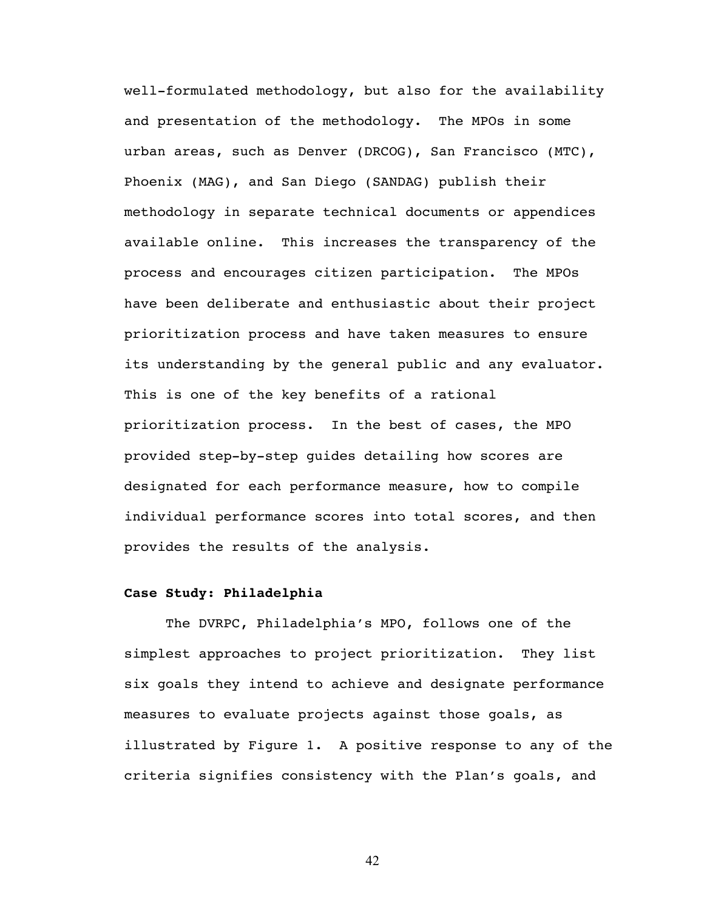well-formulated methodology, but also for the availability and presentation of the methodology. The MPOs in some urban areas, such as Denver (DRCOG), San Francisco (MTC), Phoenix (MAG), and San Diego (SANDAG) publish their methodology in separate technical documents or appendices available online. This increases the transparency of the process and encourages citizen participation. The MPOs have been deliberate and enthusiastic about their project prioritization process and have taken measures to ensure its understanding by the general public and any evaluator. This is one of the key benefits of a rational prioritization process. In the best of cases, the MPO provided step-by-step guides detailing how scores are designated for each performance measure, how to compile individual performance scores into total scores, and then provides the results of the analysis.

**Case Study: Philadelphia**

The DVRPC, Philadelphia's MPO, follows one of the simplest approaches to project prioritization. They list six goals they intend to achieve and designate performance measures to evaluate projects against those goals, as illustrated by Figure 1. A positive response to any of the criteria signifies consistency with the Plan's goals, and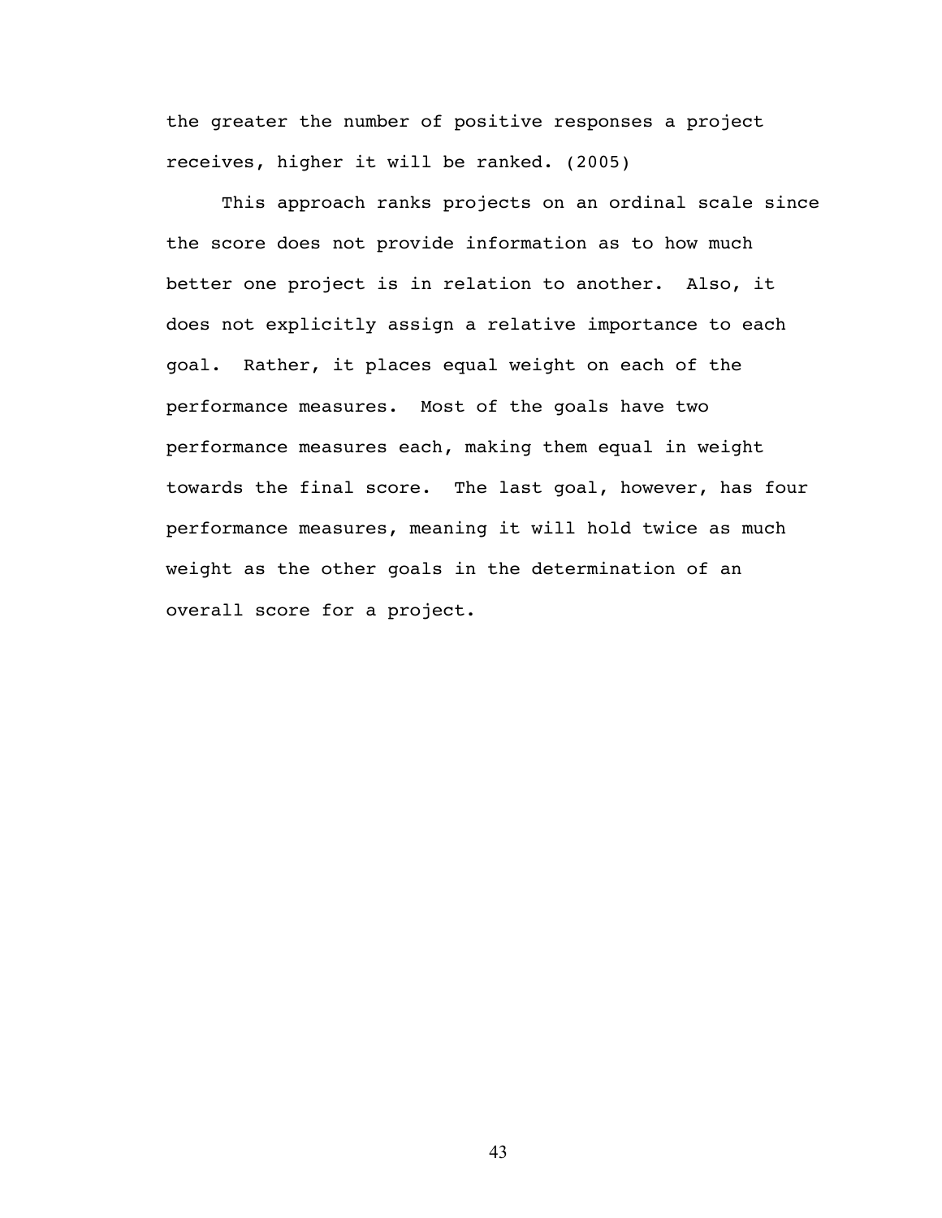the greater the number of positive responses a project receives, higher it will be ranked. (2005)

This approach ranks projects on an ordinal scale since the score does not provide information as to how much better one project is in relation to another. Also, it does not explicitly assign a relative importance to each goal. Rather, it places equal weight on each of the performance measures. Most of the goals have two performance measures each, making them equal in weight towards the final score. The last goal, however, has four performance measures, meaning it will hold twice as much weight as the other goals in the determination of an overall score for a project.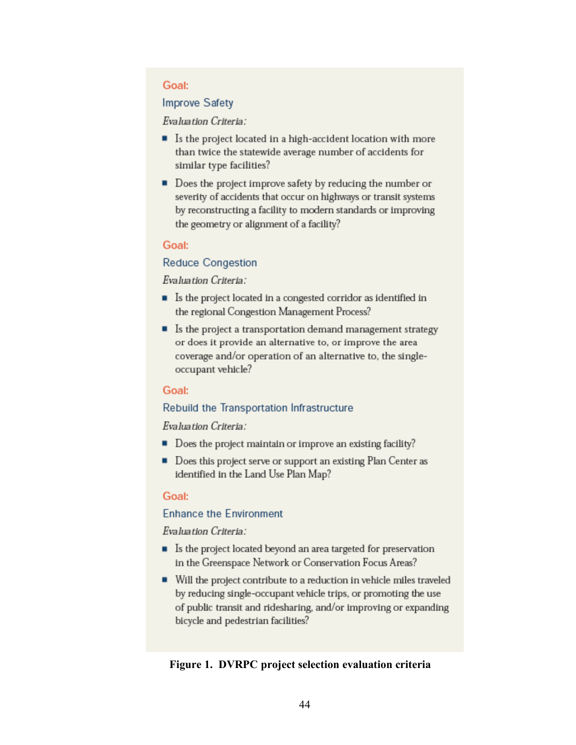**Goal:**

**Improve Safety**

*Evaluation Criteria:*

- Is the project located in a high-accident location with more than twice the statewide average number of accidents for similar type facilities?
- Does the project improve safety by reducing the number or severity of accidents that occur on highways or transit systems by reconstructing a facility to modern standards or improving the geometry or alignment of a facility?

**Goal:**

**Reduce Congestion**

*Evaluation Criteria:*

- Is the project located in a congested corridor as identified in the regional Congestion Management Process?
- Is the project a transportation demand management strategy or does it provide an alternative to, or improve the area coverage and/or operation of an alternative to, the single-occupant vehicle?

**Goal:**

**Rebuild the Transportation Infrastructure**

*Evaluation Criteria:*

- Does the project maintain or improve an existing facility?
- Does this project serve or support an existing Plan Center as identified in the Land Use Plan Map?

**Goal:**

**Enhance the Environment**

*Evaluation Criteria:*

- Is the project located beyond an area targeted for preservation in the Greenspace Network or Conservation Focus Areas?
- Will the project contribute to a reduction in vehicle miles traveled by reducing single-occupant vehicle trips, or promoting the use of public transit and ridesharing, and/or improving or expanding bicycle and pedestrian facilities?

**Figure 1. DVRPC project selection evaluation criteria**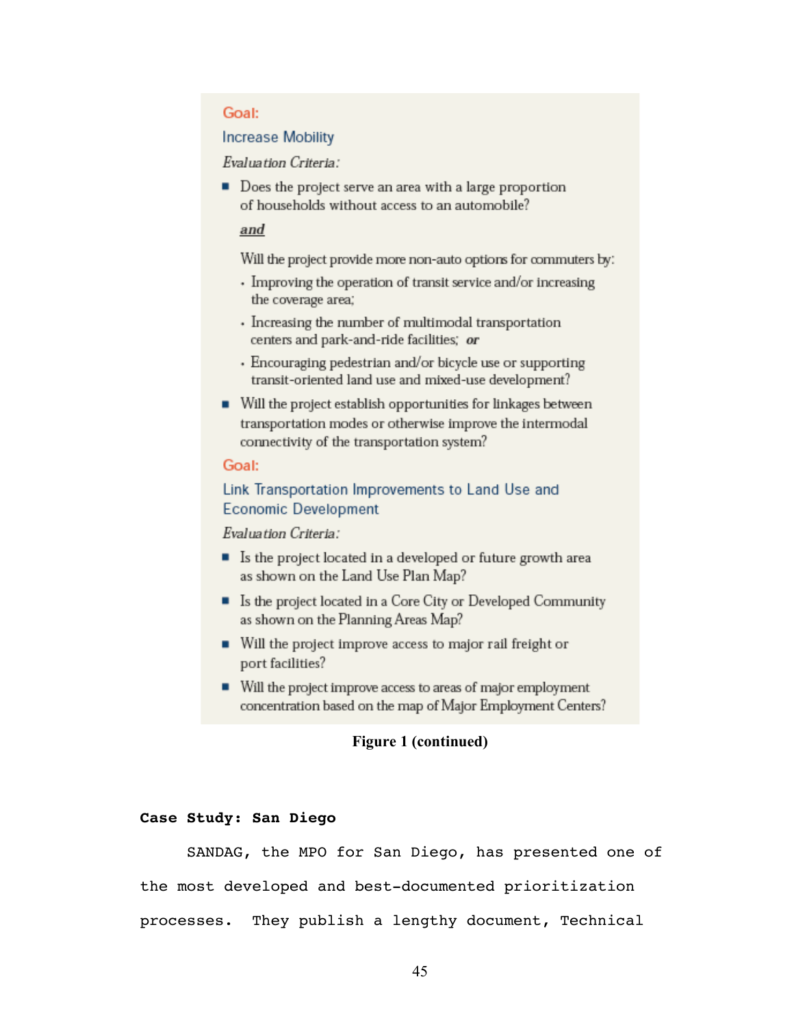Goal:

Increase Mobility

*Evaluation Criteria:*

- Does the project serve an area with a large proportion of households without access to an automobile?

  ***and***

  Will the project provide more non-auto options for commuters by:
  - Improving the operation of transit service and/or increasing the coverage area;
  - Increasing the number of multimodal transportation centers and park-and-ride facilities; ***or***
  - Encouraging pedestrian and/or bicycle use or supporting transit-oriented land use and mixed-use development?
- Will the project establish opportunities for linkages between transportation modes or otherwise improve the intermodal connectivity of the transportation system?

Goal:

Link Transportation Improvements to Land Use and Economic Development

*Evaluation Criteria:*

- Is the project located in a developed or future growth area as shown on the Land Use Plan Map?
- Is the project located in a Core City or Developed Community as shown on the Planning Areas Map?
- Will the project improve access to major rail freight or port facilities?
- Will the project improve access to areas of major employment concentration based on the map of Major Employment Centers?

**Figure 1 (continued)**

**Case Study: San Diego**

SANDAG, the MPO for San Diego, has presented one of the most developed and best-documented prioritization processes. They publish a lengthy document, Technical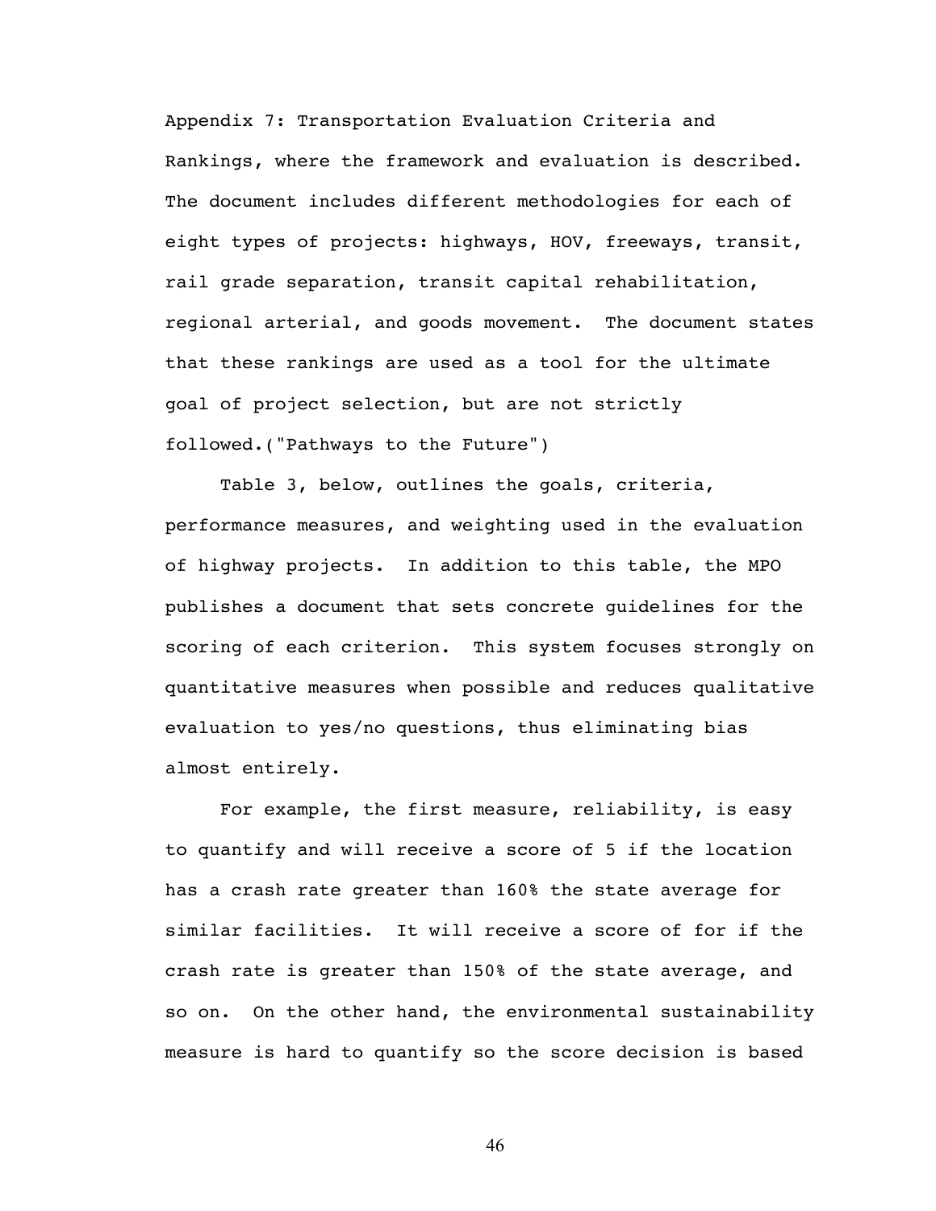Appendix 7: Transportation Evaluation Criteria and Rankings, where the framework and evaluation is described. The document includes different methodologies for each of eight types of projects: highways, HOV, freeways, transit, rail grade separation, transit capital rehabilitation, regional arterial, and goods movement. The document states that these rankings are used as a tool for the ultimate goal of project selection, but are not strictly followed.("Pathways to the Future")

Table 3, below, outlines the goals, criteria, performance measures, and weighting used in the evaluation of highway projects. In addition to this table, the MPO publishes a document that sets concrete guidelines for the scoring of each criterion. This system focuses strongly on quantitative measures when possible and reduces qualitative evaluation to yes/no questions, thus eliminating bias almost entirely.

For example, the first measure, reliability, is easy to quantify and will receive a score of 5 if the location has a crash rate greater than 160% the state average for similar facilities. It will receive a score of for if the crash rate is greater than 150% of the state average, and so on. On the other hand, the environmental sustainability measure is hard to quantify so the score decision is based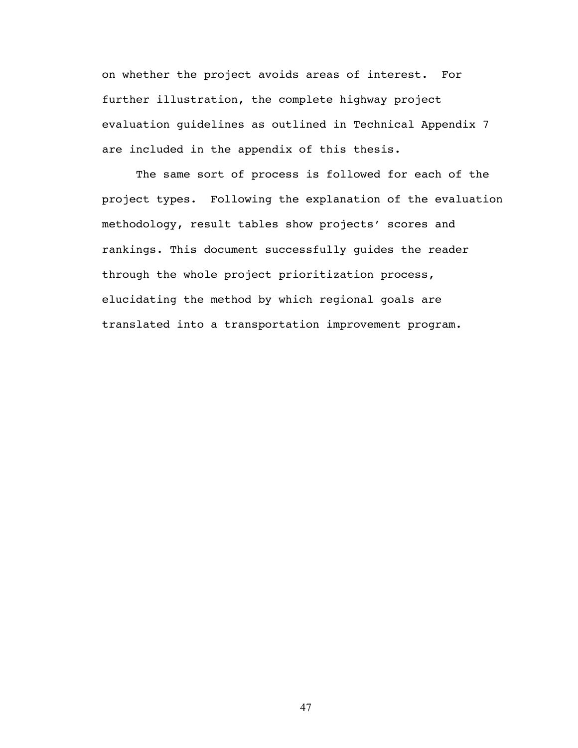on whether the project avoids areas of interest. For further illustration, the complete highway project evaluation guidelines as outlined in Technical Appendix 7 are included in the appendix of this thesis.

The same sort of process is followed for each of the project types. Following the explanation of the evaluation methodology, result tables show projects' scores and rankings. This document successfully guides the reader through the whole project prioritization process, elucidating the method by which regional goals are translated into a transportation improvement program.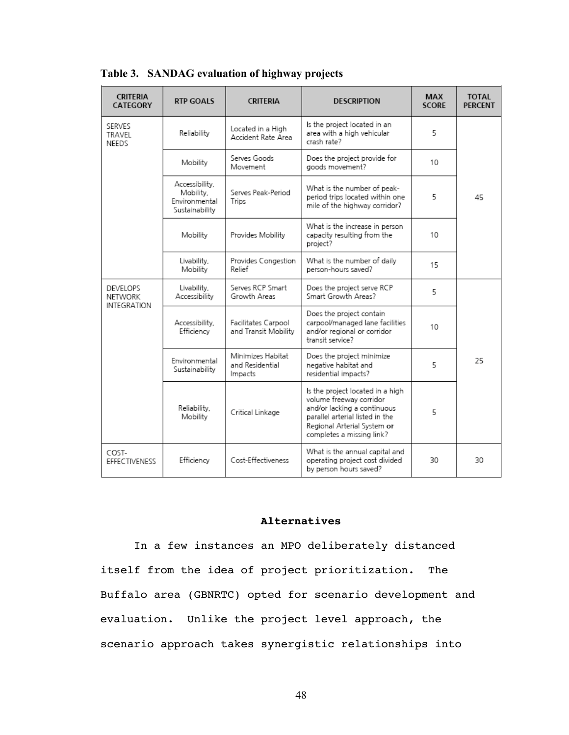**Table 3. SANDAG evaluation of highway projects**

| CRITERIA CATEGORY | RTP GOALS | CRITERIA | DESCRIPTION | MAX SCORE | TOTAL PERCENT |
|---|---|---|---|---|---|
| SERVES TRAVEL NEEDS | Reliability | Located in a High Accident Rate Area | Is the project located in an area with a high vehicular crash rate? | 5 | 45 |
| | Mobility | Serves Goods Movement | Does the project provide for goods movement? | 10 | |
| | Accessibility, Mobility, Environmental Sustainability | Serves Peak-Period Trips | What is the number of peak-period trips located within one mile of the highway corridor? | 5 | |
| | Mobility | Provides Mobility | What is the increase in person capacity resulting from the project? | 10 | |
| | Livability, Mobility | Provides Congestion Relief | What is the number of daily person-hours saved? | 15 | |
| DEVELOPS NETWORK INTEGRATION | Livability, Accessibility | Serves RCP Smart Growth Areas | Does the project serve RCP Smart Growth Areas? | 5 | 25 |
| | Accessibility, Efficiency | Facilitates Carpool and Transit Mobility | Does the project contain carpool/managed lane facilities and/or regional or corridor transit service? | 10 | |
| | Environmental Sustainability | Minimizes Habitat and Residential Impacts | Does the project minimize negative habitat and residential impacts? | 5 | |
| | Reliability, Mobility | Critical Linkage | Is the project located in a high volume freeway corridor and/or lacking a continuous parallel arterial listed in the Regional Arterial System **or** completes a missing link? | 5 | |
| COST-EFFECTIVENESS | Efficiency | Cost-Effectiveness | What is the annual capital and operating project cost divided by person hours saved? | 30 | 30 |

## Alternatives

In a few instances an MPO deliberately distanced itself from the idea of project prioritization. The Buffalo area (GBNRTC) opted for scenario development and evaluation. Unlike the project level approach, the scenario approach takes synergistic relationships into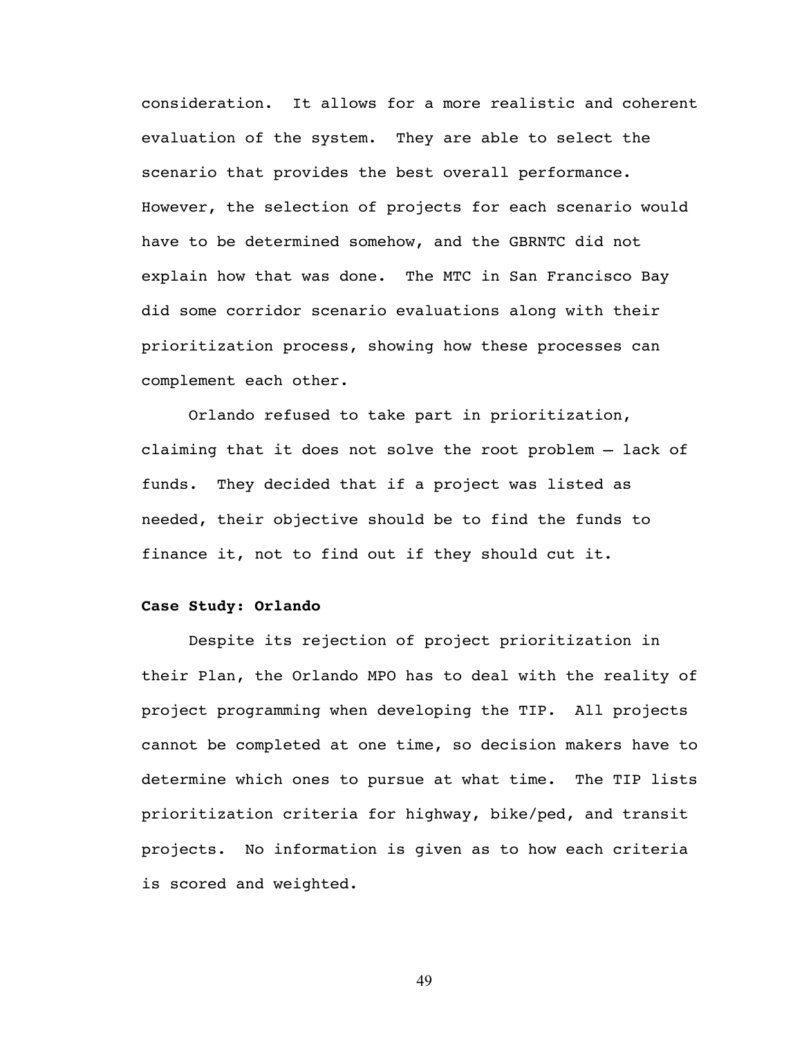consideration. It allows for a more realistic and coherent evaluation of the system. They are able to select the scenario that provides the best overall performance. However, the selection of projects for each scenario would have to be determined somehow, and the GBRNTC did not explain how that was done. The MTC in San Francisco Bay did some corridor scenario evaluations along with their prioritization process, showing how these processes can complement each other.

Orlando refused to take part in prioritization, claiming that it does not solve the root problem – lack of funds. They decided that if a project was listed as needed, their objective should be to find the funds to finance it, not to find out if they should cut it.

**Case Study: Orlando**

Despite its rejection of project prioritization in their Plan, the Orlando MPO has to deal with the reality of project programming when developing the TIP. All projects cannot be completed at one time, so decision makers have to determine which ones to pursue at what time. The TIP lists prioritization criteria for highway, bike/ped, and transit projects. No information is given as to how each criteria is scored and weighted.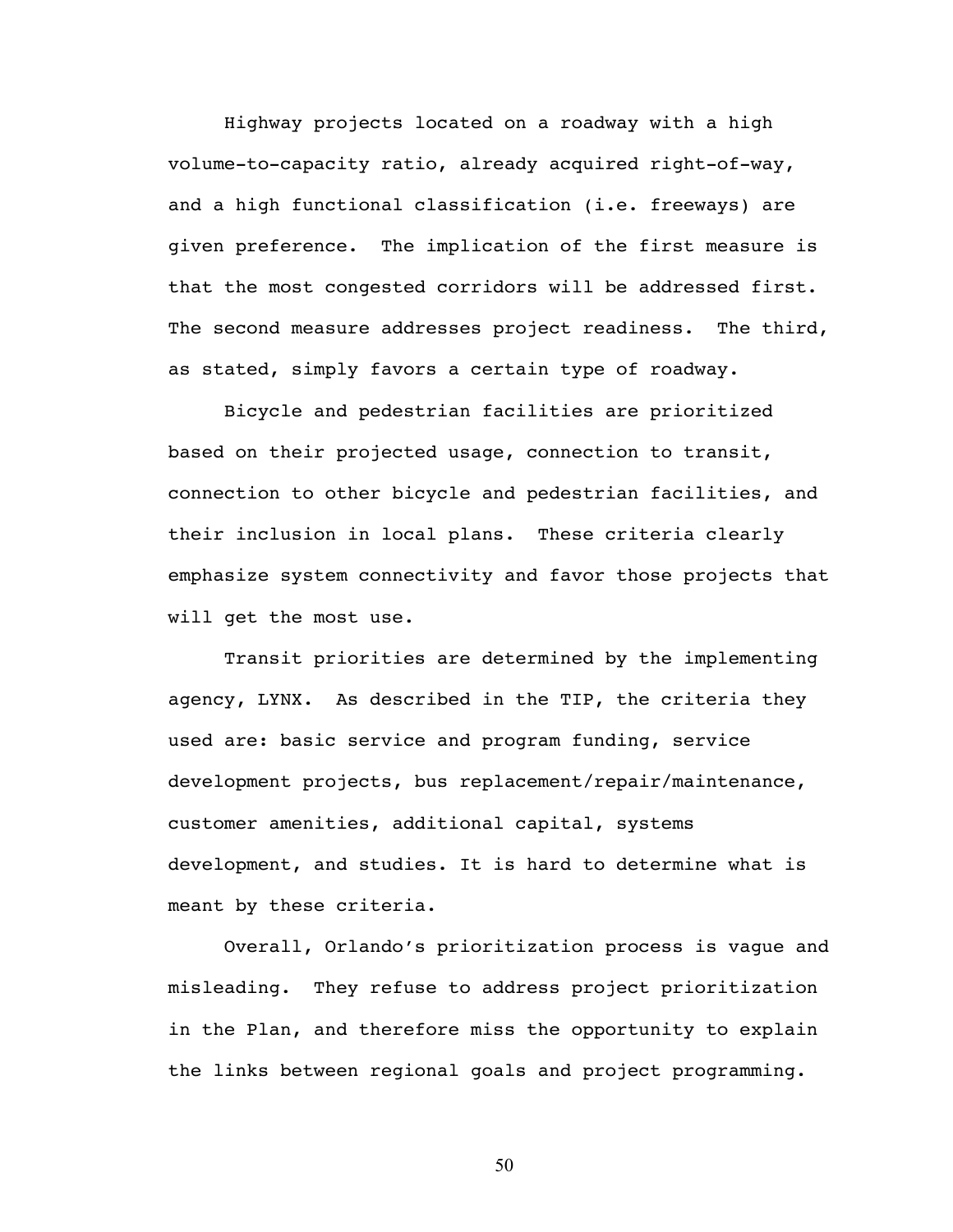Highway projects located on a roadway with a high volume-to-capacity ratio, already acquired right-of-way, and a high functional classification (i.e. freeways) are given preference. The implication of the first measure is that the most congested corridors will be addressed first. The second measure addresses project readiness. The third, as stated, simply favors a certain type of roadway.

Bicycle and pedestrian facilities are prioritized based on their projected usage, connection to transit, connection to other bicycle and pedestrian facilities, and their inclusion in local plans. These criteria clearly emphasize system connectivity and favor those projects that will get the most use.

Transit priorities are determined by the implementing agency, LYNX. As described in the TIP, the criteria they used are: basic service and program funding, service development projects, bus replacement/repair/maintenance, customer amenities, additional capital, systems development, and studies. It is hard to determine what is meant by these criteria.

Overall, Orlando's prioritization process is vague and misleading. They refuse to address project prioritization in the Plan, and therefore miss the opportunity to explain the links between regional goals and project programming.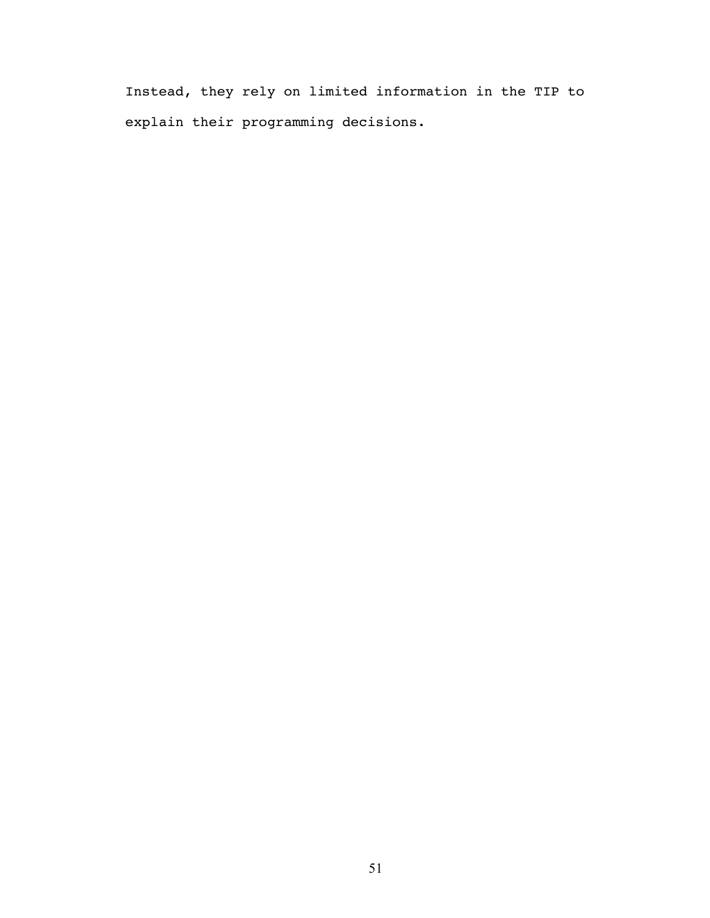Instead, they rely on limited information in the TIP to explain their programming decisions.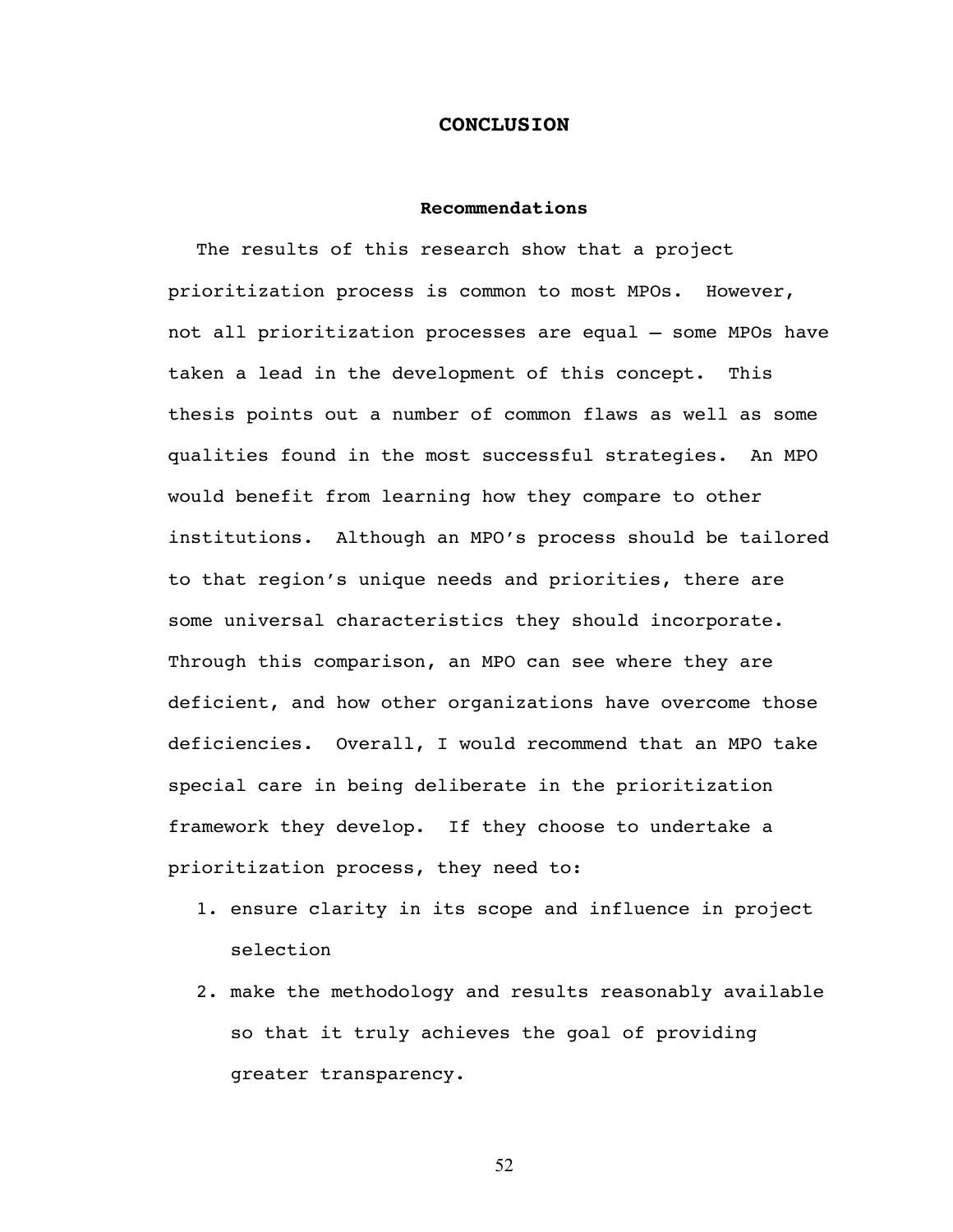# CONCLUSION

## Recommendations

The results of this research show that a project prioritization process is common to most MPOs. However, not all prioritization processes are equal – some MPOs have taken a lead in the development of this concept. This thesis points out a number of common flaws as well as some qualities found in the most successful strategies. An MPO would benefit from learning how they compare to other institutions. Although an MPO's process should be tailored to that region's unique needs and priorities, there are some universal characteristics they should incorporate. Through this comparison, an MPO can see where they are deficient, and how other organizations have overcome those deficiencies. Overall, I would recommend that an MPO take special care in being deliberate in the prioritization framework they develop. If they choose to undertake a prioritization process, they need to:

1. ensure clarity in its scope and influence in project selection
2. make the methodology and results reasonably available so that it truly achieves the goal of providing greater transparency.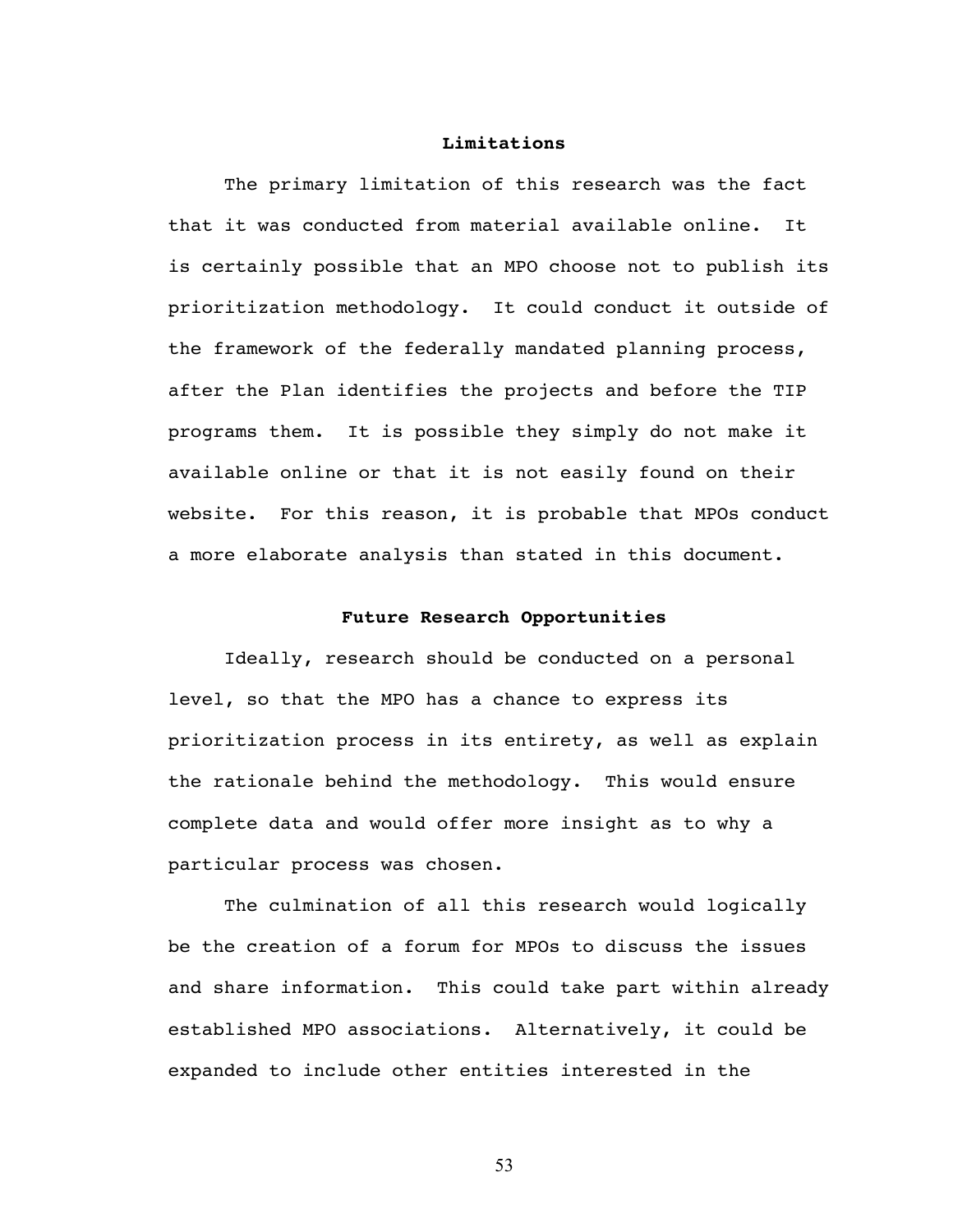## Limitations

The primary limitation of this research was the fact that it was conducted from material available online. It is certainly possible that an MPO choose not to publish its prioritization methodology. It could conduct it outside of the framework of the federally mandated planning process, after the Plan identifies the projects and before the TIP programs them. It is possible they simply do not make it available online or that it is not easily found on their website. For this reason, it is probable that MPOs conduct a more elaborate analysis than stated in this document.

## Future Research Opportunities

Ideally, research should be conducted on a personal level, so that the MPO has a chance to express its prioritization process in its entirety, as well as explain the rationale behind the methodology. This would ensure complete data and would offer more insight as to why a particular process was chosen.

The culmination of all this research would logically be the creation of a forum for MPOs to discuss the issues and share information. This could take part within already established MPO associations. Alternatively, it could be expanded to include other entities interested in the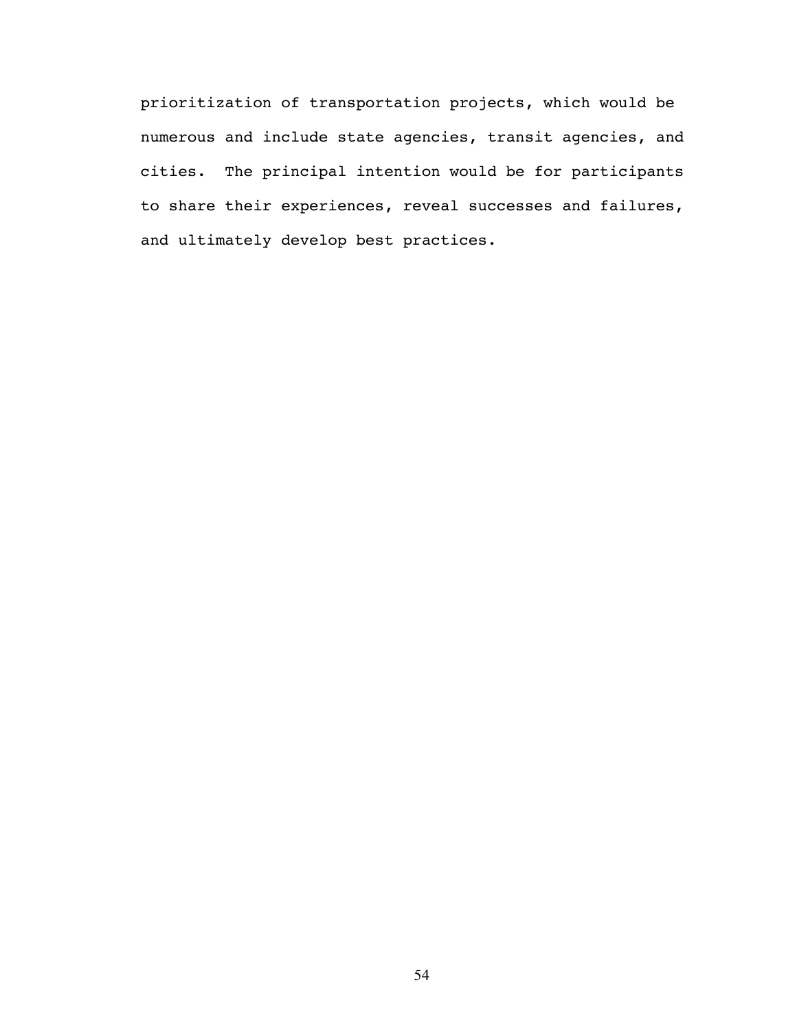prioritization of transportation projects, which would be numerous and include state agencies, transit agencies, and cities. The principal intention would be for participants to share their experiences, reveal successes and failures, and ultimately develop best practices.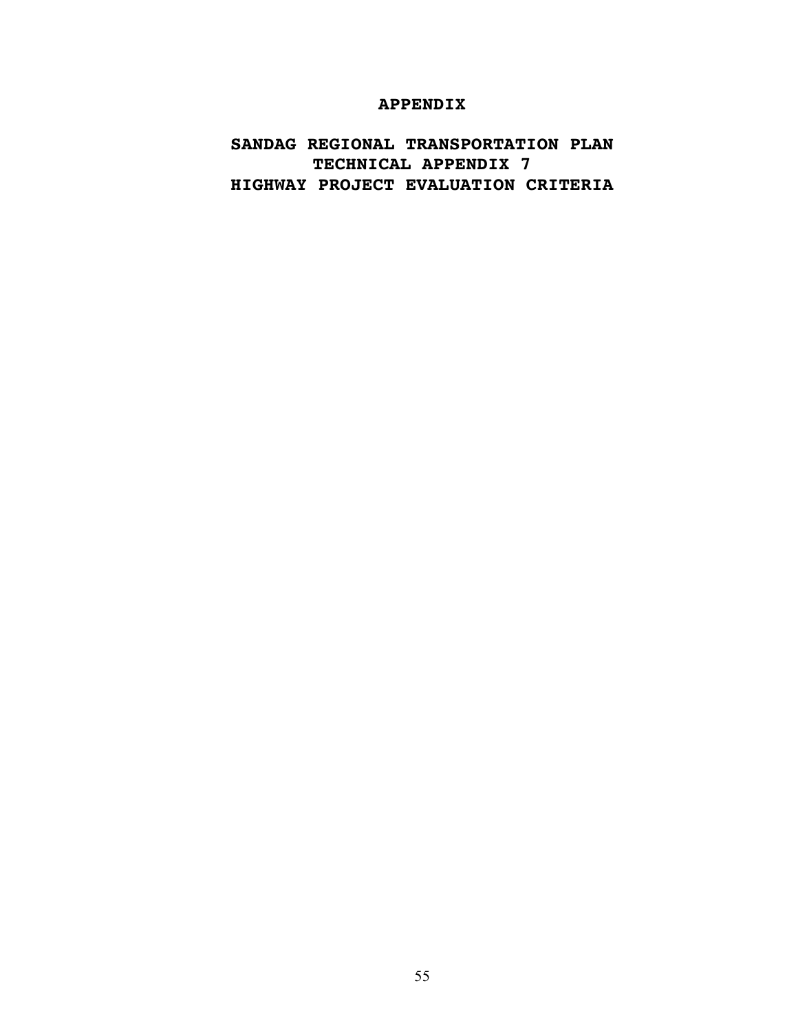# APPENDIX

## SANDAG REGIONAL TRANSPORTATION PLAN
## TECHNICAL APPENDIX 7
## HIGHWAY PROJECT EVALUATION CRITERIA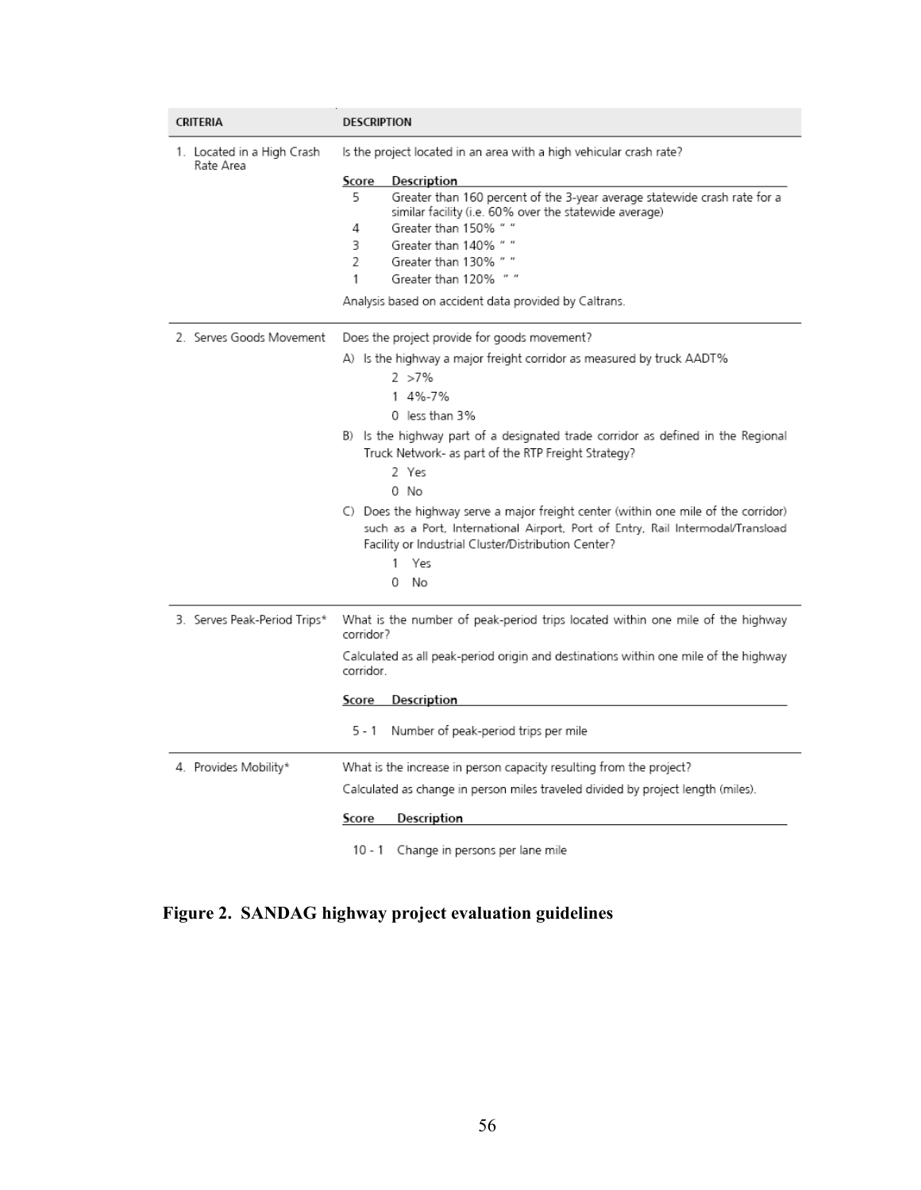| CRITERIA | DESCRIPTION |
|---|---|
| 1. Located in a High Crash Rate Area | Is the project located in an area with a high vehicular crash rate?<br><br>**Score** **Description**<br>5 Greater than 160 percent of the 3-year average statewide crash rate for a similar facility (i.e. 60% over the statewide average)<br>4 Greater than 150% " "<br>3 Greater than 140% " "<br>2 Greater than 130% " "<br>1 Greater than 120% " "<br><br>Analysis based on accident data provided by Caltrans. |
| 2. Serves Goods Movement | Does the project provide for goods movement?<br><br>A) Is the highway a major freight corridor as measured by truck AADT%<br>2 >7%<br>1 4%-7%<br>0 less than 3%<br><br>B) Is the highway part of a designated trade corridor as defined in the Regional Truck Network- as part of the RTP Freight Strategy?<br>2 Yes<br>0 No<br><br>C) Does the highway serve a major freight center (within one mile of the corridor) such as a Port, International Airport, Port of Entry, Rail Intermodal/Transload Facility or Industrial Cluster/Distribution Center?<br>1 Yes<br>0 No |
| 3. Serves Peak-Period Trips* | What is the number of peak-period trips located within one mile of the highway corridor?<br><br>Calculated as all peak-period origin and destinations within one mile of the highway corridor.<br><br>**Score** **Description**<br>5 - 1 Number of peak-period trips per mile |
| 4. Provides Mobility* | What is the increase in person capacity resulting from the project?<br><br>Calculated as change in person miles traveled divided by project length (miles).<br><br>**Score** **Description**<br>10 - 1 Change in persons per lane mile |

**Figure 2. SANDAG highway project evaluation guidelines**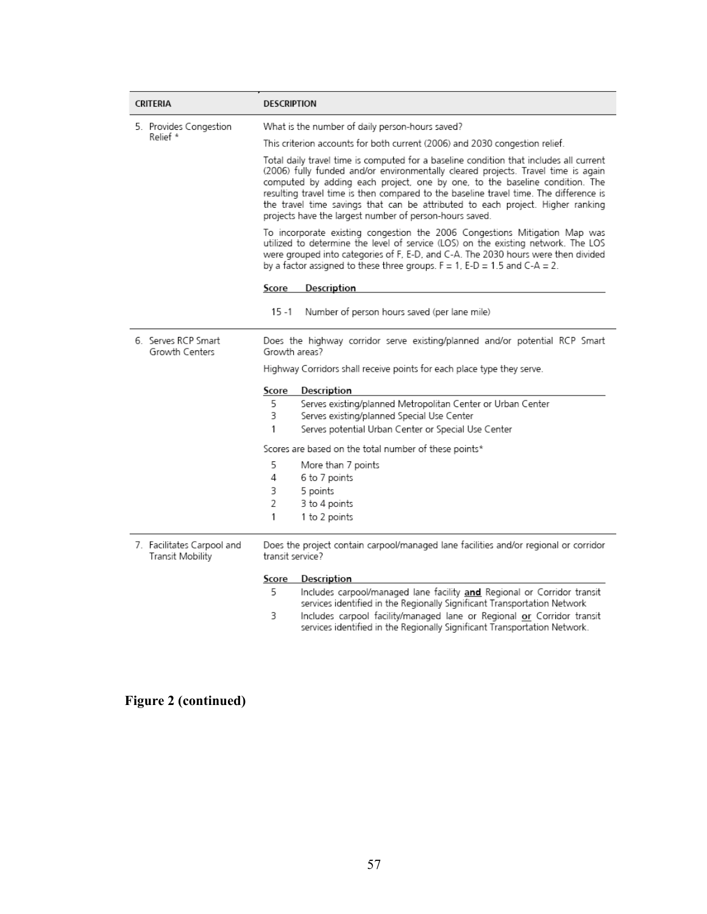| CRITERIA | DESCRIPTION |
| --- | --- |
| 5. Provides Congestion Relief * | What is the number of daily person-hours saved?<br><br>This criterion accounts for both current (2006) and 2030 congestion relief.<br><br>Total daily travel time is computed for a baseline condition that includes all current (2006) fully funded and/or environmentally cleared projects. Travel time is again computed by adding each project, one by one, to the baseline condition. The resulting travel time is then compared to the baseline travel time. The difference is the travel time savings that can be attributed to each project. Higher ranking projects have the largest number of person-hours saved.<br><br>To incorporate existing congestion the 2006 Congestions Mitigation Map was utilized to determine the level of service (LOS) on the existing network. The LOS were grouped into categories of F, E-D, and C-A. The 2030 hours were then divided by a factor assigned to these three groups. F = 1, E-D = 1.5 and C-A = 2.<br><br>**Score** **Description**<br>15 -1 Number of person hours saved (per lane mile) |
| 6. Serves RCP Smart Growth Centers | Does the highway corridor serve existing/planned and/or potential RCP Smart Growth areas?<br><br>Highway Corridors shall receive points for each place type they serve.<br><br>**Score** **Description**<br>5 Serves existing/planned Metropolitan Center or Urban Center<br>3 Serves existing/planned Special Use Center<br>1 Serves potential Urban Center or Special Use Center<br><br>Scores are based on the total number of these points*<br><br>5 More than 7 points<br>4 6 to 7 points<br>3 5 points<br>2 3 to 4 points<br>1 1 to 2 points |
| 7. Facilitates Carpool and Transit Mobility | Does the project contain carpool/managed lane facilities and/or regional or corridor transit service?<br><br>**Score** **Description**<br>5 Includes carpool/managed lane facility **and** Regional or Corridor transit services identified in the Regionally Significant Transportation Network<br>3 Includes carpool facility/managed lane or Regional **or** Corridor transit services identified in the Regionally Significant Transportation Network. |

**Figure 2 (continued)**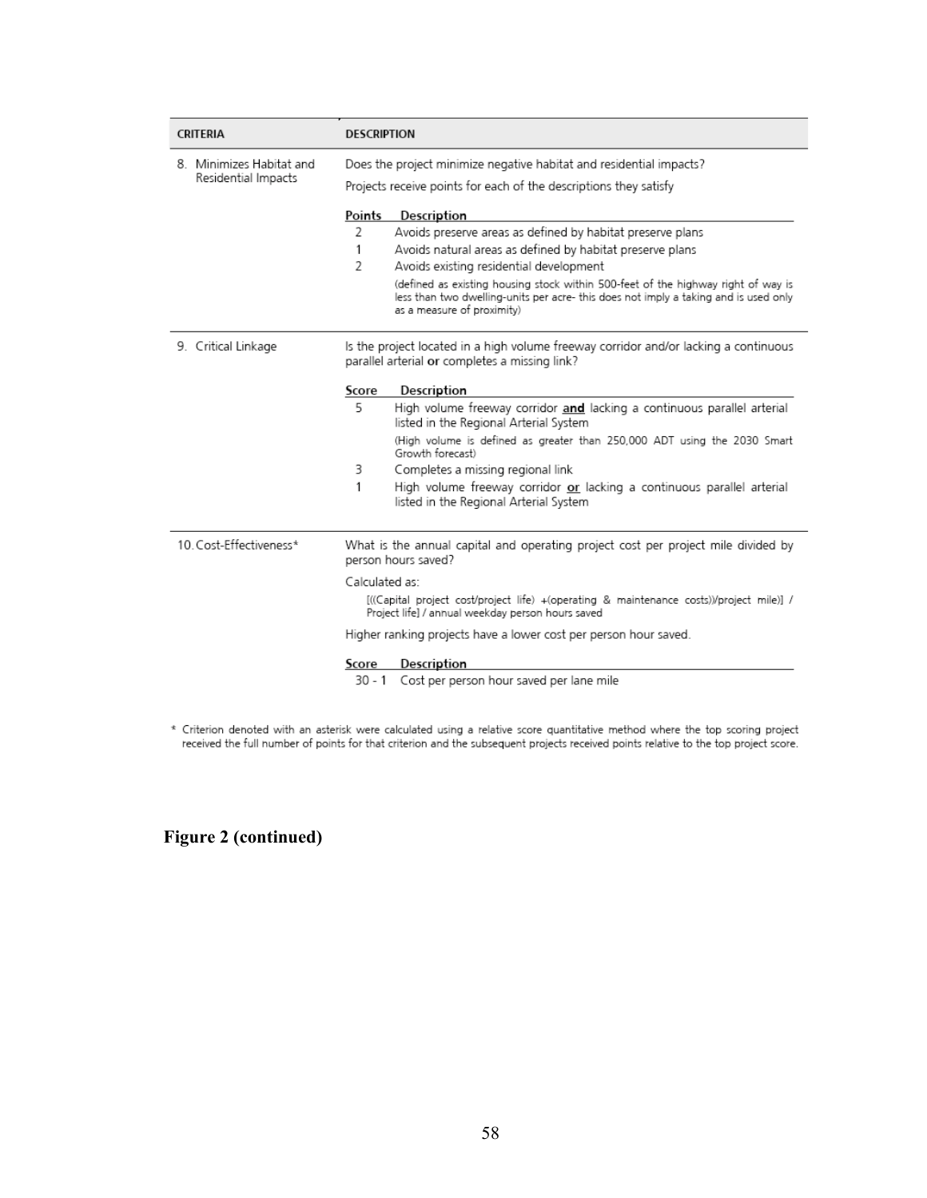| CRITERIA | DESCRIPTION |
|---|---|
| 8. Minimizes Habitat and Residential Impacts | Does the project minimize negative habitat and residential impacts?<br><br>Projects receive points for each of the descriptions they satisfy<br><br>**Points** / **Description**<br>2 — Avoids preserve areas as defined by habitat preserve plans<br>1 — Avoids natural areas as defined by habitat preserve plans<br>2 — Avoids existing residential development<br>(defined as existing housing stock within 500-feet of the highway right of way is less than two dwelling-units per acre- this does not imply a taking and is used only as a measure of proximity) |
| 9. Critical Linkage | Is the project located in a high volume freeway corridor and/or lacking a continuous parallel arterial **or** completes a missing link?<br><br>**Score** / **Description**<br>5 — High volume freeway corridor **and** lacking a continuous parallel arterial listed in the Regional Arterial System<br>(High volume is defined as greater than 250,000 ADT using the 2030 Smart Growth forecast)<br>3 — Completes a missing regional link<br>1 — High volume freeway corridor **or** lacking a continuous parallel arterial listed in the Regional Arterial System |
| 10. Cost-Effectiveness* | What is the annual capital and operating project cost per project mile divided by person hours saved?<br><br>Calculated as:<br>[((Capital project cost/project life) +(operating & maintenance costs))/project mile)] / Project life] / annual weekday person hours saved<br><br>Higher ranking projects have a lower cost per person hour saved.<br><br>**Score** / **Description**<br>30 - 1 — Cost per person hour saved per lane mile |

\* Criterion denoted with an asterisk were calculated using a relative score quantitative method where the top scoring project received the full number of points for that criterion and the subsequent projects received points relative to the top project score.

**Figure 2 (continued)**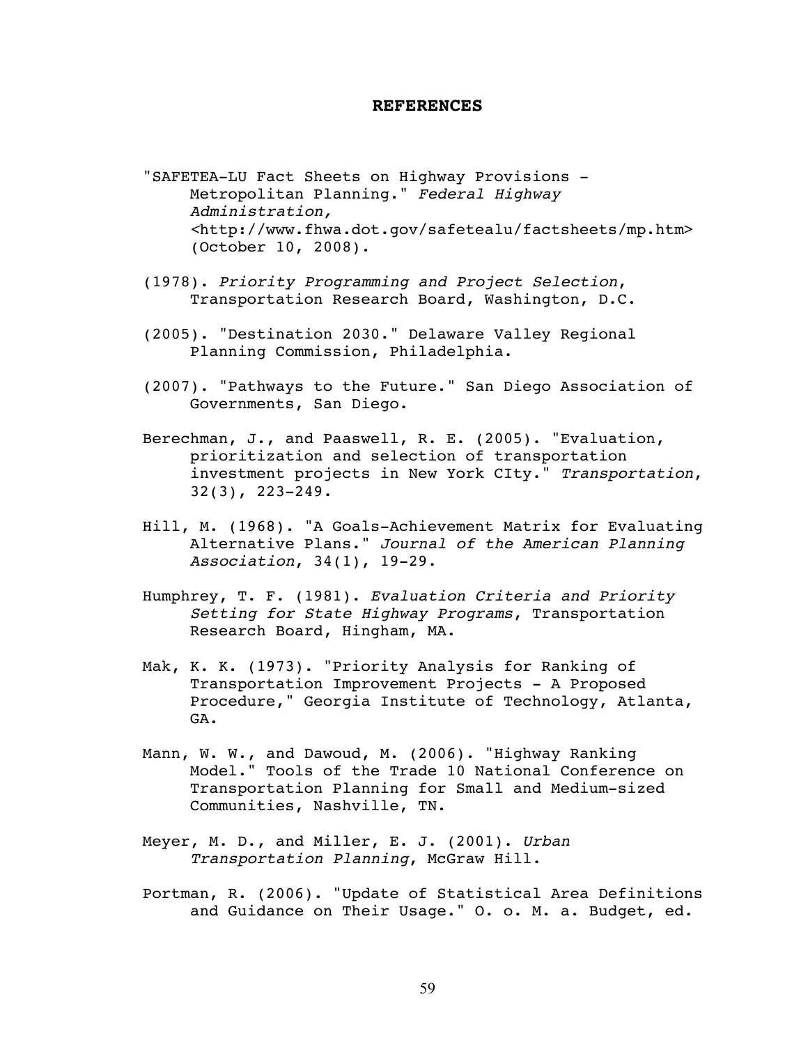# REFERENCES

"SAFETEA-LU Fact Sheets on Highway Provisions - Metropolitan Planning." *Federal Highway Administration,* <http://www.fhwa.dot.gov/safetealu/factsheets/mp.htm> (October 10, 2008).

(1978). *Priority Programming and Project Selection*, Transportation Research Board, Washington, D.C.

(2005). "Destination 2030." Delaware Valley Regional Planning Commission, Philadelphia.

(2007). "Pathways to the Future." San Diego Association of Governments, San Diego.

Berechman, J., and Paaswell, R. E. (2005). "Evaluation, prioritization and selection of transportation investment projects in New York CIty." *Transportation*, 32(3), 223-249.

Hill, M. (1968). "A Goals-Achievement Matrix for Evaluating Alternative Plans." *Journal of the American Planning Association*, 34(1), 19-29.

Humphrey, T. F. (1981). *Evaluation Criteria and Priority Setting for State Highway Programs*, Transportation Research Board, Hingham, MA.

Mak, K. K. (1973). "Priority Analysis for Ranking of Transportation Improvement Projects - A Proposed Procedure," Georgia Institute of Technology, Atlanta, GA.

Mann, W. W., and Dawoud, M. (2006). "Highway Ranking Model." Tools of the Trade 10 National Conference on Transportation Planning for Small and Medium-sized Communities, Nashville, TN.

Meyer, M. D., and Miller, E. J. (2001). *Urban Transportation Planning*, McGraw Hill.

Portman, R. (2006). "Update of Statistical Area Definitions and Guidance on Their Usage." O. o. M. a. Budget, ed.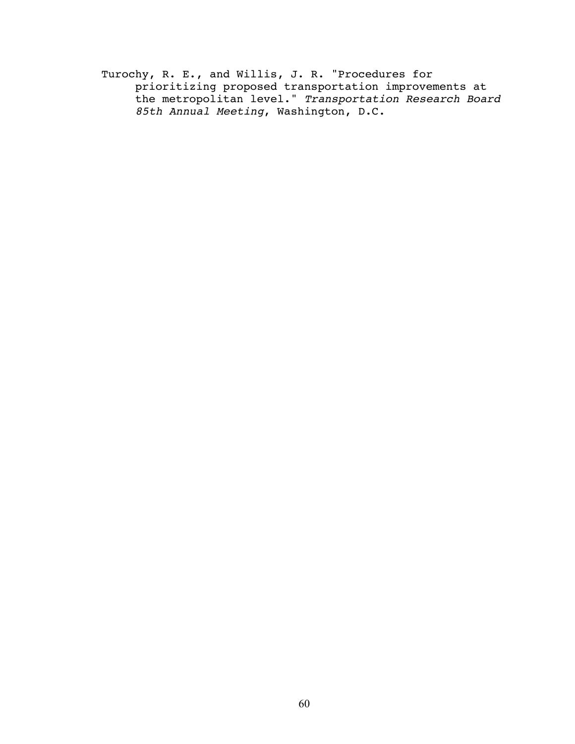Turochy, R. E., and Willis, J. R. "Procedures for prioritizing proposed transportation improvements at the metropolitan level." *Transportation Research Board 85th Annual Meeting*, Washington, D.C.